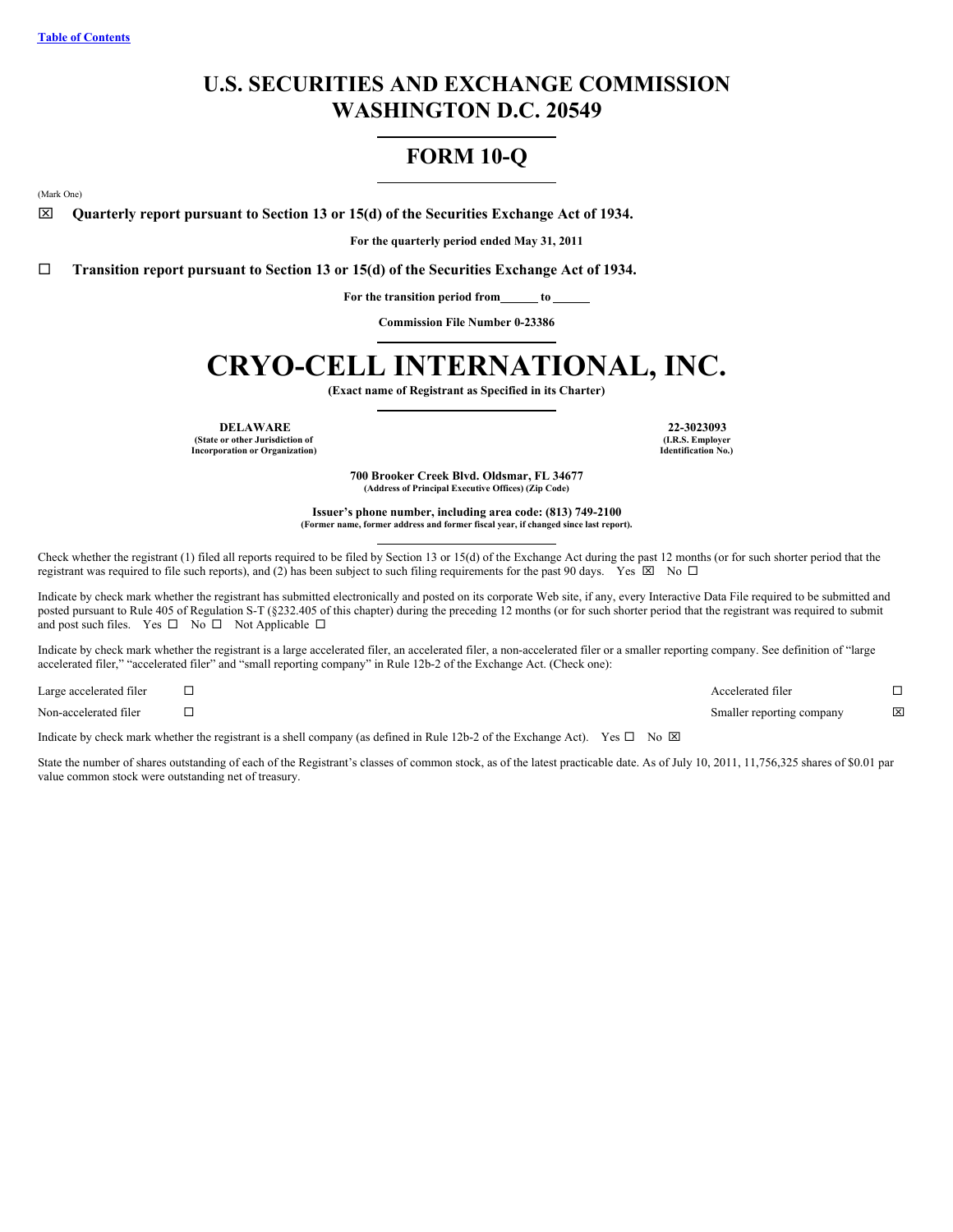Table of Contents

# U.S. SECURITIES AND EXCHANGE COMMISSION
# WASHINGTON D.C. 20549

## FORM 10-Q

(Mark One)

☒ **Quarterly report pursuant to Section 13 or 15(d) of the Securities Exchange Act of 1934.**

**For the quarterly period ended May 31, 2011**

☐ **Transition report pursuant to Section 13 or 15(d) of the Securities Exchange Act of 1934.**

**For the transition period from\_\_\_\_\_\_ to \_\_\_\_\_\_**

**Commission File Number 0-23386**

# CRYO-CELL INTERNATIONAL, INC.

**(Exact name of Registrant as Specified in its Charter)**

| **DELAWARE** | **22-3023093** |
|---|---|
| **(State or other Jurisdiction of Incorporation or Organization)** | **(I.R.S. Employer Identification No.)** |

**700 Brooker Creek Blvd. Oldsmar, FL 34677**
**(Address of Principal Executive Offices) (Zip Code)**

**Issuer's phone number, including area code: (813) 749-2100**
**(Former name, former address and former fiscal year, if changed since last report).**

Check whether the registrant (1) filed all reports required to be filed by Section 13 or 15(d) of the Exchange Act during the past 12 months (or for such shorter period that the registrant was required to file such reports), and (2) has been subject to such filing requirements for the past 90 days. Yes ☒ No ☐

Indicate by check mark whether the registrant has submitted electronically and posted on its corporate Web site, if any, every Interactive Data File required to be submitted and posted pursuant to Rule 405 of Regulation S-T (§232.405 of this chapter) during the preceding 12 months (or for such shorter period that the registrant was required to submit and post such files. Yes ☐ No ☐ Not Applicable ☐

Indicate by check mark whether the registrant is a large accelerated filer, an accelerated filer, a non-accelerated filer or a smaller reporting company. See definition of "large accelerated filer," "accelerated filer" and "small reporting company" in Rule 12b-2 of the Exchange Act. (Check one):

| | | | |
|---|---|---|---|
| Large accelerated filer | ☐ | Accelerated filer | ☐ |
| Non-accelerated filer | ☐ | Smaller reporting company | ☒ |

Indicate by check mark whether the registrant is a shell company (as defined in Rule 12b-2 of the Exchange Act). Yes ☐ No ☒

State the number of shares outstanding of each of the Registrant's classes of common stock, as of the latest practicable date. As of July 10, 2011, 11,756,325 shares of $0.01 par value common stock were outstanding net of treasury.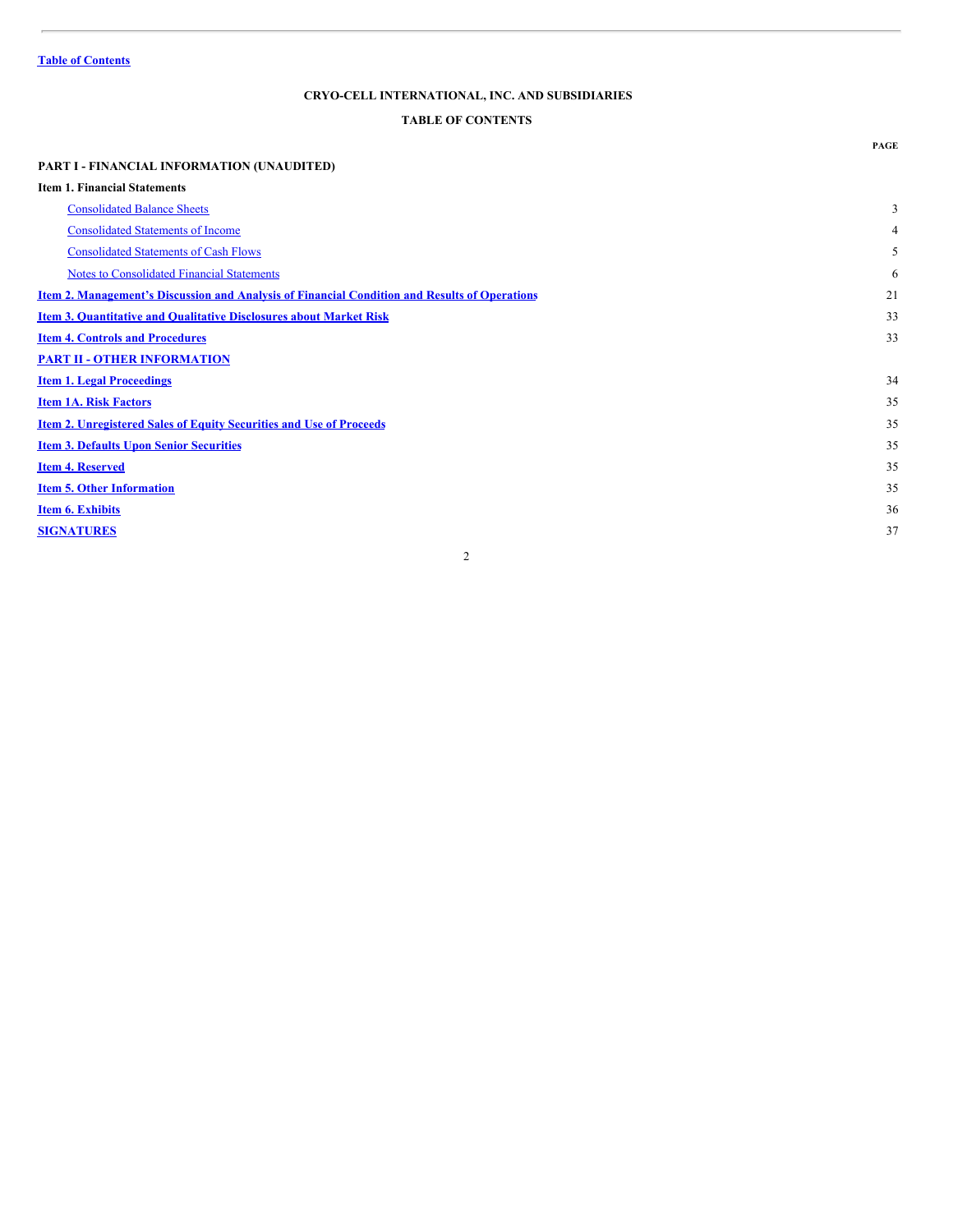Table of Contents

# CRYO-CELL INTERNATIONAL, INC. AND SUBSIDIARIES

## TABLE OF CONTENTS

| | PAGE |
|---|---|
| **PART I - FINANCIAL INFORMATION (UNAUDITED)** | |
| **Item 1. Financial Statements** | |
| Consolidated Balance Sheets | 3 |
| Consolidated Statements of Income | 4 |
| Consolidated Statements of Cash Flows | 5 |
| Notes to Consolidated Financial Statements | 6 |
| **Item 2. Management's Discussion and Analysis of Financial Condition and Results of Operations** | 21 |
| **Item 3. Quantitative and Qualitative Disclosures about Market Risk** | 33 |
| **Item 4. Controls and Procedures** | 33 |
| **PART II - OTHER INFORMATION** | |
| **Item 1. Legal Proceedings** | 34 |
| **Item 1A. Risk Factors** | 35 |
| **Item 2. Unregistered Sales of Equity Securities and Use of Proceeds** | 35 |
| **Item 3. Defaults Upon Senior Securities** | 35 |
| **Item 4. Reserved** | 35 |
| **Item 5. Other Information** | 35 |
| **Item 6. Exhibits** | 36 |
| **SIGNATURES** | 37 |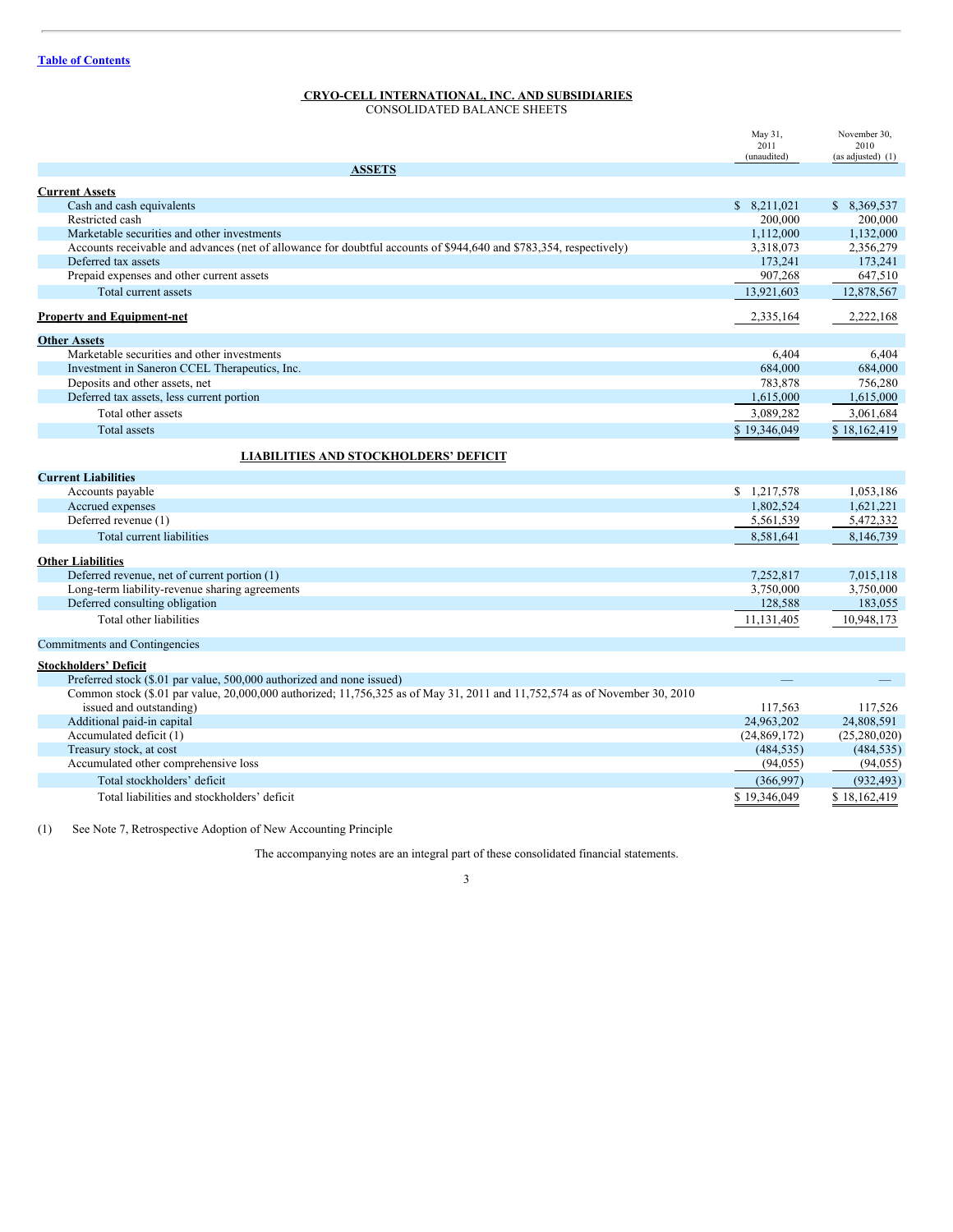Table of Contents

## CRYO-CELL INTERNATIONAL, INC. AND SUBSIDIARIES
CONSOLIDATED BALANCE SHEETS

| | May 31, 2011 (unaudited) | November 30, 2010 (as adjusted) (1) |
|---|---|---|
| **ASSETS** | | |
| **Current Assets** | | |
| Cash and cash equivalents | $ 8,211,021 | $ 8,369,537 |
| Restricted cash | 200,000 | 200,000 |
| Marketable securities and other investments | 1,112,000 | 1,132,000 |
| Accounts receivable and advances (net of allowance for doubtful accounts of $944,640 and $783,354, respectively) | 3,318,073 | 2,356,279 |
| Deferred tax assets | 173,241 | 173,241 |
| Prepaid expenses and other current assets | 907,268 | 647,510 |
| Total current assets | 13,921,603 | 12,878,567 |
| **Property and Equipment-net** | 2,335,164 | 2,222,168 |
| **Other Assets** | | |
| Marketable securities and other investments | 6,404 | 6,404 |
| Investment in Saneron CCEL Therapeutics, Inc. | 684,000 | 684,000 |
| Deposits and other assets, net | 783,878 | 756,280 |
| Deferred tax assets, less current portion | 1,615,000 | 1,615,000 |
| Total other assets | 3,089,282 | 3,061,684 |
| Total assets | $ 19,346,049 | $ 18,162,419 |
| **LIABILITIES AND STOCKHOLDERS' DEFICIT** | | |
| **Current Liabilities** | | |
| Accounts payable | $ 1,217,578 | 1,053,186 |
| Accrued expenses | 1,802,524 | 1,621,221 |
| Deferred revenue (1) | 5,561,539 | 5,472,332 |
| Total current liabilities | 8,581,641 | 8,146,739 |
| **Other Liabilities** | | |
| Deferred revenue, net of current portion (1) | 7,252,817 | 7,015,118 |
| Long-term liability-revenue sharing agreements | 3,750,000 | 3,750,000 |
| Deferred consulting obligation | 128,588 | 183,055 |
| Total other liabilities | 11,131,405 | 10,948,173 |
| Commitments and Contingencies | | |
| **Stockholders' Deficit** | | |
| Preferred stock ($.01 par value, 500,000 authorized and none issued) | — | — |
| Common stock ($.01 par value, 20,000,000 authorized; 11,756,325 as of May 31, 2011 and 11,752,574 as of November 30, 2010 issued and outstanding) | 117,563 | 117,526 |
| Additional paid-in capital | 24,963,202 | 24,808,591 |
| Accumulated deficit (1) | (24,869,172) | (25,280,020) |
| Treasury stock, at cost | (484,535) | (484,535) |
| Accumulated other comprehensive loss | (94,055) | (94,055) |
| Total stockholders' deficit | (366,997) | (932,493) |
| Total liabilities and stockholders' deficit | $ 19,346,049 | $ 18,162,419 |

(1) See Note 7, Retrospective Adoption of New Accounting Principle

The accompanying notes are an integral part of these consolidated financial statements.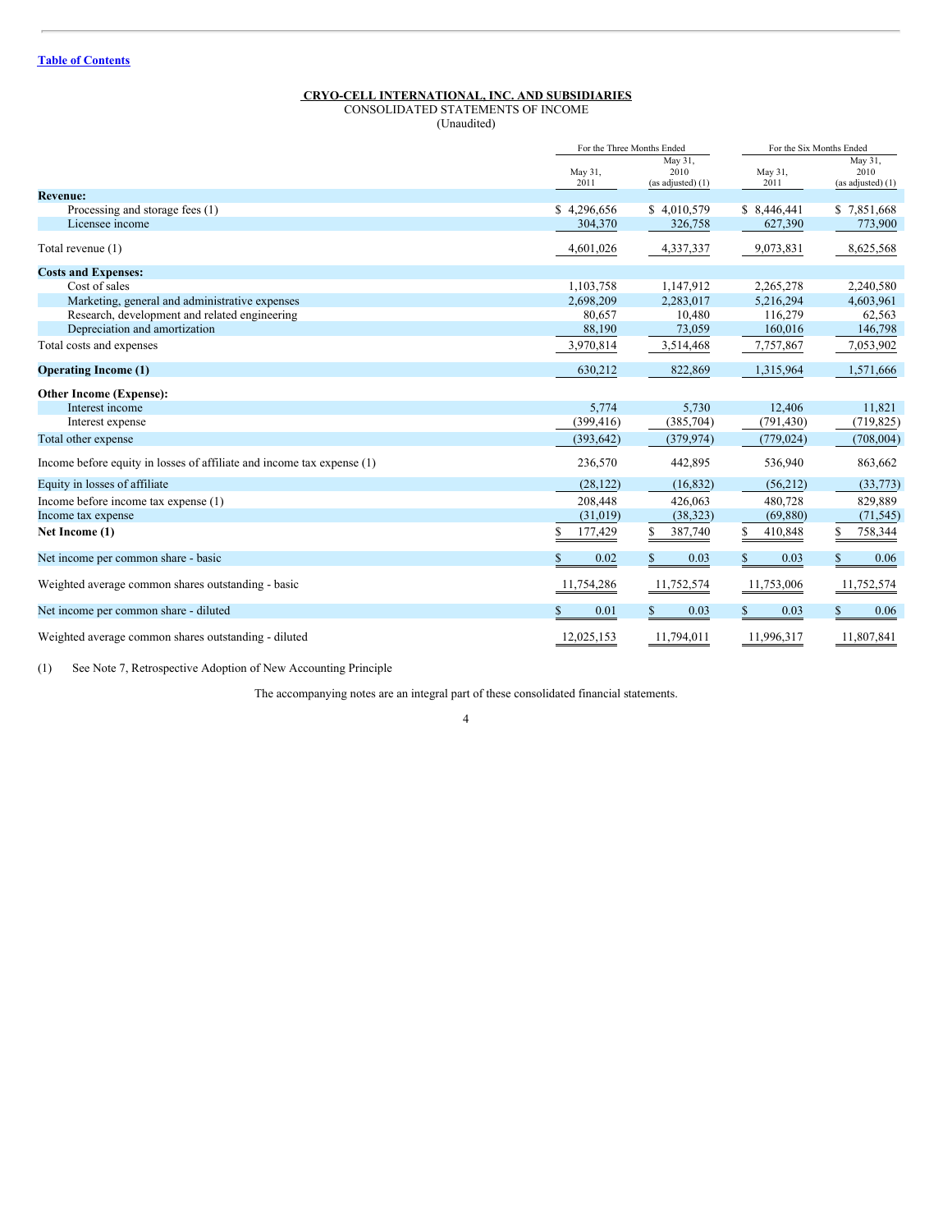[Table of Contents](#)

**CRYO-CELL INTERNATIONAL, INC. AND SUBSIDIARIES**
CONSOLIDATED STATEMENTS OF INCOME
(Unaudited)

| | For the Three Months Ended | | For the Six Months Ended | |
|---|---|---|---|---|
| | May 31, 2011 | May 31, 2010 (as adjusted) (1) | May 31, 2011 | May 31, 2010 (as adjusted) (1) |
| **Revenue:** | | | | |
| Processing and storage fees (1) | $ 4,296,656 | $ 4,010,579 | $ 8,446,441 | $ 7,851,668 |
| Licensee income | 304,370 | 326,758 | 627,390 | 773,900 |
| Total revenue (1) | 4,601,026 | 4,337,337 | 9,073,831 | 8,625,568 |
| **Costs and Expenses:** | | | | |
| Cost of sales | 1,103,758 | 1,147,912 | 2,265,278 | 2,240,580 |
| Marketing, general and administrative expenses | 2,698,209 | 2,283,017 | 5,216,294 | 4,603,961 |
| Research, development and related engineering | 80,657 | 10,480 | 116,279 | 62,563 |
| Depreciation and amortization | 88,190 | 73,059 | 160,016 | 146,798 |
| Total costs and expenses | 3,970,814 | 3,514,468 | 7,757,867 | 7,053,902 |
| **Operating Income (1)** | 630,212 | 822,869 | 1,315,964 | 1,571,666 |
| **Other Income (Expense):** | | | | |
| Interest income | 5,774 | 5,730 | 12,406 | 11,821 |
| Interest expense | (399,416) | (385,704) | (791,430) | (719,825) |
| Total other expense | (393,642) | (379,974) | (779,024) | (708,004) |
| Income before equity in losses of affiliate and income tax expense (1) | 236,570 | 442,895 | 536,940 | 863,662 |
| Equity in losses of affiliate | (28,122) | (16,832) | (56,212) | (33,773) |
| Income before income tax expense (1) | 208,448 | 426,063 | 480,728 | 829,889 |
| Income tax expense | (31,019) | (38,323) | (69,880) | (71,545) |
| **Net Income (1)** | $ 177,429 | $ 387,740 | $ 410,848 | $ 758,344 |
| Net income per common share - basic | $ 0.02 | $ 0.03 | $ 0.03 | $ 0.06 |
| Weighted average common shares outstanding - basic | 11,754,286 | 11,752,574 | 11,753,006 | 11,752,574 |
| Net income per common share - diluted | $ 0.01 | $ 0.03 | $ 0.03 | $ 0.06 |
| Weighted average common shares outstanding - diluted | 12,025,153 | 11,794,011 | 11,996,317 | 11,807,841 |

(1) See Note 7, Retrospective Adoption of New Accounting Principle

The accompanying notes are an integral part of these consolidated financial statements.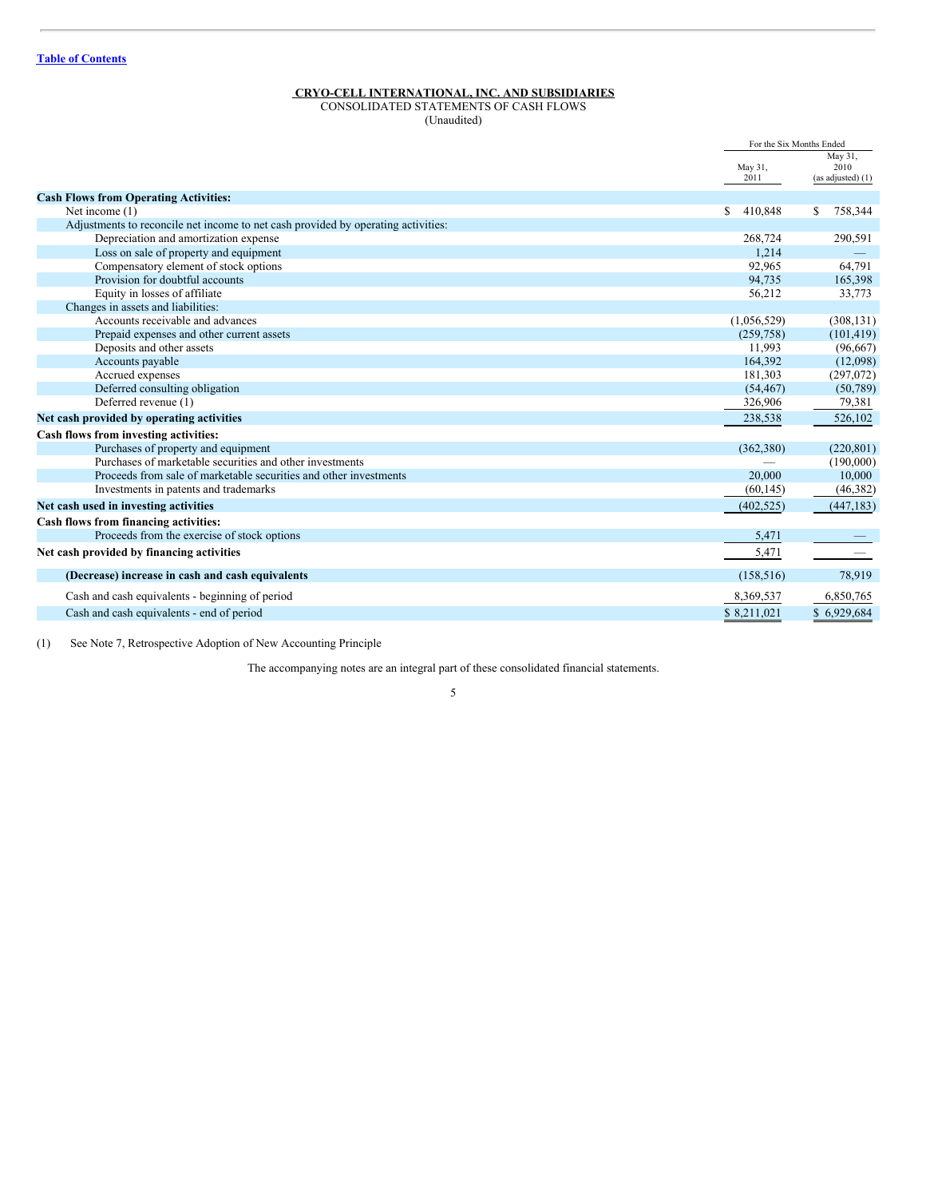[Table of Contents](#)

**CRYO-CELL INTERNATIONAL, INC. AND SUBSIDIARIES**
CONSOLIDATED STATEMENTS OF CASH FLOWS
(Unaudited)

| | For the Six Months Ended | |
|---|---|---|
| | May 31, 2011 | May 31, 2010 (as adjusted) (1) |
| **Cash Flows from Operating Activities:** | | |
| Net income (1) | $ 410,848 | $ 758,344 |
| Adjustments to reconcile net income to net cash provided by operating activities: | | |
| Depreciation and amortization expense | 268,724 | 290,591 |
| Loss on sale of property and equipment | 1,214 | — |
| Compensatory element of stock options | 92,965 | 64,791 |
| Provision for doubtful accounts | 94,735 | 165,398 |
| Equity in losses of affiliate | 56,212 | 33,773 |
| Changes in assets and liabilities: | | |
| Accounts receivable and advances | (1,056,529) | (308,131) |
| Prepaid expenses and other current assets | (259,758) | (101,419) |
| Deposits and other assets | 11,993 | (96,667) |
| Accounts payable | 164,392 | (12,098) |
| Accrued expenses | 181,303 | (297,072) |
| Deferred consulting obligation | (54,467) | (50,789) |
| Deferred revenue (1) | 326,906 | 79,381 |
| **Net cash provided by operating activities** | 238,538 | 526,102 |
| **Cash flows from investing activities:** | | |
| Purchases of property and equipment | (362,380) | (220,801) |
| Purchases of marketable securities and other investments | — | (190,000) |
| Proceeds from sale of marketable securities and other investments | 20,000 | 10,000 |
| Investments in patents and trademarks | (60,145) | (46,382) |
| **Net cash used in investing activities** | (402,525) | (447,183) |
| **Cash flows from financing activities:** | | |
| Proceeds from the exercise of stock options | 5,471 | — |
| **Net cash provided by financing activities** | 5,471 | — |
| **(Decrease) increase in cash and cash equivalents** | (158,516) | 78,919 |
| Cash and cash equivalents - beginning of period | 8,369,537 | 6,850,765 |
| Cash and cash equivalents - end of period | $ 8,211,021 | $ 6,929,684 |

(1) See Note 7, Retrospective Adoption of New Accounting Principle

The accompanying notes are an integral part of these consolidated financial statements.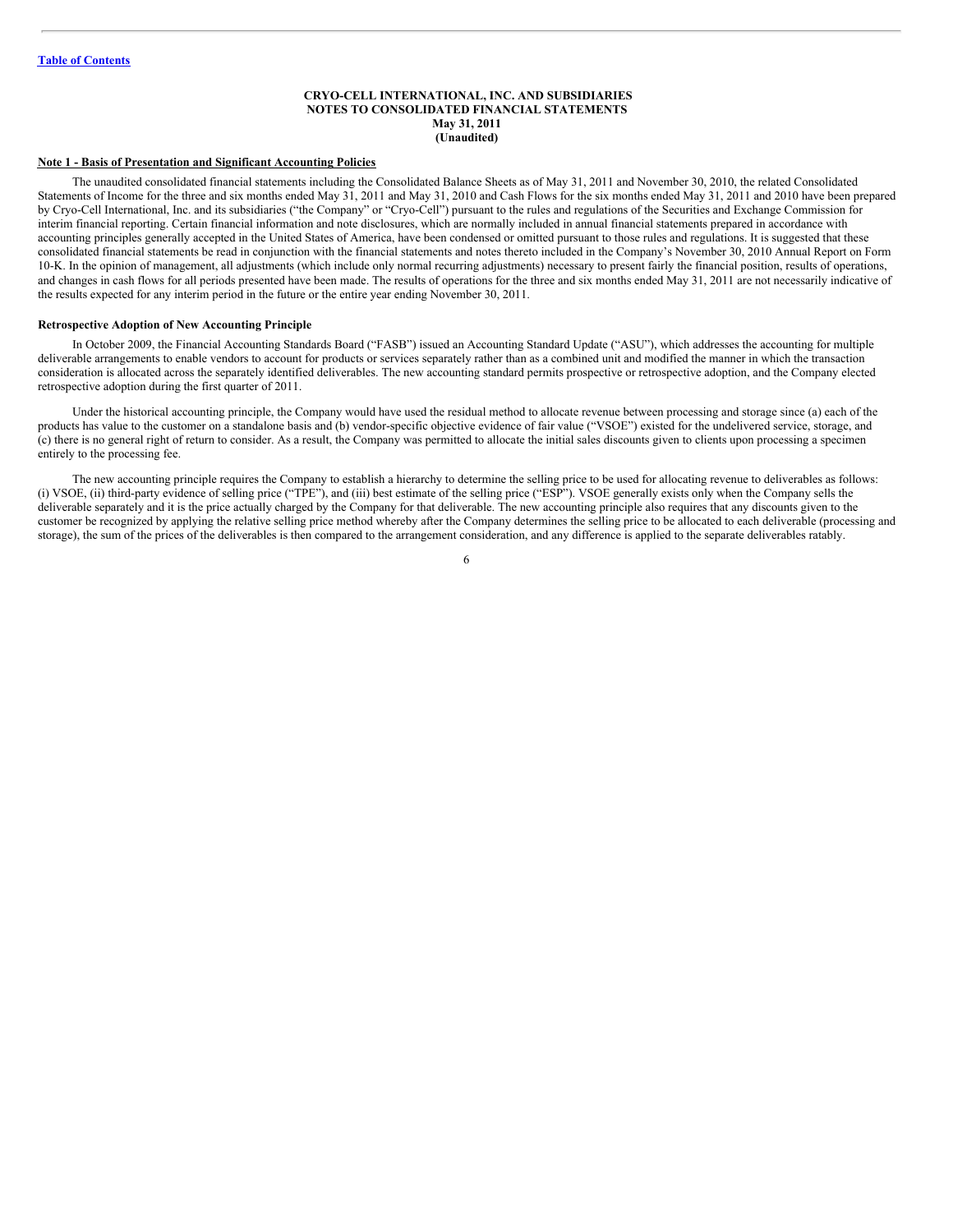[Table of Contents](#)

**CRYO-CELL INTERNATIONAL, INC. AND SUBSIDIARIES**
**NOTES TO CONSOLIDATED FINANCIAL STATEMENTS**
**May 31, 2011**
**(Unaudited)**

## Note 1 - Basis of Presentation and Significant Accounting Policies

The unaudited consolidated financial statements including the Consolidated Balance Sheets as of May 31, 2011 and November 30, 2010, the related Consolidated Statements of Income for the three and six months ended May 31, 2011 and May 31, 2010 and Cash Flows for the six months ended May 31, 2011 and 2010 have been prepared by Cryo-Cell International, Inc. and its subsidiaries ("the Company" or "Cryo-Cell") pursuant to the rules and regulations of the Securities and Exchange Commission for interim financial reporting. Certain financial information and note disclosures, which are normally included in annual financial statements prepared in accordance with accounting principles generally accepted in the United States of America, have been condensed or omitted pursuant to those rules and regulations. It is suggested that these consolidated financial statements be read in conjunction with the financial statements and notes thereto included in the Company's November 30, 2010 Annual Report on Form 10-K. In the opinion of management, all adjustments (which include only normal recurring adjustments) necessary to present fairly the financial position, results of operations, and changes in cash flows for all periods presented have been made. The results of operations for the three and six months ended May 31, 2011 are not necessarily indicative of the results expected for any interim period in the future or the entire year ending November 30, 2011.

### Retrospective Adoption of New Accounting Principle

In October 2009, the Financial Accounting Standards Board ("FASB") issued an Accounting Standard Update ("ASU"), which addresses the accounting for multiple deliverable arrangements to enable vendors to account for products or services separately rather than as a combined unit and modified the manner in which the transaction consideration is allocated across the separately identified deliverables. The new accounting standard permits prospective or retrospective adoption, and the Company elected retrospective adoption during the first quarter of 2011.

Under the historical accounting principle, the Company would have used the residual method to allocate revenue between processing and storage since (a) each of the products has value to the customer on a standalone basis and (b) vendor-specific objective evidence of fair value ("VSOE") existed for the undelivered service, storage, and (c) there is no general right of return to consider. As a result, the Company was permitted to allocate the initial sales discounts given to clients upon processing a specimen entirely to the processing fee.

The new accounting principle requires the Company to establish a hierarchy to determine the selling price to be used for allocating revenue to deliverables as follows: (i) VSOE, (ii) third-party evidence of selling price ("TPE"), and (iii) best estimate of the selling price ("ESP"). VSOE generally exists only when the Company sells the deliverable separately and it is the price actually charged by the Company for that deliverable. The new accounting principle also requires that any discounts given to the customer be recognized by applying the relative selling price method whereby after the Company determines the selling price to be allocated to each deliverable (processing and storage), the sum of the prices of the deliverables is then compared to the arrangement consideration, and any difference is applied to the separate deliverables ratably.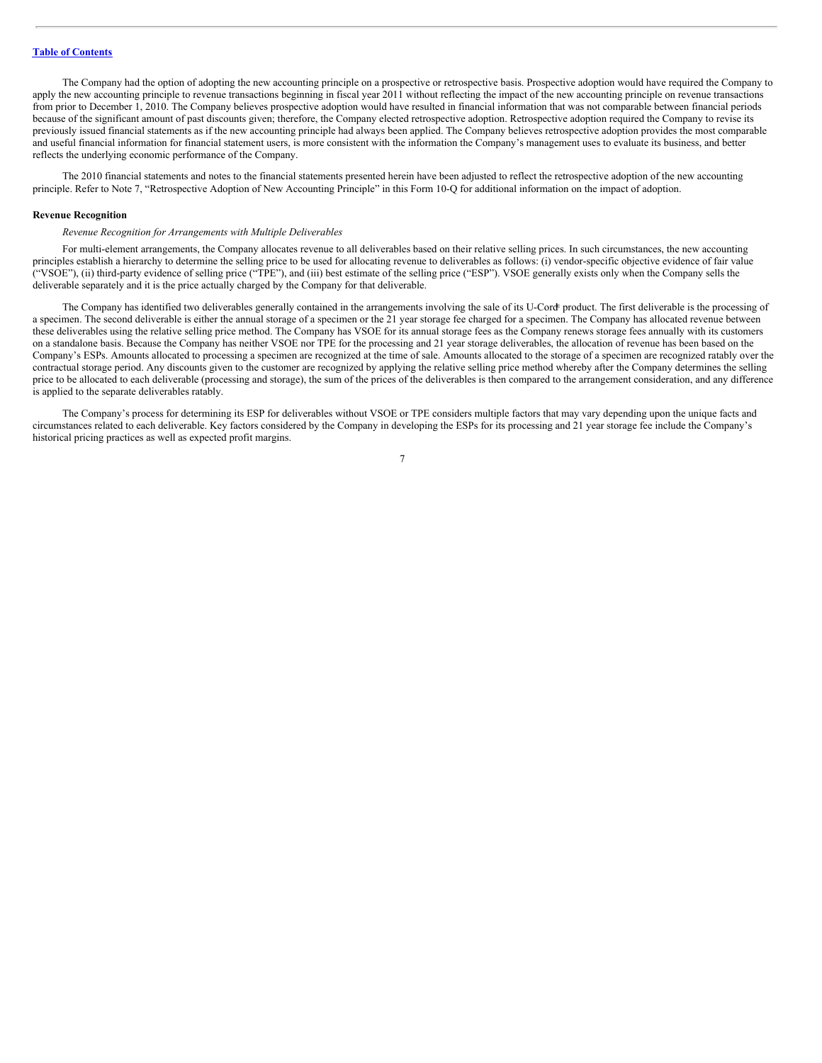The Company had the option of adopting the new accounting principle on a prospective or retrospective basis. Prospective adoption would have required the Company to apply the new accounting principle to revenue transactions beginning in fiscal year 2011 without reflecting the impact of the new accounting principle on revenue transactions from prior to December 1, 2010. The Company believes prospective adoption would have resulted in financial information that was not comparable between financial periods because of the significant amount of past discounts given; therefore, the Company elected retrospective adoption. Retrospective adoption required the Company to revise its previously issued financial statements as if the new accounting principle had always been applied. The Company believes retrospective adoption provides the most comparable and useful financial information for financial statement users, is more consistent with the information the Company's management uses to evaluate its business, and better reflects the underlying economic performance of the Company.

The 2010 financial statements and notes to the financial statements presented herein have been adjusted to reflect the retrospective adoption of the new accounting principle. Refer to Note 7, "Retrospective Adoption of New Accounting Principle" in this Form 10-Q for additional information on the impact of adoption.

**Revenue Recognition**

*Revenue Recognition for Arrangements with Multiple Deliverables*

For multi-element arrangements, the Company allocates revenue to all deliverables based on their relative selling prices. In such circumstances, the new accounting principles establish a hierarchy to determine the selling price to be used for allocating revenue to deliverables as follows: (i) vendor-specific objective evidence of fair value ("VSOE"), (ii) third-party evidence of selling price ("TPE"), and (iii) best estimate of the selling price ("ESP"). VSOE generally exists only when the Company sells the deliverable separately and it is the price actually charged by the Company for that deliverable.

The Company has identified two deliverables generally contained in the arrangements involving the sale of its U-Cord® product. The first deliverable is the processing of a specimen. The second deliverable is either the annual storage of a specimen or the 21 year storage fee charged for a specimen. The Company has allocated revenue between these deliverables using the relative selling price method. The Company has VSOE for its annual storage fees as the Company renews storage fees annually with its customers on a standalone basis. Because the Company has neither VSOE nor TPE for the processing and 21 year storage deliverables, the allocation of revenue has been based on the Company's ESPs. Amounts allocated to processing a specimen are recognized at the time of sale. Amounts allocated to the storage of a specimen are recognized ratably over the contractual storage period. Any discounts given to the customer are recognized by applying the relative selling price method whereby after the Company determines the selling price to be allocated to each deliverable (processing and storage), the sum of the prices of the deliverables is then compared to the arrangement consideration, and any difference is applied to the separate deliverables ratably.

The Company's process for determining its ESP for deliverables without VSOE or TPE considers multiple factors that may vary depending upon the unique facts and circumstances related to each deliverable. Key factors considered by the Company in developing the ESPs for its processing and 21 year storage fee include the Company's historical pricing practices as well as expected profit margins.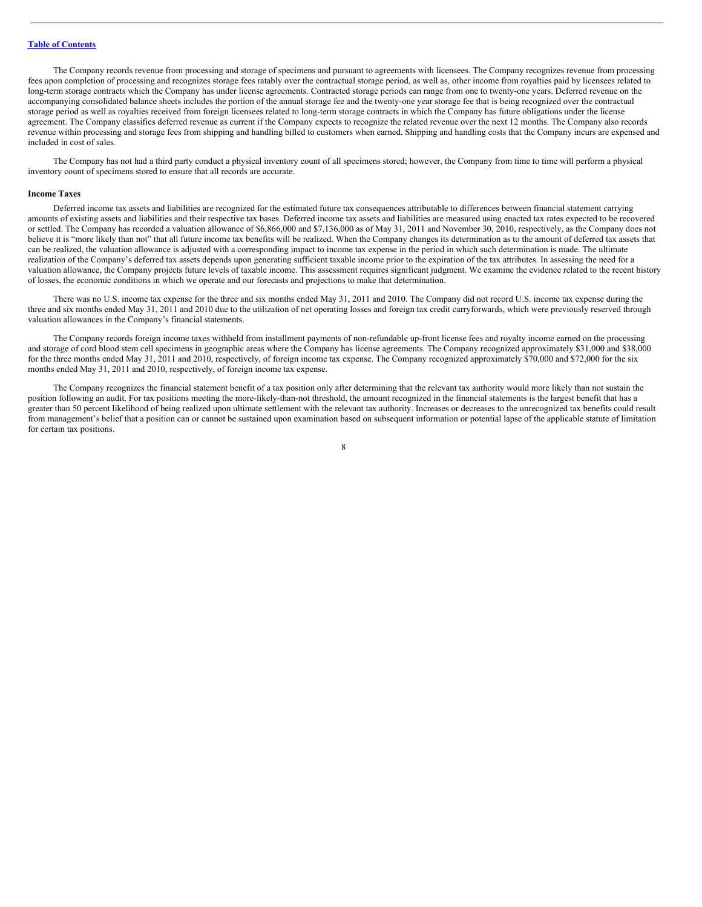The Company records revenue from processing and storage of specimens and pursuant to agreements with licensees. The Company recognizes revenue from processing fees upon completion of processing and recognizes storage fees ratably over the contractual storage period, as well as, other income from royalties paid by licensees related to long-term storage contracts which the Company has under license agreements. Contracted storage periods can range from one to twenty-one years. Deferred revenue on the accompanying consolidated balance sheets includes the portion of the annual storage fee and the twenty-one year storage fee that is being recognized over the contractual storage period as well as royalties received from foreign licensees related to long-term storage contracts in which the Company has future obligations under the license agreement. The Company classifies deferred revenue as current if the Company expects to recognize the related revenue over the next 12 months. The Company also records revenue within processing and storage fees from shipping and handling billed to customers when earned. Shipping and handling costs that the Company incurs are expensed and included in cost of sales.

The Company has not had a third party conduct a physical inventory count of all specimens stored; however, the Company from time to time will perform a physical inventory count of specimens stored to ensure that all records are accurate.

**Income Taxes**

Deferred income tax assets and liabilities are recognized for the estimated future tax consequences attributable to differences between financial statement carrying amounts of existing assets and liabilities and their respective tax bases. Deferred income tax assets and liabilities are measured using enacted tax rates expected to be recovered or settled. The Company has recorded a valuation allowance of $6,866,000 and $7,136,000 as of May 31, 2011 and November 30, 2010, respectively, as the Company does not believe it is "more likely than not" that all future income tax benefits will be realized. When the Company changes its determination as to the amount of deferred tax assets that can be realized, the valuation allowance is adjusted with a corresponding impact to income tax expense in the period in which such determination is made. The ultimate realization of the Company's deferred tax assets depends upon generating sufficient taxable income prior to the expiration of the tax attributes. In assessing the need for a valuation allowance, the Company projects future levels of taxable income. This assessment requires significant judgment. We examine the evidence related to the recent history of losses, the economic conditions in which we operate and our forecasts and projections to make that determination.

There was no U.S. income tax expense for the three and six months ended May 31, 2011 and 2010. The Company did not record U.S. income tax expense during the three and six months ended May 31, 2011 and 2010 due to the utilization of net operating losses and foreign tax credit carryforwards, which were previously reserved through valuation allowances in the Company's financial statements.

The Company records foreign income taxes withheld from installment payments of non-refundable up-front license fees and royalty income earned on the processing and storage of cord blood stem cell specimens in geographic areas where the Company has license agreements. The Company recognized approximately $31,000 and $38,000 for the three months ended May 31, 2011 and 2010, respectively, of foreign income tax expense. The Company recognized approximately $70,000 and $72,000 for the six months ended May 31, 2011 and 2010, respectively, of foreign income tax expense.

The Company recognizes the financial statement benefit of a tax position only after determining that the relevant tax authority would more likely than not sustain the position following an audit. For tax positions meeting the more-likely-than-not threshold, the amount recognized in the financial statements is the largest benefit that has a greater than 50 percent likelihood of being realized upon ultimate settlement with the relevant tax authority. Increases or decreases to the unrecognized tax benefits could result from management's belief that a position can or cannot be sustained upon examination based on subsequent information or potential lapse of the applicable statute of limitation for certain tax positions.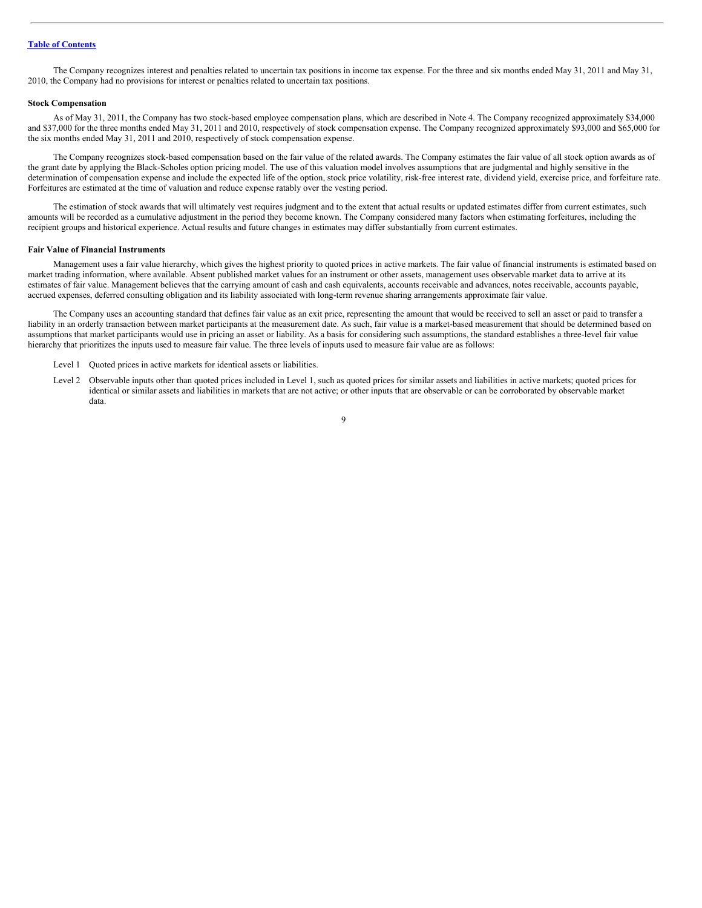[Table of Contents](#)

The Company recognizes interest and penalties related to uncertain tax positions in income tax expense. For the three and six months ended May 31, 2011 and May 31, 2010, the Company had no provisions for interest or penalties related to uncertain tax positions.

**Stock Compensation**

As of May 31, 2011, the Company has two stock-based employee compensation plans, which are described in Note 4. The Company recognized approximately $34,000 and $37,000 for the three months ended May 31, 2011 and 2010, respectively of stock compensation expense. The Company recognized approximately $93,000 and $65,000 for the six months ended May 31, 2011 and 2010, respectively of stock compensation expense.

The Company recognizes stock-based compensation based on the fair value of the related awards. The Company estimates the fair value of all stock option awards as of the grant date by applying the Black-Scholes option pricing model. The use of this valuation model involves assumptions that are judgmental and highly sensitive in the determination of compensation expense and include the expected life of the option, stock price volatility, risk-free interest rate, dividend yield, exercise price, and forfeiture rate. Forfeitures are estimated at the time of valuation and reduce expense ratably over the vesting period.

The estimation of stock awards that will ultimately vest requires judgment and to the extent that actual results or updated estimates differ from current estimates, such amounts will be recorded as a cumulative adjustment in the period they become known. The Company considered many factors when estimating forfeitures, including the recipient groups and historical experience. Actual results and future changes in estimates may differ substantially from current estimates.

**Fair Value of Financial Instruments**

Management uses a fair value hierarchy, which gives the highest priority to quoted prices in active markets. The fair value of financial instruments is estimated based on market trading information, where available. Absent published market values for an instrument or other assets, management uses observable market data to arrive at its estimates of fair value. Management believes that the carrying amount of cash and cash equivalents, accounts receivable and advances, notes receivable, accounts payable, accrued expenses, deferred consulting obligation and its liability associated with long-term revenue sharing arrangements approximate fair value.

The Company uses an accounting standard that defines fair value as an exit price, representing the amount that would be received to sell an asset or paid to transfer a liability in an orderly transaction between market participants at the measurement date. As such, fair value is a market-based measurement that should be determined based on assumptions that market participants would use in pricing an asset or liability. As a basis for considering such assumptions, the standard establishes a three-level fair value hierarchy that prioritizes the inputs used to measure fair value. The three levels of inputs used to measure fair value are as follows:

Level 1 Quoted prices in active markets for identical assets or liabilities.

Level 2 Observable inputs other than quoted prices included in Level 1, such as quoted prices for similar assets and liabilities in active markets; quoted prices for identical or similar assets and liabilities in markets that are not active; or other inputs that are observable or can be corroborated by observable market data.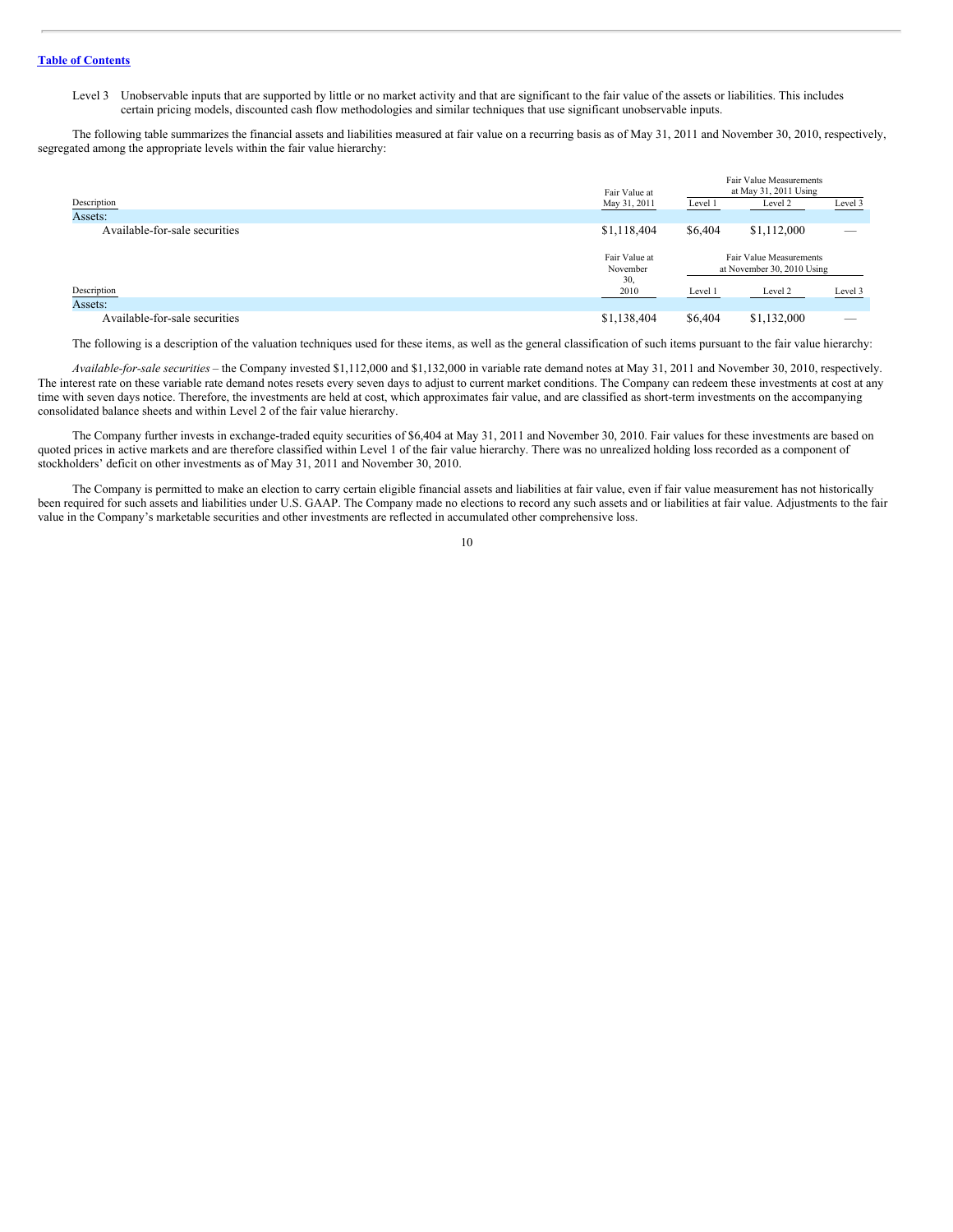Level 3 Unobservable inputs that are supported by little or no market activity and that are significant to the fair value of the assets or liabilities. This includes certain pricing models, discounted cash flow methodologies and similar techniques that use significant unobservable inputs.

The following table summarizes the financial assets and liabilities measured at fair value on a recurring basis as of May 31, 2011 and November 30, 2010, respectively, segregated among the appropriate levels within the fair value hierarchy:

| Description | Fair Value at May 31, 2011 | Fair Value Measurements at May 31, 2011 Using | | |
|---|---|---|---|---|
| | | Level 1 | Level 2 | Level 3 |
| Assets: | | | | |
| Available-for-sale securities | $1,118,404 | $6,404 | $1,112,000 | — |

| Description | Fair Value at November 30, 2010 | Fair Value Measurements at November 30, 2010 Using | | |
|---|---|---|---|---|
| | | Level 1 | Level 2 | Level 3 |
| Assets: | | | | |
| Available-for-sale securities | $1,138,404 | $6,404 | $1,132,000 | — |

The following is a description of the valuation techniques used for these items, as well as the general classification of such items pursuant to the fair value hierarchy:

*Available-for-sale securities* – the Company invested $1,112,000 and $1,132,000 in variable rate demand notes at May 31, 2011 and November 30, 2010, respectively. The interest rate on these variable rate demand notes resets every seven days to adjust to current market conditions. The Company can redeem these investments at cost at any time with seven days notice. Therefore, the investments are held at cost, which approximates fair value, and are classified as short-term investments on the accompanying consolidated balance sheets and within Level 2 of the fair value hierarchy.

The Company further invests in exchange-traded equity securities of $6,404 at May 31, 2011 and November 30, 2010. Fair values for these investments are based on quoted prices in active markets and are therefore classified within Level 1 of the fair value hierarchy. There was no unrealized holding loss recorded as a component of stockholders' deficit on other investments as of May 31, 2011 and November 30, 2010.

The Company is permitted to make an election to carry certain eligible financial assets and liabilities at fair value, even if fair value measurement has not historically been required for such assets and liabilities under U.S. GAAP. The Company made no elections to record any such assets and or liabilities at fair value. Adjustments to the fair value in the Company's marketable securities and other investments are reflected in accumulated other comprehensive loss.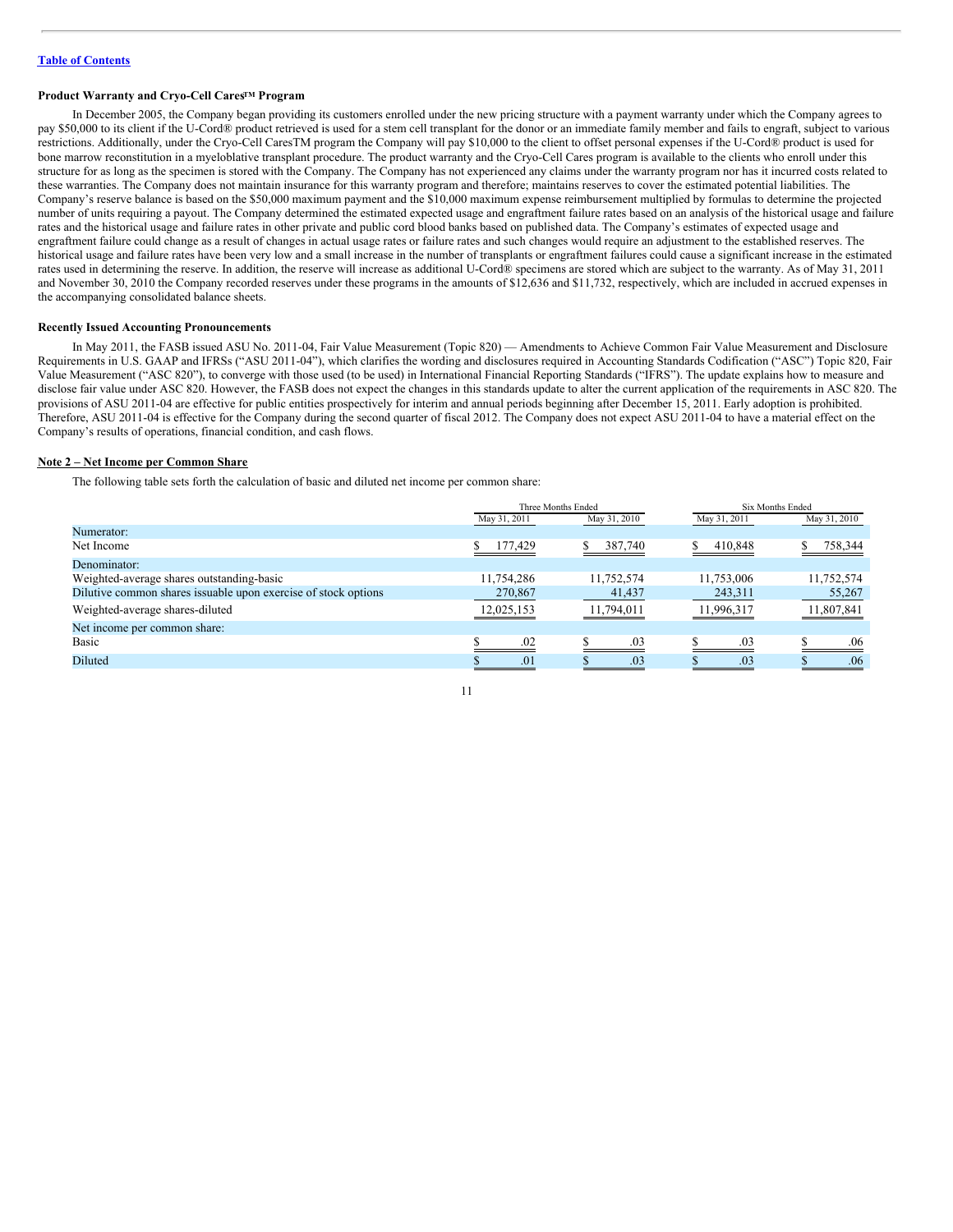**Product Warranty and Cryo-Cell Cares™ Program**

In December 2005, the Company began providing its customers enrolled under the new pricing structure with a payment warranty under which the Company agrees to pay $50,000 to its client if the U-Cord® product retrieved is used for a stem cell transplant for the donor or an immediate family member and fails to engraft, subject to various restrictions. Additionally, under the Cryo-Cell CaresTM program the Company will pay $10,000 to the client to offset personal expenses if the U-Cord® product is used for bone marrow reconstitution in a myeloblative transplant procedure. The product warranty and the Cryo-Cell Cares program is available to the clients who enroll under this structure for as long as the specimen is stored with the Company. The Company has not experienced any claims under the warranty program nor has it incurred costs related to these warranties. The Company does not maintain insurance for this warranty program and therefore; maintains reserves to cover the estimated potential liabilities. The Company's reserve balance is based on the $50,000 maximum payment and the $10,000 maximum expense reimbursement multiplied by formulas to determine the projected number of units requiring a payout. The Company determined the estimated expected usage and engraftment failure rates based on an analysis of the historical usage and failure rates and the historical usage and failure rates in other private and public cord blood banks based on published data. The Company's estimates of expected usage and engraftment failure could change as a result of changes in actual usage rates or failure rates and such changes would require an adjustment to the established reserves. The historical usage and failure rates have been very low and a small increase in the number of transplants or engraftment failures could cause a significant increase in the estimated rates used in determining the reserve. In addition, the reserve will increase as additional U-Cord® specimens are stored which are subject to the warranty. As of May 31, 2011 and November 30, 2010 the Company recorded reserves under these programs in the amounts of $12,636 and $11,732, respectively, which are included in accrued expenses in the accompanying consolidated balance sheets.

**Recently Issued Accounting Pronouncements**

In May 2011, the FASB issued ASU No. 2011-04, Fair Value Measurement (Topic 820) — Amendments to Achieve Common Fair Value Measurement and Disclosure Requirements in U.S. GAAP and IFRSs ("ASU 2011-04"), which clarifies the wording and disclosures required in Accounting Standards Codification ("ASC") Topic 820, Fair Value Measurement ("ASC 820"), to converge with those used (to be used) in International Financial Reporting Standards ("IFRS"). The update explains how to measure and disclose fair value under ASC 820. However, the FASB does not expect the changes in this standards update to alter the current application of the requirements in ASC 820. The provisions of ASU 2011-04 are effective for public entities prospectively for interim and annual periods beginning after December 15, 2011. Early adoption is prohibited. Therefore, ASU 2011-04 is effective for the Company during the second quarter of fiscal 2012. The Company does not expect ASU 2011-04 to have a material effect on the Company's results of operations, financial condition, and cash flows.

**Note 2 – Net Income per Common Share**

The following table sets forth the calculation of basic and diluted net income per common share:

| | Three Months Ended | | Six Months Ended | |
|---|---|---|---|---|
| | May 31, 2011 | May 31, 2010 | May 31, 2011 | May 31, 2010 |
| Numerator: | | | | |
| Net Income | $ 177,429 | $ 387,740 | $ 410,848 | $ 758,344 |
| Denominator: | | | | |
| Weighted-average shares outstanding-basic | 11,754,286 | 11,752,574 | 11,753,006 | 11,752,574 |
| Dilutive common shares issuable upon exercise of stock options | 270,867 | 41,437 | 243,311 | 55,267 |
| Weighted-average shares-diluted | 12,025,153 | 11,794,011 | 11,996,317 | 11,807,841 |
| Net income per common share: | | | | |
| Basic | $ .02 | $ .03 | $ .03 | $ .06 |
| Diluted | $ .01 | $ .03 | $ .03 | $ .06 |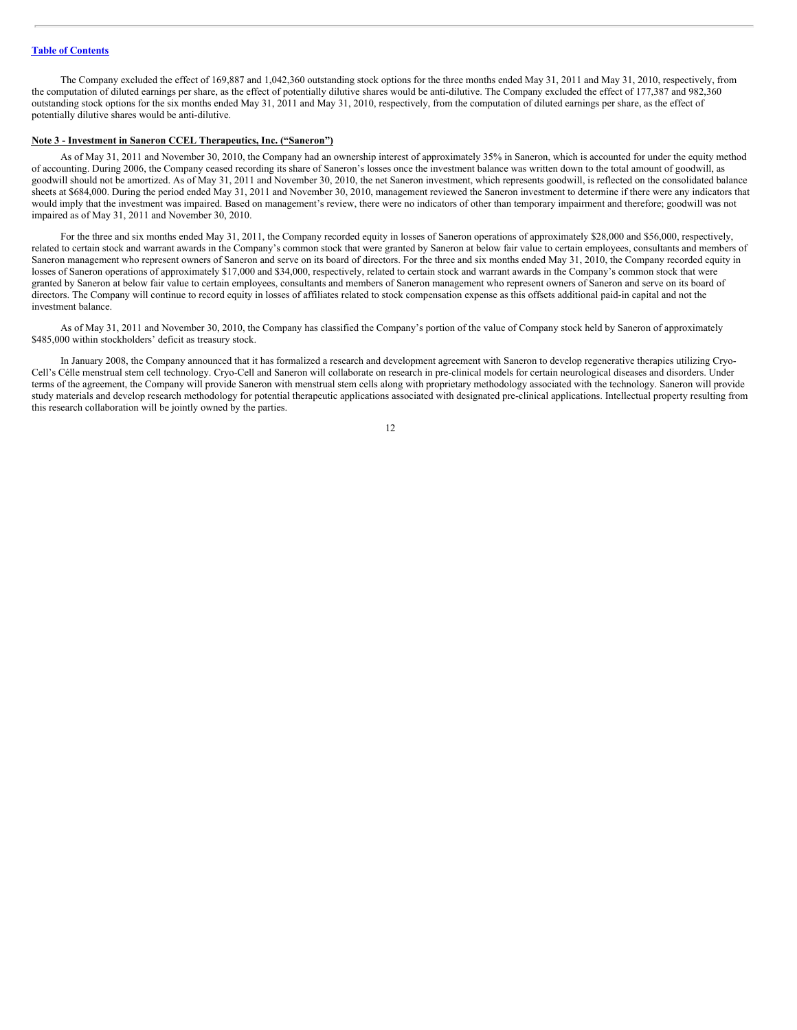The Company excluded the effect of 169,887 and 1,042,360 outstanding stock options for the three months ended May 31, 2011 and May 31, 2010, respectively, from the computation of diluted earnings per share, as the effect of potentially dilutive shares would be anti-dilutive. The Company excluded the effect of 177,387 and 982,360 outstanding stock options for the six months ended May 31, 2011 and May 31, 2010, respectively, from the computation of diluted earnings per share, as the effect of potentially dilutive shares would be anti-dilutive.

**Note 3 - Investment in Saneron CCEL Therapeutics, Inc. ("Saneron")**

As of May 31, 2011 and November 30, 2010, the Company had an ownership interest of approximately 35% in Saneron, which is accounted for under the equity method of accounting. During 2006, the Company ceased recording its share of Saneron's losses once the investment balance was written down to the total amount of goodwill, as goodwill should not be amortized. As of May 31, 2011 and November 30, 2010, the net Saneron investment, which represents goodwill, is reflected on the consolidated balance sheets at $684,000. During the period ended May 31, 2011 and November 30, 2010, management reviewed the Saneron investment to determine if there were any indicators that would imply that the investment was impaired. Based on management's review, there were no indicators of other than temporary impairment and therefore; goodwill was not impaired as of May 31, 2011 and November 30, 2010.

For the three and six months ended May 31, 2011, the Company recorded equity in losses of Saneron operations of approximately $28,000 and $56,000, respectively, related to certain stock and warrant awards in the Company's common stock that were granted by Saneron at below fair value to certain employees, consultants and members of Saneron management who represent owners of Saneron and serve on its board of directors. For the three and six months ended May 31, 2010, the Company recorded equity in losses of Saneron operations of approximately $17,000 and $34,000, respectively, related to certain stock and warrant awards in the Company's common stock that were granted by Saneron at below fair value to certain employees, consultants and members of Saneron management who represent owners of Saneron and serve on its board of directors. The Company will continue to record equity in losses of affiliates related to stock compensation expense as this offsets additional paid-in capital and not the investment balance.

As of May 31, 2011 and November 30, 2010, the Company has classified the Company's portion of the value of Company stock held by Saneron of approximately $485,000 within stockholders' deficit as treasury stock.

In January 2008, the Company announced that it has formalized a research and development agreement with Saneron to develop regenerative therapies utilizing Cryo-Cell's Célle menstrual stem cell technology. Cryo-Cell and Saneron will collaborate on research in pre-clinical models for certain neurological diseases and disorders. Under terms of the agreement, the Company will provide Saneron with menstrual stem cells along with proprietary methodology associated with the technology. Saneron will provide study materials and develop research methodology for potential therapeutic applications associated with designated pre-clinical applications. Intellectual property resulting from this research collaboration will be jointly owned by the parties.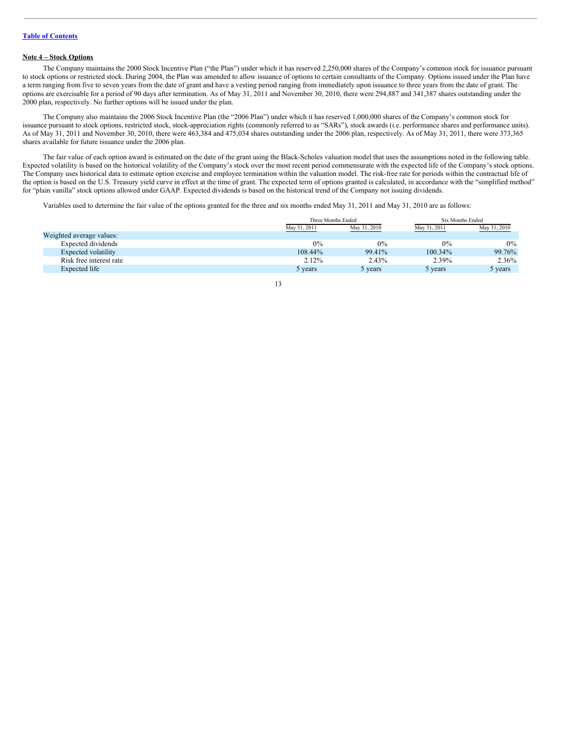**Note 4 – Stock Options**

The Company maintains the 2000 Stock Incentive Plan ("the Plan") under which it has reserved 2,250,000 shares of the Company's common stock for issuance pursuant to stock options or restricted stock. During 2004, the Plan was amended to allow issuance of options to certain consultants of the Company. Options issued under the Plan have a term ranging from five to seven years from the date of grant and have a vesting period ranging from immediately upon issuance to three years from the date of grant. The options are exercisable for a period of 90 days after termination. As of May 31, 2011 and November 30, 2010, there were 294,887 and 341,387 shares outstanding under the 2000 plan, respectively. No further options will be issued under the plan.

The Company also maintains the 2006 Stock Incentive Plan (the "2006 Plan") under which it has reserved 1,000,000 shares of the Company's common stock for issuance pursuant to stock options, restricted stock, stock-appreciation rights (commonly referred to as "SARs"), stock awards (i.e. performance shares and performance units). As of May 31, 2011 and November 30, 2010, there were 463,384 and 475,034 shares outstanding under the 2006 plan, respectively. As of May 31, 2011, there were 373,365 shares available for future issuance under the 2006 plan.

The fair value of each option award is estimated on the date of the grant using the Black-Scholes valuation model that uses the assumptions noted in the following table. Expected volatility is based on the historical volatility of the Company's stock over the most recent period commensurate with the expected life of the Company's stock options. The Company uses historical data to estimate option exercise and employee termination within the valuation model. The risk-free rate for periods within the contractual life of the option is based on the U.S. Treasury yield curve in effect at the time of grant. The expected term of options granted is calculated, in accordance with the "simplified method" for "plain vanilla" stock options allowed under GAAP. Expected dividends is based on the historical trend of the Company not issuing dividends.

Variables used to determine the fair value of the options granted for the three and six months ended May 31, 2011 and May 31, 2010 are as follows:

| | Three Months Ended | | Six Months Ended | |
|---|---|---|---|---|
| | May 31, 2011 | May 31, 2010 | May 31, 2011 | May 31, 2010 |
| Weighted average values: | | | | |
| Expected dividends | 0% | 0% | 0% | 0% |
| Expected volatility | 108.44% | 99.41% | 100.34% | 99.76% |
| Risk free interest rate | 2.12% | 2.43% | 2.39% | 2.36% |
| Expected life | 5 years | 5 years | 5 years | 5 years |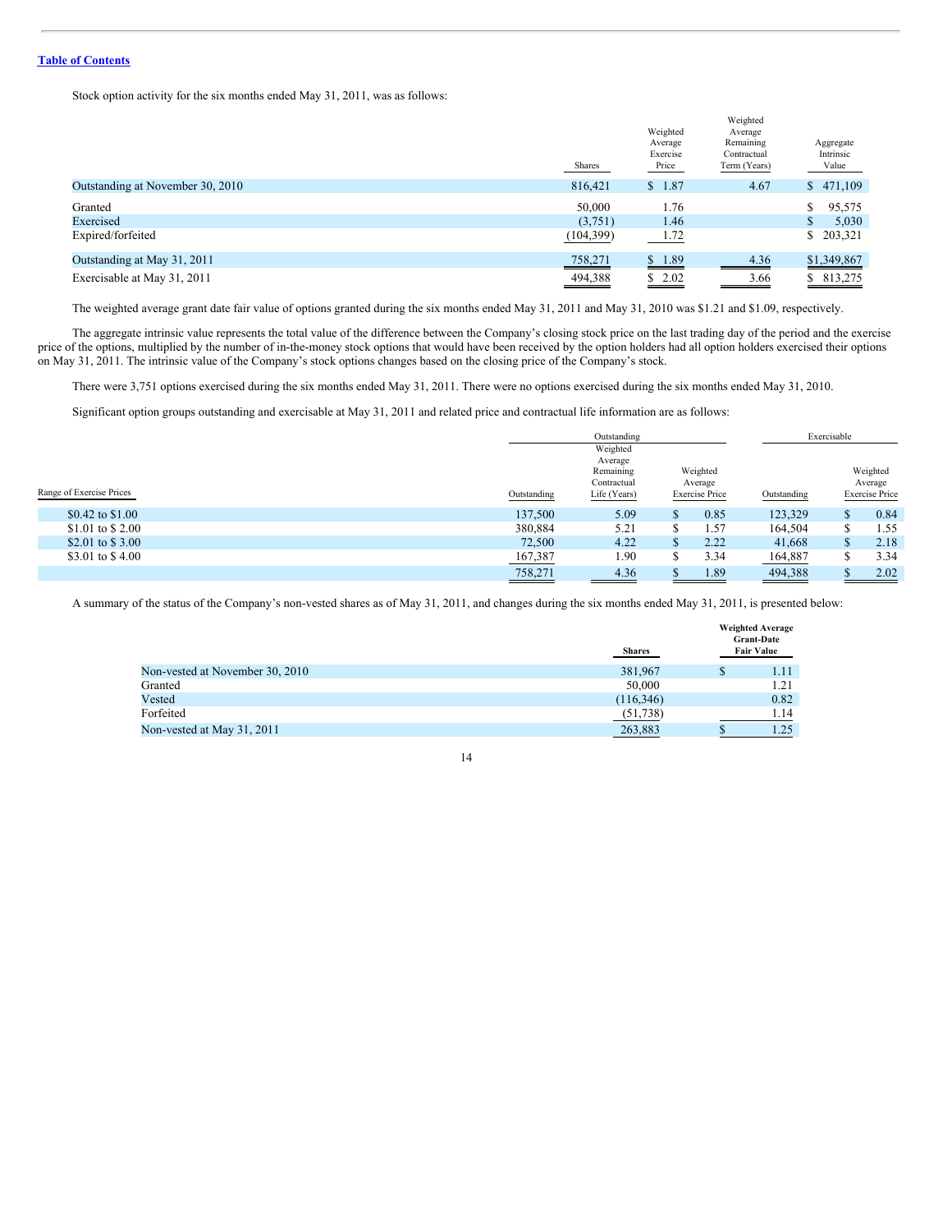[Table of Contents](#)

Stock option activity for the six months ended May 31, 2011, was as follows:

| | Shares | Weighted Average Exercise Price | Weighted Average Remaining Contractual Term (Years) | Aggregate Intrinsic Value |
|---|---|---|---|---|
| Outstanding at November 30, 2010 | 816,421 | $ 1.87 | 4.67 | $ 471,109 |
| Granted | 50,000 | 1.76 | | $ 95,575 |
| Exercised | (3,751) | 1.46 | | $ 5,030 |
| Expired/forfeited | (104,399) | 1.72 | | $ 203,321 |
| Outstanding at May 31, 2011 | 758,271 | $ 1.89 | 4.36 | $1,349,867 |
| Exercisable at May 31, 2011 | 494,388 | $ 2.02 | 3.66 | $ 813,275 |

The weighted average grant date fair value of options granted during the six months ended May 31, 2011 and May 31, 2010 was $1.21 and $1.09, respectively.

The aggregate intrinsic value represents the total value of the difference between the Company's closing stock price on the last trading day of the period and the exercise price of the options, multiplied by the number of in-the-money stock options that would have been received by the option holders had all option holders exercised their options on May 31, 2011. The intrinsic value of the Company's stock options changes based on the closing price of the Company's stock.

There were 3,751 options exercised during the six months ended May 31, 2011. There were no options exercised during the six months ended May 31, 2010.

Significant option groups outstanding and exercisable at May 31, 2011 and related price and contractual life information are as follows:

| | Outstanding | | | Exercisable | |
|---|---|---|---|---|---|
| Range of Exercise Prices | Outstanding | Weighted Average Remaining Contractual Life (Years) | Weighted Average Exercise Price | Outstanding | Weighted Average Exercise Price |
| $0.42 to $1.00 | 137,500 | 5.09 | $ 0.85 | 123,329 | $ 0.84 |
| $1.01 to $ 2.00 | 380,884 | 5.21 | $ 1.57 | 164,504 | $ 1.55 |
| $2.01 to $ 3.00 | 72,500 | 4.22 | $ 2.22 | 41,668 | $ 2.18 |
| $3.01 to $ 4.00 | 167,387 | 1.90 | $ 3.34 | 164,887 | $ 3.34 |
| | 758,271 | 4.36 | $ 1.89 | 494,388 | $ 2.02 |

A summary of the status of the Company's non-vested shares as of May 31, 2011, and changes during the six months ended May 31, 2011, is presented below:

| | **Shares** | **Weighted Average Grant-Date Fair Value** |
|---|---|---|
| Non-vested at November 30, 2010 | 381,967 | $ 1.11 |
| Granted | 50,000 | 1.21 |
| Vested | (116,346) | 0.82 |
| Forfeited | (51,738) | 1.14 |
| Non-vested at May 31, 2011 | 263,883 | $ 1.25 |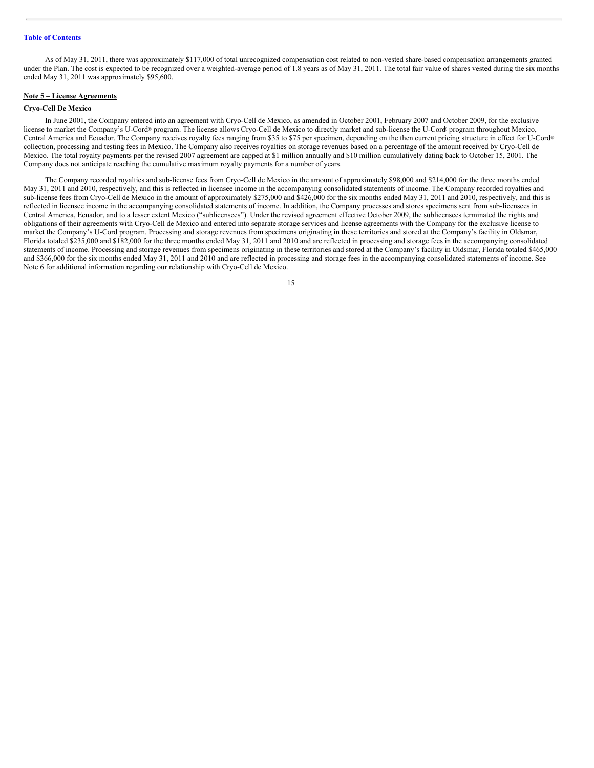As of May 31, 2011, there was approximately $117,000 of total unrecognized compensation cost related to non-vested share-based compensation arrangements granted under the Plan. The cost is expected to be recognized over a weighted-average period of 1.8 years as of May 31, 2011. The total fair value of shares vested during the six months ended May 31, 2011 was approximately $95,600.

**Note 5 – License Agreements**

**Cryo-Cell De Mexico**

In June 2001, the Company entered into an agreement with Cryo-Cell de Mexico, as amended in October 2001, February 2007 and October 2009, for the exclusive license to market the Company's U-Cord® program. The license allows Cryo-Cell de Mexico to directly market and sub-license the U-Cord® program throughout Mexico, Central America and Ecuador. The Company receives royalty fees ranging from $35 to $75 per specimen, depending on the then current pricing structure in effect for U-Cord® collection, processing and testing fees in Mexico. The Company also receives royalties on storage revenues based on a percentage of the amount received by Cryo-Cell de Mexico. The total royalty payments per the revised 2007 agreement are capped at $1 million annually and $10 million cumulatively dating back to October 15, 2001. The Company does not anticipate reaching the cumulative maximum royalty payments for a number of years.

The Company recorded royalties and sub-license fees from Cryo-Cell de Mexico in the amount of approximately $98,000 and $214,000 for the three months ended May 31, 2011 and 2010, respectively, and this is reflected in licensee income in the accompanying consolidated statements of income. The Company recorded royalties and sub-license fees from Cryo-Cell de Mexico in the amount of approximately $275,000 and $426,000 for the six months ended May 31, 2011 and 2010, respectively, and this is reflected in licensee income in the accompanying consolidated statements of income. In addition, the Company processes and stores specimens sent from sub-licensees in Central America, Ecuador, and to a lesser extent Mexico ("sublicensees"). Under the revised agreement effective October 2009, the sublicensees terminated the rights and obligations of their agreements with Cryo-Cell de Mexico and entered into separate storage services and license agreements with the Company for the exclusive license to market the Company's U-Cord program. Processing and storage revenues from specimens originating in these territories and stored at the Company's facility in Oldsmar, Florida totaled $235,000 and $182,000 for the three months ended May 31, 2011 and 2010 and are reflected in processing and storage fees in the accompanying consolidated statements of income. Processing and storage revenues from specimens originating in these territories and stored at the Company's facility in Oldsmar, Florida totaled $465,000 and $366,000 for the six months ended May 31, 2011 and 2010 and are reflected in processing and storage fees in the accompanying consolidated statements of income. See Note 6 for additional information regarding our relationship with Cryo-Cell de Mexico.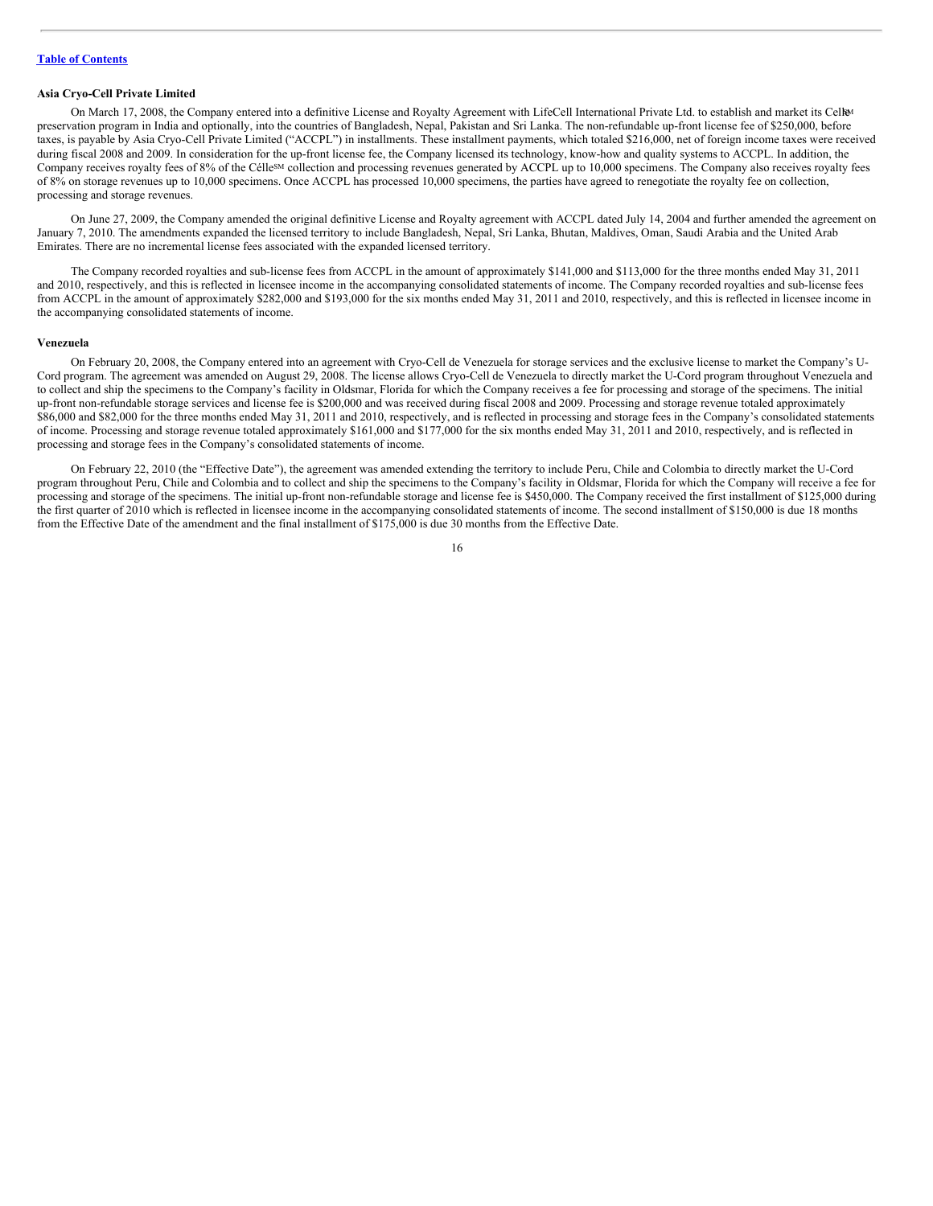[Table of Contents](#)

**Asia Cryo-Cell Private Limited**

On March 17, 2008, the Company entered into a definitive License and Royalty Agreement with LifeCell International Private Ltd. to establish and market its Célle℠ preservation program in India and optionally, into the countries of Bangladesh, Nepal, Pakistan and Sri Lanka. The non-refundable up-front license fee of $250,000, before taxes, is payable by Asia Cryo-Cell Private Limited ("ACCPL") in installments. These installment payments, which totaled $216,000, net of foreign income taxes were received during fiscal 2008 and 2009. In consideration for the up-front license fee, the Company licensed its technology, know-how and quality systems to ACCPL. In addition, the Company receives royalty fees of 8% of the Célle℠ collection and processing revenues generated by ACCPL up to 10,000 specimens. The Company also receives royalty fees of 8% on storage revenues up to 10,000 specimens. Once ACCPL has processed 10,000 specimens, the parties have agreed to renegotiate the royalty fee on collection, processing and storage revenues.

On June 27, 2009, the Company amended the original definitive License and Royalty agreement with ACCPL dated July 14, 2004 and further amended the agreement on January 7, 2010. The amendments expanded the licensed territory to include Bangladesh, Nepal, Sri Lanka, Bhutan, Maldives, Oman, Saudi Arabia and the United Arab Emirates. There are no incremental license fees associated with the expanded licensed territory.

The Company recorded royalties and sub-license fees from ACCPL in the amount of approximately $141,000 and $113,000 for the three months ended May 31, 2011 and 2010, respectively, and this is reflected in licensee income in the accompanying consolidated statements of income. The Company recorded royalties and sub-license fees from ACCPL in the amount of approximately $282,000 and $193,000 for the six months ended May 31, 2011 and 2010, respectively, and this is reflected in licensee income in the accompanying consolidated statements of income.

**Venezuela**

On February 20, 2008, the Company entered into an agreement with Cryo-Cell de Venezuela for storage services and the exclusive license to market the Company's U-Cord program. The agreement was amended on August 29, 2008. The license allows Cryo-Cell de Venezuela to directly market the U-Cord program throughout Venezuela and to collect and ship the specimens to the Company's facility in Oldsmar, Florida for which the Company receives a fee for processing and storage of the specimens. The initial up-front non-refundable storage services and license fee is $200,000 and was received during fiscal 2008 and 2009. Processing and storage revenue totaled approximately $86,000 and $82,000 for the three months ended May 31, 2011 and 2010, respectively, and is reflected in processing and storage fees in the Company's consolidated statements of income. Processing and storage revenue totaled approximately $161,000 and $177,000 for the six months ended May 31, 2011 and 2010, respectively, and is reflected in processing and storage fees in the Company's consolidated statements of income.

On February 22, 2010 (the "Effective Date"), the agreement was amended extending the territory to include Peru, Chile and Colombia to directly market the U-Cord program throughout Peru, Chile and Colombia and to collect and ship the specimens to the Company's facility in Oldsmar, Florida for which the Company will receive a fee for processing and storage of the specimens. The initial up-front non-refundable storage and license fee is $450,000. The Company received the first installment of $125,000 during the first quarter of 2010 which is reflected in licensee income in the accompanying consolidated statements of income. The second installment of $150,000 is due 18 months from the Effective Date of the amendment and the final installment of $175,000 is due 30 months from the Effective Date.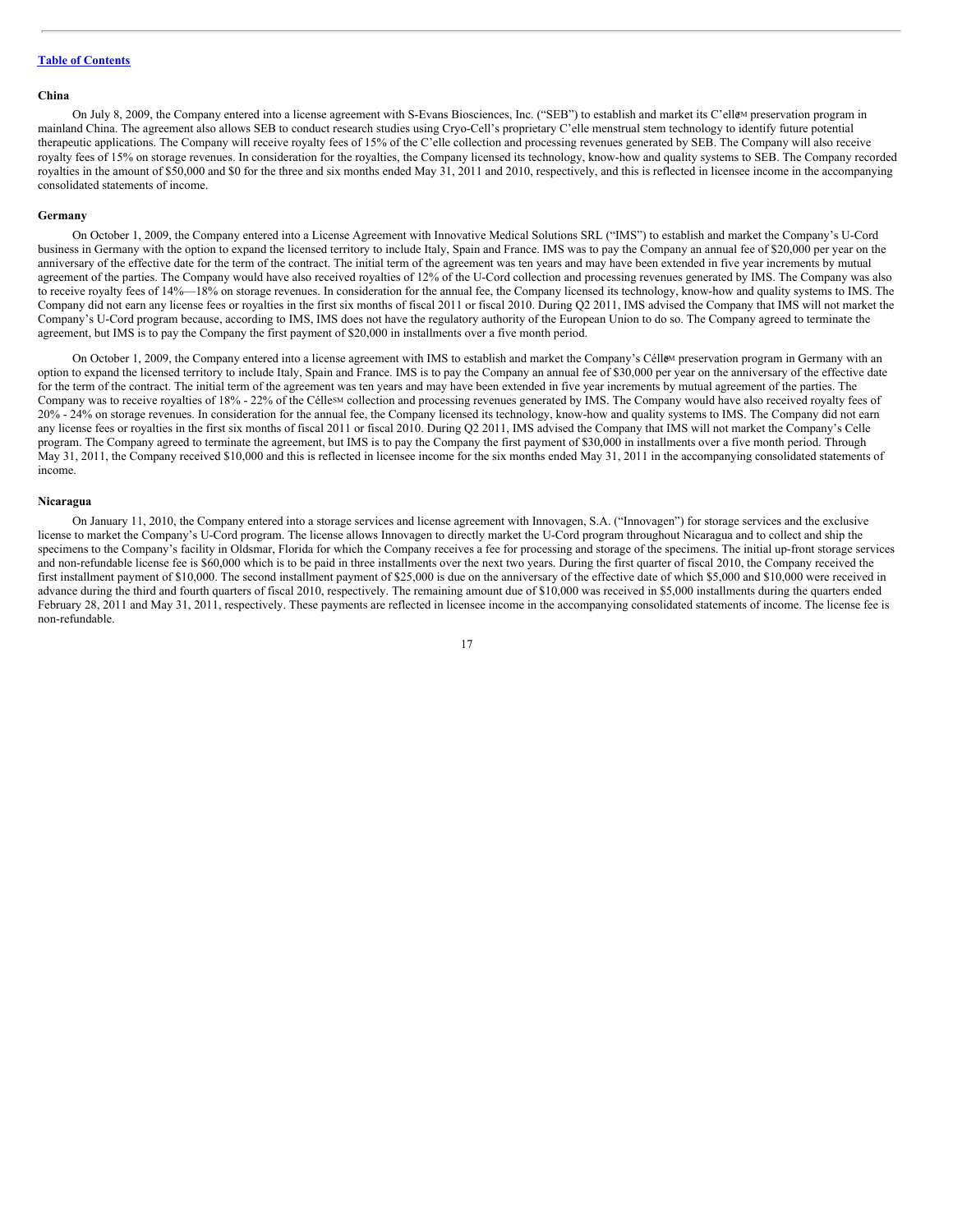**China**

On July 8, 2009, the Company entered into a license agreement with S-Evans Biosciences, Inc. ("SEB") to establish and market its C'elle[SM] preservation program in mainland China. The agreement also allows SEB to conduct research studies using Cryo-Cell's proprietary C'elle menstrual stem technology to identify future potential therapeutic applications. The Company will receive royalty fees of 15% of the C'elle collection and processing revenues generated by SEB. The Company will also receive royalty fees of 15% on storage revenues. In consideration for the royalties, the Company licensed its technology, know-how and quality systems to SEB. The Company recorded royalties in the amount of $50,000 and $0 for the three and six months ended May 31, 2011 and 2010, respectively, and this is reflected in licensee income in the accompanying consolidated statements of income.

**Germany**

On October 1, 2009, the Company entered into a License Agreement with Innovative Medical Solutions SRL ("IMS") to establish and market the Company's U-Cord business in Germany with the option to expand the licensed territory to include Italy, Spain and France. IMS was to pay the Company an annual fee of $20,000 per year on the anniversary of the effective date for the term of the contract. The initial term of the agreement was ten years and may have been extended in five year increments by mutual agreement of the parties. The Company would have also received royalties of 12% of the U-Cord collection and processing revenues generated by IMS. The Company was also to receive royalty fees of 14%—18% on storage revenues. In consideration for the annual fee, the Company licensed its technology, know-how and quality systems to IMS. The Company did not earn any license fees or royalties in the first six months of fiscal 2011 or fiscal 2010. During Q2 2011, IMS advised the Company that IMS will not market the Company's U-Cord program because, according to IMS, IMS does not have the regulatory authority of the European Union to do so. The Company agreed to terminate the agreement, but IMS is to pay the Company the first payment of $20,000 in installments over a five month period.

On October 1, 2009, the Company entered into a license agreement with IMS to establish and market the Company's Célle[SM] preservation program in Germany with an option to expand the licensed territory to include Italy, Spain and France. IMS is to pay the Company an annual fee of $30,000 per year on the anniversary of the effective date for the term of the contract. The initial term of the agreement was ten years and may have been extended in five year increments by mutual agreement of the parties. The Company was to receive royalties of 18% - 22% of the Célle[SM] collection and processing revenues generated by IMS. The Company would have also received royalty fees of 20% - 24% on storage revenues. In consideration for the annual fee, the Company licensed its technology, know-how and quality systems to IMS. The Company did not earn any license fees or royalties in the first six months of fiscal 2011 or fiscal 2010. During Q2 2011, IMS advised the Company that IMS will not market the Company's Celle program. The Company agreed to terminate the agreement, but IMS is to pay the Company the first payment of $30,000 in installments over a five month period. Through May 31, 2011, the Company received $10,000 and this is reflected in licensee income for the six months ended May 31, 2011 in the accompanying consolidated statements of income.

**Nicaragua**

On January 11, 2010, the Company entered into a storage services and license agreement with Innovagen, S.A. ("Innovagen") for storage services and the exclusive license to market the Company's U-Cord program. The license allows Innovagen to directly market the U-Cord program throughout Nicaragua and to collect and ship the specimens to the Company's facility in Oldsmar, Florida for which the Company receives a fee for processing and storage of the specimens. The initial up-front storage services and non-refundable license fee is $60,000 which is to be paid in three installments over the next two years. During the first quarter of fiscal 2010, the Company received the first installment payment of $10,000. The second installment payment of $25,000 is due on the anniversary of the effective date of which $5,000 and $10,000 were received in advance during the third and fourth quarters of fiscal 2010, respectively. The remaining amount due of $10,000 was received in $5,000 installments during the quarters ended February 28, 2011 and May 31, 2011, respectively. These payments are reflected in licensee income in the accompanying consolidated statements of income. The license fee is non-refundable.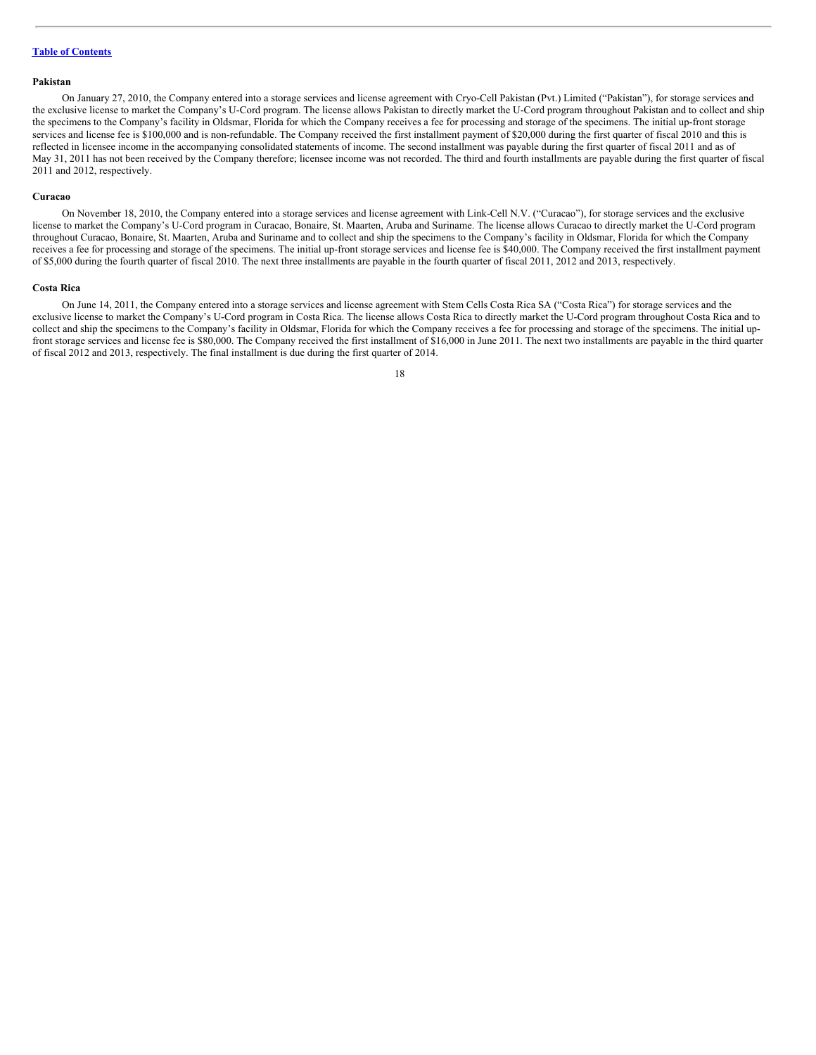**Pakistan**

On January 27, 2010, the Company entered into a storage services and license agreement with Cryo-Cell Pakistan (Pvt.) Limited ("Pakistan"), for storage services and the exclusive license to market the Company's U-Cord program. The license allows Pakistan to directly market the U-Cord program throughout Pakistan and to collect and ship the specimens to the Company's facility in Oldsmar, Florida for which the Company receives a fee for processing and storage of the specimens. The initial up-front storage services and license fee is $100,000 and is non-refundable. The Company received the first installment payment of $20,000 during the first quarter of fiscal 2010 and this is reflected in licensee income in the accompanying consolidated statements of income. The second installment was payable during the first quarter of fiscal 2011 and as of May 31, 2011 has not been received by the Company therefore; licensee income was not recorded. The third and fourth installments are payable during the first quarter of fiscal 2011 and 2012, respectively.

**Curacao**

On November 18, 2010, the Company entered into a storage services and license agreement with Link-Cell N.V. ("Curacao"), for storage services and the exclusive license to market the Company's U-Cord program in Curacao, Bonaire, St. Maarten, Aruba and Suriname. The license allows Curacao to directly market the U-Cord program throughout Curacao, Bonaire, St. Maarten, Aruba and Suriname and to collect and ship the specimens to the Company's facility in Oldsmar, Florida for which the Company receives a fee for processing and storage of the specimens. The initial up-front storage services and license fee is $40,000. The Company received the first installment payment of $5,000 during the fourth quarter of fiscal 2010. The next three installments are payable in the fourth quarter of fiscal 2011, 2012 and 2013, respectively.

**Costa Rica**

On June 14, 2011, the Company entered into a storage services and license agreement with Stem Cells Costa Rica SA ("Costa Rica") for storage services and the exclusive license to market the Company's U-Cord program in Costa Rica. The license allows Costa Rica to directly market the U-Cord program throughout Costa Rica and to collect and ship the specimens to the Company's facility in Oldsmar, Florida for which the Company receives a fee for processing and storage of the specimens. The initial up-front storage services and license fee is $80,000. The Company received the first installment of $16,000 in June 2011. The next two installments are payable in the third quarter of fiscal 2012 and 2013, respectively. The final installment is due during the first quarter of 2014.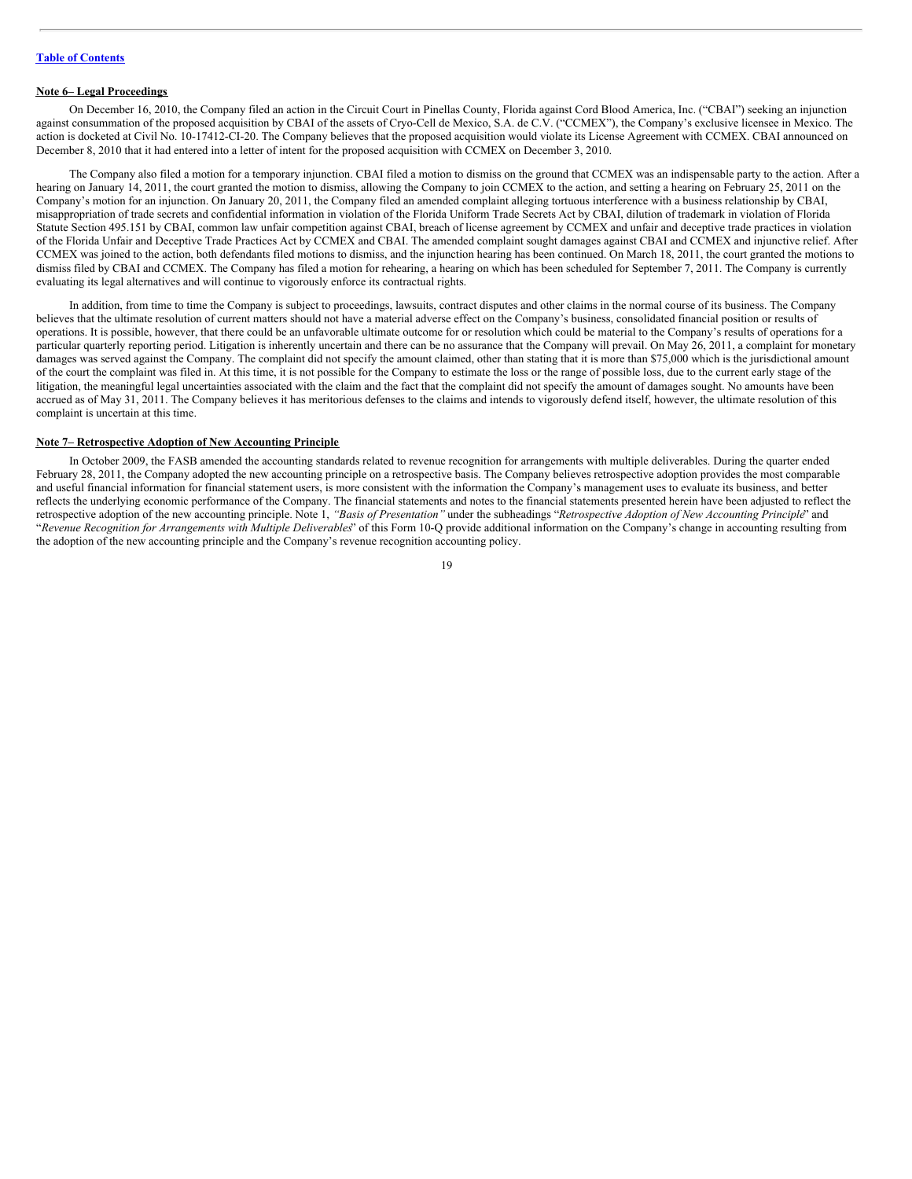[Table of Contents](#)

**Note 6– Legal Proceedings**

On December 16, 2010, the Company filed an action in the Circuit Court in Pinellas County, Florida against Cord Blood America, Inc. ("CBAI") seeking an injunction against consummation of the proposed acquisition by CBAI of the assets of Cryo-Cell de Mexico, S.A. de C.V. ("CCMEX"), the Company's exclusive licensee in Mexico. The action is docketed at Civil No. 10-17412-CI-20. The Company believes that the proposed acquisition would violate its License Agreement with CCMEX. CBAI announced on December 8, 2010 that it had entered into a letter of intent for the proposed acquisition with CCMEX on December 3, 2010.

The Company also filed a motion for a temporary injunction. CBAI filed a motion to dismiss on the ground that CCMEX was an indispensable party to the action. After a hearing on January 14, 2011, the court granted the motion to dismiss, allowing the Company to join CCMEX to the action, and setting a hearing on February 25, 2011 on the Company's motion for an injunction. On January 20, 2011, the Company filed an amended complaint alleging tortuous interference with a business relationship by CBAI, misappropriation of trade secrets and confidential information in violation of the Florida Uniform Trade Secrets Act by CBAI, dilution of trademark in violation of Florida Statute Section 495.151 by CBAI, common law unfair competition against CBAI, breach of license agreement by CCMEX and unfair and deceptive trade practices in violation of the Florida Unfair and Deceptive Trade Practices Act by CCMEX and CBAI. The amended complaint sought damages against CBAI and CCMEX and injunctive relief. After CCMEX was joined to the action, both defendants filed motions to dismiss, and the injunction hearing has been continued. On March 18, 2011, the court granted the motions to dismiss filed by CBAI and CCMEX. The Company has filed a motion for rehearing, a hearing on which has been scheduled for September 7, 2011. The Company is currently evaluating its legal alternatives and will continue to vigorously enforce its contractual rights.

In addition, from time to time the Company is subject to proceedings, lawsuits, contract disputes and other claims in the normal course of its business. The Company believes that the ultimate resolution of current matters should not have a material adverse effect on the Company's business, consolidated financial position or results of operations. It is possible, however, that there could be an unfavorable ultimate outcome for or resolution which could be material to the Company's results of operations for a particular quarterly reporting period. Litigation is inherently uncertain and there can be no assurance that the Company will prevail. On May 26, 2011, a complaint for monetary damages was served against the Company. The complaint did not specify the amount claimed, other than stating that it is more than $75,000 which is the jurisdictional amount of the court the complaint was filed in. At this time, it is not possible for the Company to estimate the loss or the range of possible loss, due to the current early stage of the litigation, the meaningful legal uncertainties associated with the claim and the fact that the complaint did not specify the amount of damages sought. No amounts have been accrued as of May 31, 2011. The Company believes it has meritorious defenses to the claims and intends to vigorously defend itself, however, the ultimate resolution of this complaint is uncertain at this time.

**Note 7– Retrospective Adoption of New Accounting Principle**

In October 2009, the FASB amended the accounting standards related to revenue recognition for arrangements with multiple deliverables. During the quarter ended February 28, 2011, the Company adopted the new accounting principle on a retrospective basis. The Company believes retrospective adoption provides the most comparable and useful financial information for financial statement users, is more consistent with the information the Company's management uses to evaluate its business, and better reflects the underlying economic performance of the Company. The financial statements and notes to the financial statements presented herein have been adjusted to reflect the retrospective adoption of the new accounting principle. Note 1, *"Basis of Presentation"* under the subheadings "*Retrospective Adoption of New Accounting Principle*" and "*Revenue Recognition for Arrangements with Multiple Deliverables*" of this Form 10-Q provide additional information on the Company's change in accounting resulting from the adoption of the new accounting principle and the Company's revenue recognition accounting policy.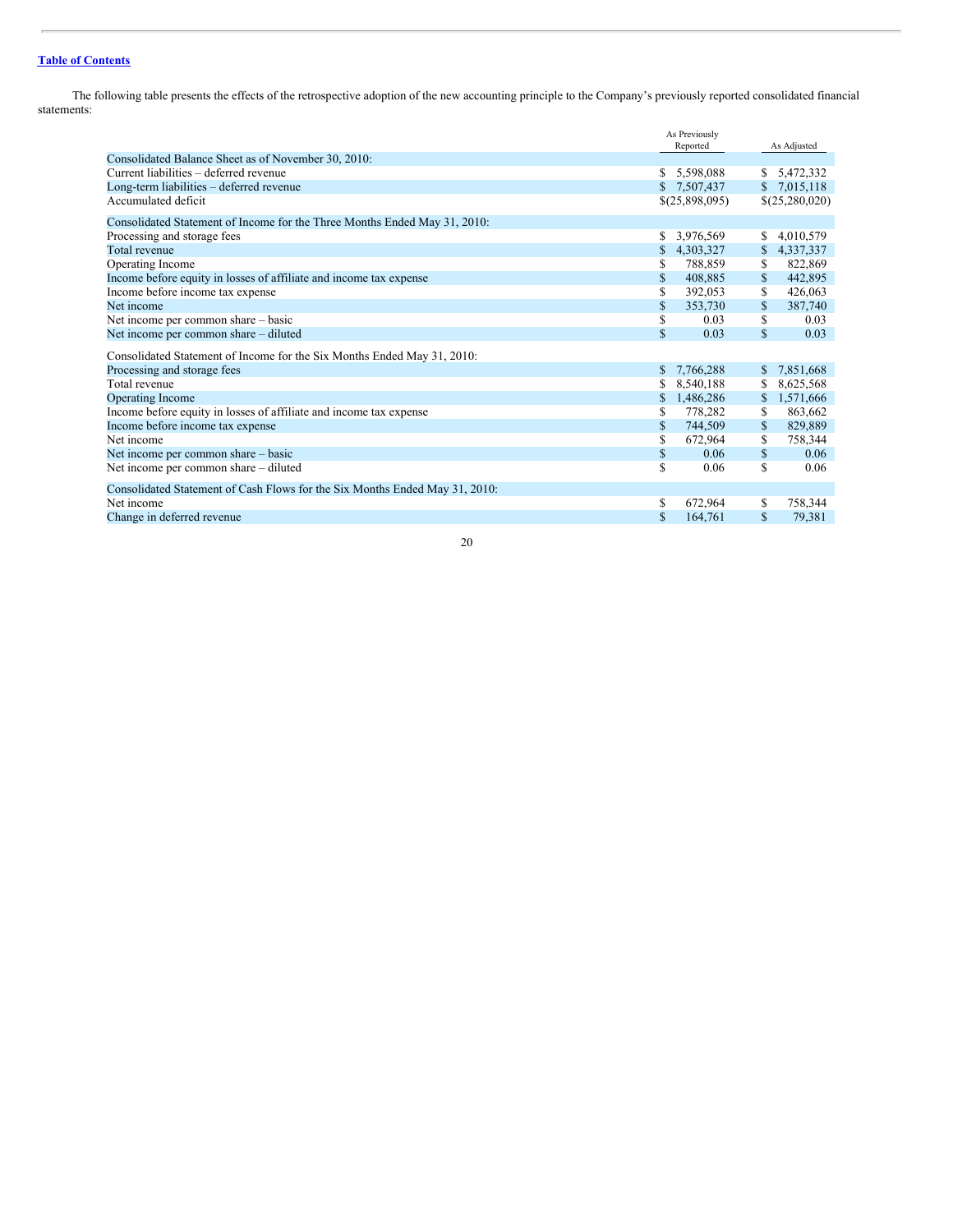The following table presents the effects of the retrospective adoption of the new accounting principle to the Company's previously reported consolidated financial statements:

| | As Previously Reported | As Adjusted |
|---|---|---|
| Consolidated Balance Sheet as of November 30, 2010: | | |
| Current liabilities – deferred revenue | $ 5,598,088 | $ 5,472,332 |
| Long-term liabilities – deferred revenue | $ 7,507,437 | $ 7,015,118 |
| Accumulated deficit | $(25,898,095) | $(25,280,020) |
| Consolidated Statement of Income for the Three Months Ended May 31, 2010: | | |
| Processing and storage fees | $ 3,976,569 | $ 4,010,579 |
| Total revenue | $ 4,303,327 | $ 4,337,337 |
| Operating Income | $ 788,859 | $ 822,869 |
| Income before equity in losses of affiliate and income tax expense | $ 408,885 | $ 442,895 |
| Income before income tax expense | $ 392,053 | $ 426,063 |
| Net income | $ 353,730 | $ 387,740 |
| Net income per common share – basic | $ 0.03 | $ 0.03 |
| Net income per common share – diluted | $ 0.03 | $ 0.03 |
| Consolidated Statement of Income for the Six Months Ended May 31, 2010: | | |
| Processing and storage fees | $ 7,766,288 | $ 7,851,668 |
| Total revenue | $ 8,540,188 | $ 8,625,568 |
| Operating Income | $ 1,486,286 | $ 1,571,666 |
| Income before equity in losses of affiliate and income tax expense | $ 778,282 | $ 863,662 |
| Income before income tax expense | $ 744,509 | $ 829,889 |
| Net income | $ 672,964 | $ 758,344 |
| Net income per common share – basic | $ 0.06 | $ 0.06 |
| Net income per common share – diluted | $ 0.06 | $ 0.06 |
| Consolidated Statement of Cash Flows for the Six Months Ended May 31, 2010: | | |
| Net income | $ 672,964 | $ 758,344 |
| Change in deferred revenue | $ 164,761 | $ 79,381 |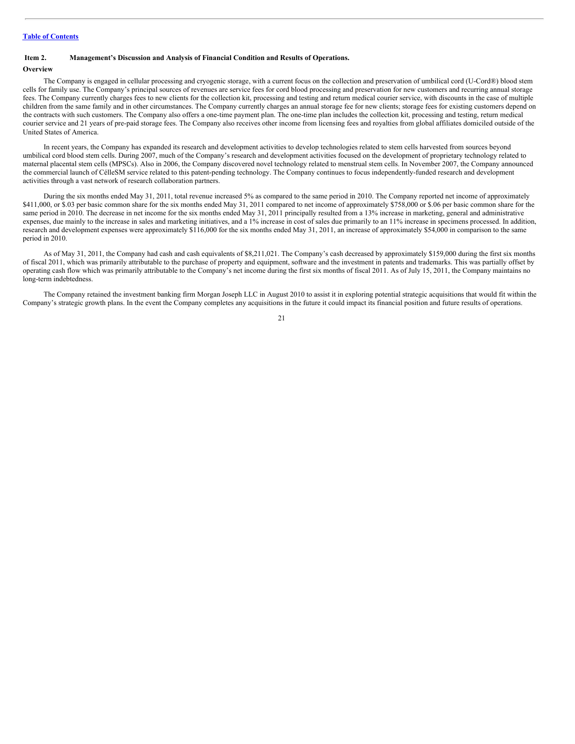[Table of Contents](#)

## Item 2. Management's Discussion and Analysis of Financial Condition and Results of Operations.

### Overview

The Company is engaged in cellular processing and cryogenic storage, with a current focus on the collection and preservation of umbilical cord (U-Cord®) blood stem cells for family use. The Company's principal sources of revenues are service fees for cord blood processing and preservation for new customers and recurring annual storage fees. The Company currently charges fees to new clients for the collection kit, processing and testing and return medical courier service, with discounts in the case of multiple children from the same family and in other circumstances. The Company currently charges an annual storage fee for new clients; storage fees for existing customers depend on the contracts with such customers. The Company also offers a one-time payment plan. The one-time plan includes the collection kit, processing and testing, return medical courier service and 21 years of pre-paid storage fees. The Company also receives other income from licensing fees and royalties from global affiliates domiciled outside of the United States of America.

In recent years, the Company has expanded its research and development activities to develop technologies related to stem cells harvested from sources beyond umbilical cord blood stem cells. During 2007, much of the Company's research and development activities focused on the development of proprietary technology related to maternal placental stem cells (MPSCs). Also in 2006, the Company discovered novel technology related to menstrual stem cells. In November 2007, the Company announced the commercial launch of CélleSM service related to this patent-pending technology. The Company continues to focus independently-funded research and development activities through a vast network of research collaboration partners.

During the six months ended May 31, 2011, total revenue increased 5% as compared to the same period in 2010. The Company reported net income of approximately $411,000, or $.03 per basic common share for the six months ended May 31, 2011 compared to net income of approximately $758,000 or $.06 per basic common share for the same period in 2010. The decrease in net income for the six months ended May 31, 2011 principally resulted from a 13% increase in marketing, general and administrative expenses, due mainly to the increase in sales and marketing initiatives, and a 1% increase in cost of sales due primarily to an 11% increase in specimens processed. In addition, research and development expenses were approximately $116,000 for the six months ended May 31, 2011, an increase of approximately $54,000 in comparison to the same period in 2010.

As of May 31, 2011, the Company had cash and cash equivalents of $8,211,021. The Company's cash decreased by approximately $159,000 during the first six months of fiscal 2011, which was primarily attributable to the purchase of property and equipment, software and the investment in patents and trademarks. This was partially offset by operating cash flow which was primarily attributable to the Company's net income during the first six months of fiscal 2011. As of July 15, 2011, the Company maintains no long-term indebtedness.

The Company retained the investment banking firm Morgan Joseph LLC in August 2010 to assist it in exploring potential strategic acquisitions that would fit within the Company's strategic growth plans. In the event the Company completes any acquisitions in the future it could impact its financial position and future results of operations.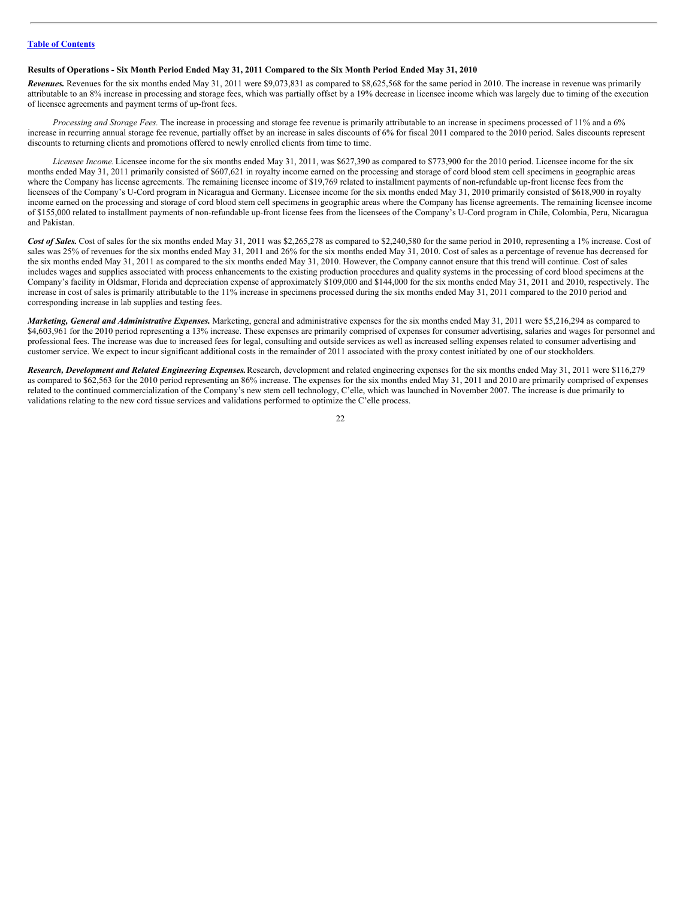[Table of Contents](#)

**Results of Operations - Six Month Period Ended May 31, 2011 Compared to the Six Month Period Ended May 31, 2010**

***Revenues.*** Revenues for the six months ended May 31, 2011 were $9,073,831 as compared to $8,625,568 for the same period in 2010. The increase in revenue was primarily attributable to an 8% increase in processing and storage fees, which was partially offset by a 19% decrease in licensee income which was largely due to timing of the execution of licensee agreements and payment terms of up-front fees.

*Processing and Storage Fees.* The increase in processing and storage fee revenue is primarily attributable to an increase in specimens processed of 11% and a 6% increase in recurring annual storage fee revenue, partially offset by an increase in sales discounts of 6% for fiscal 2011 compared to the 2010 period. Sales discounts represent discounts to returning clients and promotions offered to newly enrolled clients from time to time.

*Licensee Income.* Licensee income for the six months ended May 31, 2011, was $627,390 as compared to $773,900 for the 2010 period. Licensee income for the six months ended May 31, 2011 primarily consisted of $607,621 in royalty income earned on the processing and storage of cord blood stem cell specimens in geographic areas where the Company has license agreements. The remaining licensee income of $19,769 related to installment payments of non-refundable up-front license fees from the licensees of the Company's U-Cord program in Nicaragua and Germany. Licensee income for the six months ended May 31, 2010 primarily consisted of $618,900 in royalty income earned on the processing and storage of cord blood stem cell specimens in geographic areas where the Company has license agreements. The remaining licensee income of $155,000 related to installment payments of non-refundable up-front license fees from the licensees of the Company's U-Cord program in Chile, Colombia, Peru, Nicaragua and Pakistan.

***Cost of Sales.*** Cost of sales for the six months ended May 31, 2011 was $2,265,278 as compared to $2,240,580 for the same period in 2010, representing a 1% increase. Cost of sales was 25% of revenues for the six months ended May 31, 2011 and 26% for the six months ended May 31, 2010. Cost of sales as a percentage of revenue has decreased for the six months ended May 31, 2011 as compared to the six months ended May 31, 2010. However, the Company cannot ensure that this trend will continue. Cost of sales includes wages and supplies associated with process enhancements to the existing production procedures and quality systems in the processing of cord blood specimens at the Company's facility in Oldsmar, Florida and depreciation expense of approximately $109,000 and $144,000 for the six months ended May 31, 2011 and 2010, respectively. The increase in cost of sales is primarily attributable to the 11% increase in specimens processed during the six months ended May 31, 2011 compared to the 2010 period and corresponding increase in lab supplies and testing fees.

***Marketing, General and Administrative Expenses.*** Marketing, general and administrative expenses for the six months ended May 31, 2011 were $5,216,294 as compared to $4,603,961 for the 2010 period representing a 13% increase. These expenses are primarily comprised of expenses for consumer advertising, salaries and wages for personnel and professional fees. The increase was due to increased fees for legal, consulting and outside services as well as increased selling expenses related to consumer advertising and customer service. We expect to incur significant additional costs in the remainder of 2011 associated with the proxy contest initiated by one of our stockholders.

***Research, Development and Related Engineering Expenses.*** Research, development and related engineering expenses for the six months ended May 31, 2011 were $116,279 as compared to $62,563 for the 2010 period representing an 86% increase. The expenses for the six months ended May 31, 2011 and 2010 are primarily comprised of expenses related to the continued commercialization of the Company's new stem cell technology, C'elle, which was launched in November 2007. The increase is due primarily to validations relating to the new cord tissue services and validations performed to optimize the C'elle process.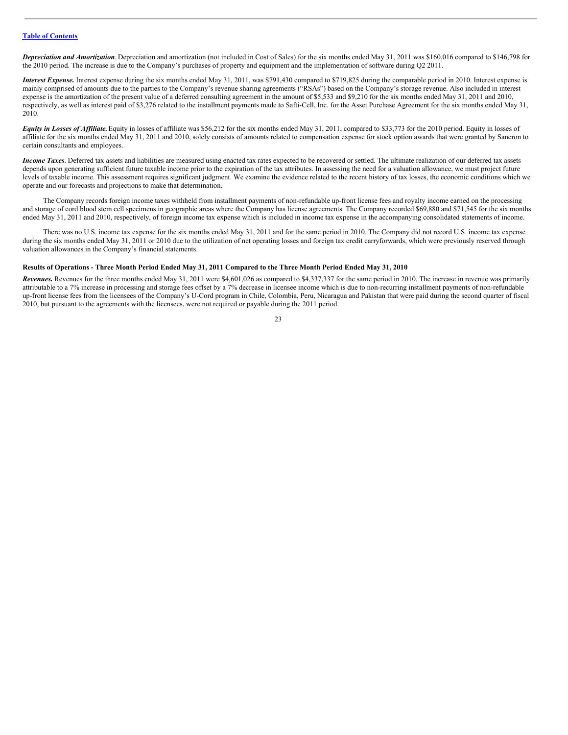***Depreciation and Amortization***. Depreciation and amortization (not included in Cost of Sales) for the six months ended May 31, 2011 was $160,016 compared to $146,798 for the 2010 period. The increase is due to the Company's purchases of property and equipment and the implementation of software during Q2 2011.

***Interest Expense.*** Interest expense during the six months ended May 31, 2011, was $791,430 compared to $719,825 during the comparable period in 2010. Interest expense is mainly comprised of amounts due to the parties to the Company's revenue sharing agreements ("RSAs") based on the Company's storage revenue. Also included in interest expense is the amortization of the present value of a deferred consulting agreement in the amount of $5,533 and $9,210 for the six months ended May 31, 2011 and 2010, respectively, as well as interest paid of $3,276 related to the installment payments made to Safti-Cell, Inc. for the Asset Purchase Agreement for the six months ended May 31, 2010.

***Equity in Losses of Affiliate.*** Equity in losses of affiliate was $56,212 for the six months ended May 31, 2011, compared to $33,773 for the 2010 period. Equity in losses of affiliate for the six months ended May 31, 2011 and 2010, solely consists of amounts related to compensation expense for stock option awards that were granted by Saneron to certain consultants and employees.

***Income Taxes***. Deferred tax assets and liabilities are measured using enacted tax rates expected to be recovered or settled. The ultimate realization of our deferred tax assets depends upon generating sufficient future taxable income prior to the expiration of the tax attributes. In assessing the need for a valuation allowance, we must project future levels of taxable income. This assessment requires significant judgment. We examine the evidence related to the recent history of tax losses, the economic conditions which we operate and our forecasts and projections to make that determination.

The Company records foreign income taxes withheld from installment payments of non-refundable up-front license fees and royalty income earned on the processing and storage of cord blood stem cell specimens in geographic areas where the Company has license agreements. The Company recorded $69,880 and $71,545 for the six months ended May 31, 2011 and 2010, respectively, of foreign income tax expense which is included in income tax expense in the accompanying consolidated statements of income.

There was no U.S. income tax expense for the six months ended May 31, 2011 and for the same period in 2010. The Company did not record U.S. income tax expense during the six months ended May 31, 2011 or 2010 due to the utilization of net operating losses and foreign tax credit carryforwards, which were previously reserved through valuation allowances in the Company's financial statements.

**Results of Operations - Three Month Period Ended May 31, 2011 Compared to the Three Month Period Ended May 31, 2010**

***Revenues.*** Revenues for the three months ended May 31, 2011 were $4,601,026 as compared to $4,337,337 for the same period in 2010. The increase in revenue was primarily attributable to a 7% increase in processing and storage fees offset by a 7% decrease in licensee income which is due to non-recurring installment payments of non-refundable up-front license fees from the licensees of the Company's U-Cord program in Chile, Colombia, Peru, Nicaragua and Pakistan that were paid during the second quarter of fiscal 2010, but pursuant to the agreements with the licensees, were not required or payable during the 2011 period.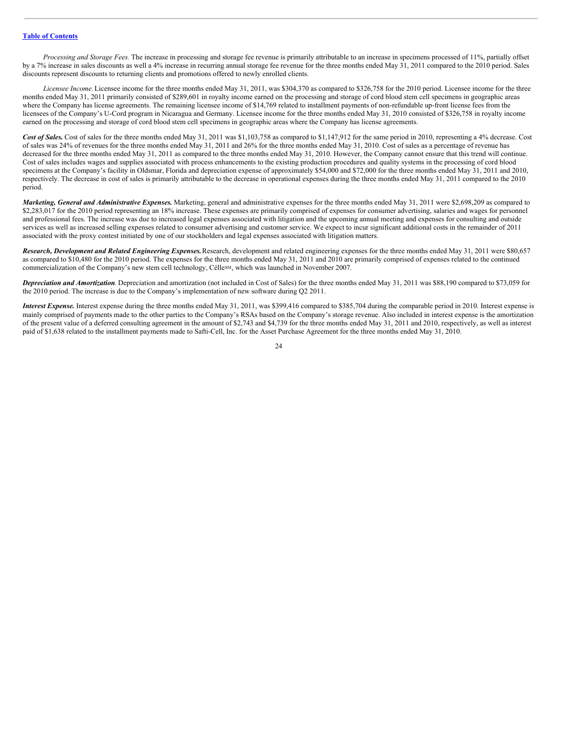*Processing and Storage Fees.* The increase in processing and storage fee revenue is primarily attributable to an increase in specimens processed of 11%, partially offset by a 7% increase in sales discounts as well a 4% increase in recurring annual storage fee revenue for the three months ended May 31, 2011 compared to the 2010 period. Sales discounts represent discounts to returning clients and promotions offered to newly enrolled clients.

*Licensee Income.* Licensee income for the three months ended May 31, 2011, was $304,370 as compared to $326,758 for the 2010 period. Licensee income for the three months ended May 31, 2011 primarily consisted of $289,601 in royalty income earned on the processing and storage of cord blood stem cell specimens in geographic areas where the Company has license agreements. The remaining licensee income of $14,769 related to installment payments of non-refundable up-front license fees from the licensees of the Company's U-Cord program in Nicaragua and Germany. Licensee income for the three months ended May 31, 2010 consisted of $326,758 in royalty income earned on the processing and storage of cord blood stem cell specimens in geographic areas where the Company has license agreements.

***Cost of Sales.*** Cost of sales for the three months ended May 31, 2011 was $1,103,758 as compared to $1,147,912 for the same period in 2010, representing a 4% decrease. Cost of sales was 24% of revenues for the three months ended May 31, 2011 and 26% for the three months ended May 31, 2010. Cost of sales as a percentage of revenue has decreased for the three months ended May 31, 2011 as compared to the three months ended May 31, 2010. However, the Company cannot ensure that this trend will continue. Cost of sales includes wages and supplies associated with process enhancements to the existing production procedures and quality systems in the processing of cord blood specimens at the Company's facility in Oldsmar, Florida and depreciation expense of approximately $54,000 and $72,000 for the three months ended May 31, 2011 and 2010, respectively. The decrease in cost of sales is primarily attributable to the decrease in operational expenses during the three months ended May 31, 2011 compared to the 2010 period.

***Marketing, General and Administrative Expenses.*** Marketing, general and administrative expenses for the three months ended May 31, 2011 were $2,698,209 as compared to $2,283,017 for the 2010 period representing an 18% increase. These expenses are primarily comprised of expenses for consumer advertising, salaries and wages for personnel and professional fees. The increase was due to increased legal expenses associated with litigation and the upcoming annual meeting and expenses for consulting and outside services as well as increased selling expenses related to consumer advertising and customer service. We expect to incur significant additional costs in the remainder of 2011 associated with the proxy contest initiated by one of our stockholders and legal expenses associated with litigation matters.

***Research, Development and Related Engineering Expenses.*** Research, development and related engineering expenses for the three months ended May 31, 2011 were $80,657 as compared to $10,480 for the 2010 period. The expenses for the three months ended May 31, 2011 and 2010 are primarily comprised of expenses related to the continued commercialization of the Company's new stem cell technology, Célle[SM], which was launched in November 2007.

***Depreciation and Amortization****.* Depreciation and amortization (not included in Cost of Sales) for the three months ended May 31, 2011 was $88,190 compared to $73,059 for the 2010 period. The increase is due to the Company's implementation of new software during Q2 2011.

***Interest Expense.*** Interest expense during the three months ended May 31, 2011, was $399,416 compared to $385,704 during the comparable period in 2010. Interest expense is mainly comprised of payments made to the other parties to the Company's RSAs based on the Company's storage revenue. Also included in interest expense is the amortization of the present value of a deferred consulting agreement in the amount of $2,743 and $4,739 for the three months ended May 31, 2011 and 2010, respectively, as well as interest paid of $1,638 related to the installment payments made to Safti-Cell, Inc. for the Asset Purchase Agreement for the three months ended May 31, 2010.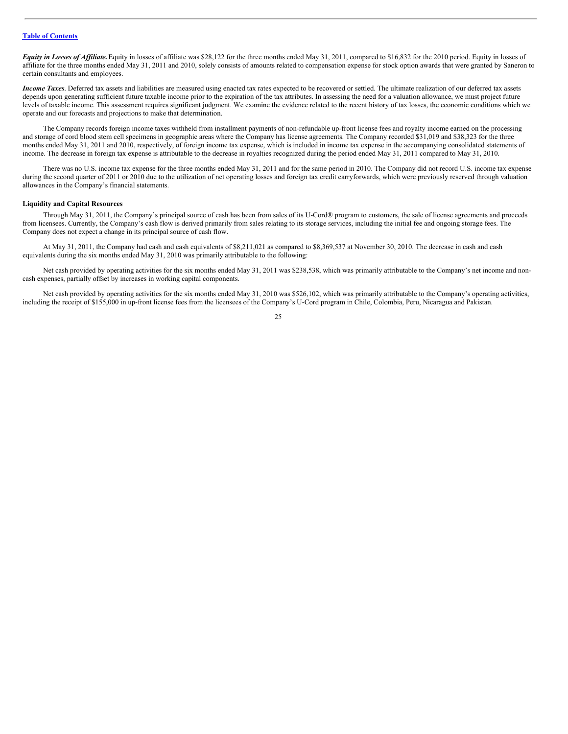***Equity in Losses of Affiliate.*** Equity in losses of affiliate was $28,122 for the three months ended May 31, 2011, compared to $16,832 for the 2010 period. Equity in losses of affiliate for the three months ended May 31, 2011 and 2010, solely consists of amounts related to compensation expense for stock option awards that were granted by Saneron to certain consultants and employees.

***Income Taxes***. Deferred tax assets and liabilities are measured using enacted tax rates expected to be recovered or settled. The ultimate realization of our deferred tax assets depends upon generating sufficient future taxable income prior to the expiration of the tax attributes. In assessing the need for a valuation allowance, we must project future levels of taxable income. This assessment requires significant judgment. We examine the evidence related to the recent history of tax losses, the economic conditions which we operate and our forecasts and projections to make that determination.

The Company records foreign income taxes withheld from installment payments of non-refundable up-front license fees and royalty income earned on the processing and storage of cord blood stem cell specimens in geographic areas where the Company has license agreements. The Company recorded $31,019 and $38,323 for the three months ended May 31, 2011 and 2010, respectively, of foreign income tax expense, which is included in income tax expense in the accompanying consolidated statements of income. The decrease in foreign tax expense is attributable to the decrease in royalties recognized during the period ended May 31, 2011 compared to May 31, 2010.

There was no U.S. income tax expense for the three months ended May 31, 2011 and for the same period in 2010. The Company did not record U.S. income tax expense during the second quarter of 2011 or 2010 due to the utilization of net operating losses and foreign tax credit carryforwards, which were previously reserved through valuation allowances in the Company's financial statements.

**Liquidity and Capital Resources**

Through May 31, 2011, the Company's principal source of cash has been from sales of its U-Cord® program to customers, the sale of license agreements and proceeds from licensees. Currently, the Company's cash flow is derived primarily from sales relating to its storage services, including the initial fee and ongoing storage fees. The Company does not expect a change in its principal source of cash flow.

At May 31, 2011, the Company had cash and cash equivalents of $8,211,021 as compared to $8,369,537 at November 30, 2010. The decrease in cash and cash equivalents during the six months ended May 31, 2010 was primarily attributable to the following:

Net cash provided by operating activities for the six months ended May 31, 2011 was $238,538, which was primarily attributable to the Company's net income and non-cash expenses, partially offset by increases in working capital components.

Net cash provided by operating activities for the six months ended May 31, 2010 was $526,102, which was primarily attributable to the Company's operating activities, including the receipt of $155,000 in up-front license fees from the licensees of the Company's U-Cord program in Chile, Colombia, Peru, Nicaragua and Pakistan.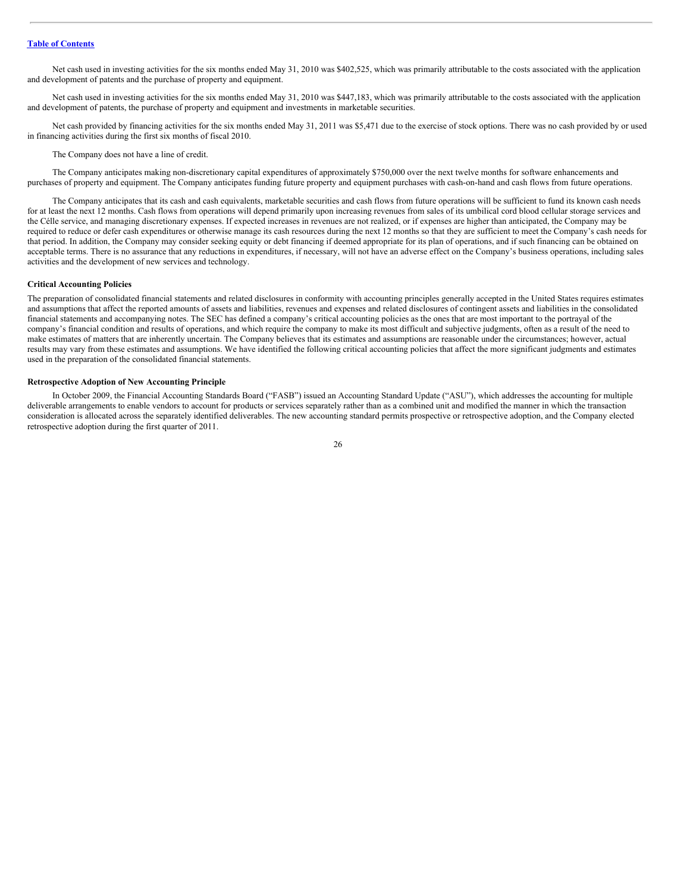Net cash used in investing activities for the six months ended May 31, 2010 was $402,525, which was primarily attributable to the costs associated with the application and development of patents and the purchase of property and equipment.

Net cash used in investing activities for the six months ended May 31, 2010 was $447,183, which was primarily attributable to the costs associated with the application and development of patents, the purchase of property and equipment and investments in marketable securities.

Net cash provided by financing activities for the six months ended May 31, 2011 was $5,471 due to the exercise of stock options. There was no cash provided by or used in financing activities during the first six months of fiscal 2010.

The Company does not have a line of credit.

The Company anticipates making non-discretionary capital expenditures of approximately $750,000 over the next twelve months for software enhancements and purchases of property and equipment. The Company anticipates funding future property and equipment purchases with cash-on-hand and cash flows from future operations.

The Company anticipates that its cash and cash equivalents, marketable securities and cash flows from future operations will be sufficient to fund its known cash needs for at least the next 12 months. Cash flows from operations will depend primarily upon increasing revenues from sales of its umbilical cord blood cellular storage services and the Célle service, and managing discretionary expenses. If expected increases in revenues are not realized, or if expenses are higher than anticipated, the Company may be required to reduce or defer cash expenditures or otherwise manage its cash resources during the next 12 months so that they are sufficient to meet the Company's cash needs for that period. In addition, the Company may consider seeking equity or debt financing if deemed appropriate for its plan of operations, and if such financing can be obtained on acceptable terms. There is no assurance that any reductions in expenditures, if necessary, will not have an adverse effect on the Company's business operations, including sales activities and the development of new services and technology.

**Critical Accounting Policies**

The preparation of consolidated financial statements and related disclosures in conformity with accounting principles generally accepted in the United States requires estimates and assumptions that affect the reported amounts of assets and liabilities, revenues and expenses and related disclosures of contingent assets and liabilities in the consolidated financial statements and accompanying notes. The SEC has defined a company's critical accounting policies as the ones that are most important to the portrayal of the company's financial condition and results of operations, and which require the company to make its most difficult and subjective judgments, often as a result of the need to make estimates of matters that are inherently uncertain. The Company believes that its estimates and assumptions are reasonable under the circumstances; however, actual results may vary from these estimates and assumptions. We have identified the following critical accounting policies that affect the more significant judgments and estimates used in the preparation of the consolidated financial statements.

**Retrospective Adoption of New Accounting Principle**

In October 2009, the Financial Accounting Standards Board ("FASB") issued an Accounting Standard Update ("ASU"), which addresses the accounting for multiple deliverable arrangements to enable vendors to account for products or services separately rather than as a combined unit and modified the manner in which the transaction consideration is allocated across the separately identified deliverables. The new accounting standard permits prospective or retrospective adoption, and the Company elected retrospective adoption during the first quarter of 2011.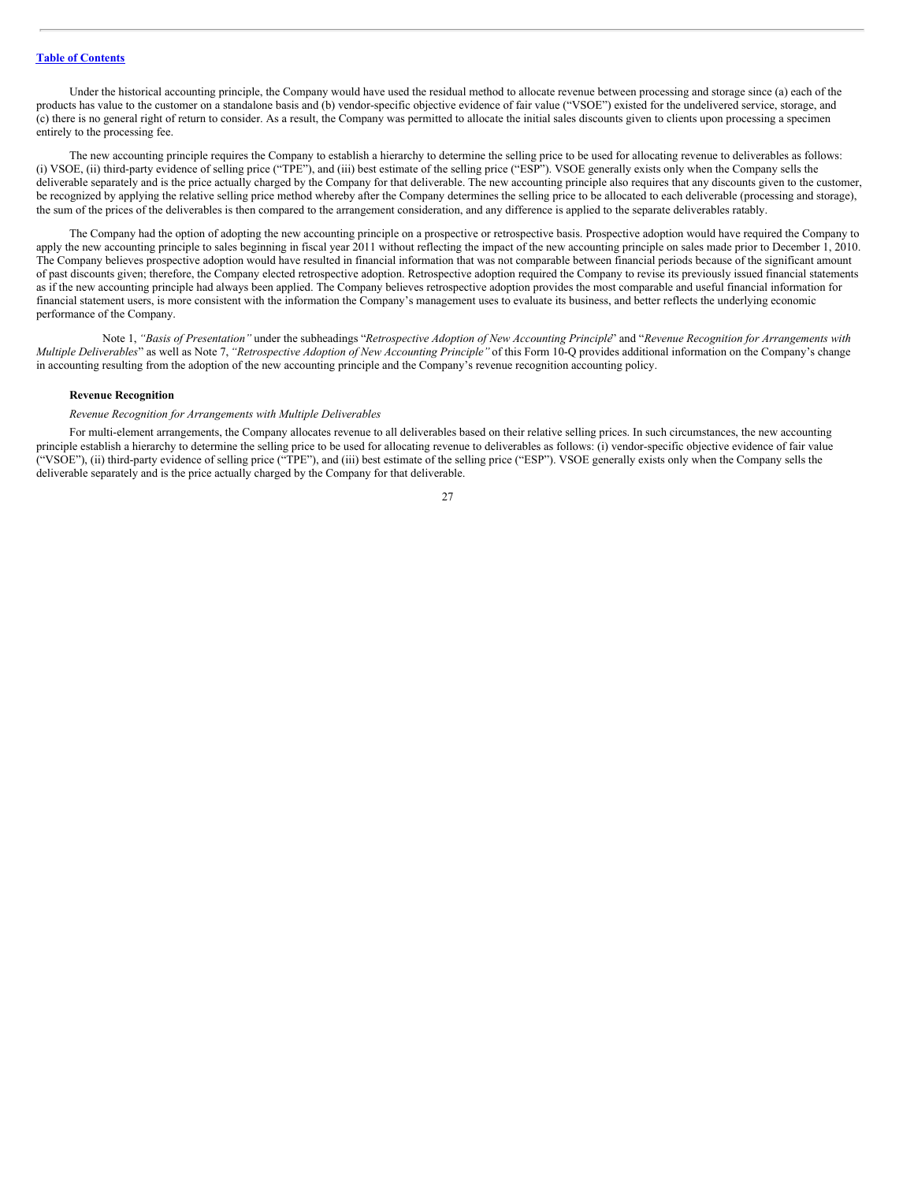Under the historical accounting principle, the Company would have used the residual method to allocate revenue between processing and storage since (a) each of the products has value to the customer on a standalone basis and (b) vendor-specific objective evidence of fair value ("VSOE") existed for the undelivered service, storage, and (c) there is no general right of return to consider. As a result, the Company was permitted to allocate the initial sales discounts given to clients upon processing a specimen entirely to the processing fee.

The new accounting principle requires the Company to establish a hierarchy to determine the selling price to be used for allocating revenue to deliverables as follows: (i) VSOE, (ii) third-party evidence of selling price ("TPE"), and (iii) best estimate of the selling price ("ESP"). VSOE generally exists only when the Company sells the deliverable separately and is the price actually charged by the Company for that deliverable. The new accounting principle also requires that any discounts given to the customer, be recognized by applying the relative selling price method whereby after the Company determines the selling price to be allocated to each deliverable (processing and storage), the sum of the prices of the deliverables is then compared to the arrangement consideration, and any difference is applied to the separate deliverables ratably.

The Company had the option of adopting the new accounting principle on a prospective or retrospective basis. Prospective adoption would have required the Company to apply the new accounting principle to sales beginning in fiscal year 2011 without reflecting the impact of the new accounting principle on sales made prior to December 1, 2010. The Company believes prospective adoption would have resulted in financial information that was not comparable between financial periods because of the significant amount of past discounts given; therefore, the Company elected retrospective adoption. Retrospective adoption required the Company to revise its previously issued financial statements as if the new accounting principle had always been applied. The Company believes retrospective adoption provides the most comparable and useful financial information for financial statement users, is more consistent with the information the Company's management uses to evaluate its business, and better reflects the underlying economic performance of the Company.

Note 1, *"Basis of Presentation"* under the subheadings "*Retrospective Adoption of New Accounting Principle*" and "*Revenue Recognition for Arrangements with Multiple Deliverables*" as well as Note 7, *"Retrospective Adoption of New Accounting Principle"* of this Form 10-Q provides additional information on the Company's change in accounting resulting from the adoption of the new accounting principle and the Company's revenue recognition accounting policy.

**Revenue Recognition**

*Revenue Recognition for Arrangements with Multiple Deliverables*

For multi-element arrangements, the Company allocates revenue to all deliverables based on their relative selling prices. In such circumstances, the new accounting principle establish a hierarchy to determine the selling price to be used for allocating revenue to deliverables as follows: (i) vendor-specific objective evidence of fair value ("VSOE"), (ii) third-party evidence of selling price ("TPE"), and (iii) best estimate of the selling price ("ESP"). VSOE generally exists only when the Company sells the deliverable separately and is the price actually charged by the Company for that deliverable.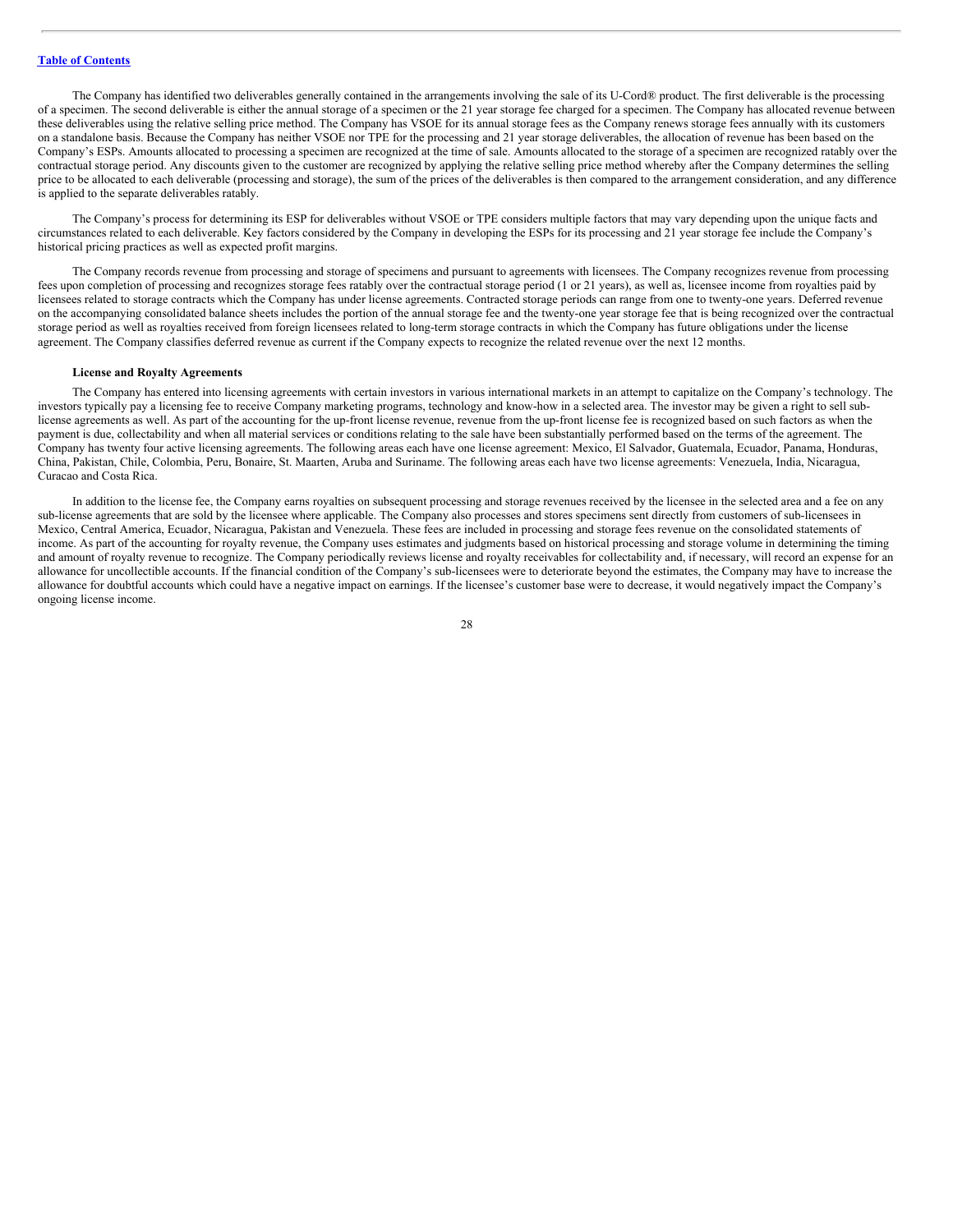The Company has identified two deliverables generally contained in the arrangements involving the sale of its U-Cord® product. The first deliverable is the processing of a specimen. The second deliverable is either the annual storage of a specimen or the 21 year storage fee charged for a specimen. The Company has allocated revenue between these deliverables using the relative selling price method. The Company has VSOE for its annual storage fees as the Company renews storage fees annually with its customers on a standalone basis. Because the Company has neither VSOE nor TPE for the processing and 21 year storage deliverables, the allocation of revenue has been based on the Company's ESPs. Amounts allocated to processing a specimen are recognized at the time of sale. Amounts allocated to the storage of a specimen are recognized ratably over the contractual storage period. Any discounts given to the customer are recognized by applying the relative selling price method whereby after the Company determines the selling price to be allocated to each deliverable (processing and storage), the sum of the prices of the deliverables is then compared to the arrangement consideration, and any difference is applied to the separate deliverables ratably.

The Company's process for determining its ESP for deliverables without VSOE or TPE considers multiple factors that may vary depending upon the unique facts and circumstances related to each deliverable. Key factors considered by the Company in developing the ESPs for its processing and 21 year storage fee include the Company's historical pricing practices as well as expected profit margins.

The Company records revenue from processing and storage of specimens and pursuant to agreements with licensees. The Company recognizes revenue from processing fees upon completion of processing and recognizes storage fees ratably over the contractual storage period (1 or 21 years), as well as, licensee income from royalties paid by licensees related to storage contracts which the Company has under license agreements. Contracted storage periods can range from one to twenty-one years. Deferred revenue on the accompanying consolidated balance sheets includes the portion of the annual storage fee and the twenty-one year storage fee that is being recognized over the contractual storage period as well as royalties received from foreign licensees related to long-term storage contracts in which the Company has future obligations under the license agreement. The Company classifies deferred revenue as current if the Company expects to recognize the related revenue over the next 12 months.

**License and Royalty Agreements**

The Company has entered into licensing agreements with certain investors in various international markets in an attempt to capitalize on the Company's technology. The investors typically pay a licensing fee to receive Company marketing programs, technology and know-how in a selected area. The investor may be given a right to sell sub-license agreements as well. As part of the accounting for the up-front license revenue, revenue from the up-front license fee is recognized based on such factors as when the payment is due, collectability and when all material services or conditions relating to the sale have been substantially performed based on the terms of the agreement. The Company has twenty four active licensing agreements. The following areas each have one license agreement: Mexico, El Salvador, Guatemala, Ecuador, Panama, Honduras, China, Pakistan, Chile, Colombia, Peru, Bonaire, St. Maarten, Aruba and Suriname. The following areas each have two license agreements: Venezuela, India, Nicaragua, Curacao and Costa Rica.

In addition to the license fee, the Company earns royalties on subsequent processing and storage revenues received by the licensee in the selected area and a fee on any sub-license agreements that are sold by the licensee where applicable. The Company also processes and stores specimens sent directly from customers of sub-licensees in Mexico, Central America, Ecuador, Nicaragua, Pakistan and Venezuela. These fees are included in processing and storage fees revenue on the consolidated statements of income. As part of the accounting for royalty revenue, the Company uses estimates and judgments based on historical processing and storage volume in determining the timing and amount of royalty revenue to recognize. The Company periodically reviews license and royalty receivables for collectability and, if necessary, will record an expense for an allowance for uncollectible accounts. If the financial condition of the Company's sub-licensees were to deteriorate beyond the estimates, the Company may have to increase the allowance for doubtful accounts which could have a negative impact on earnings. If the licensee's customer base were to decrease, it would negatively impact the Company's ongoing license income.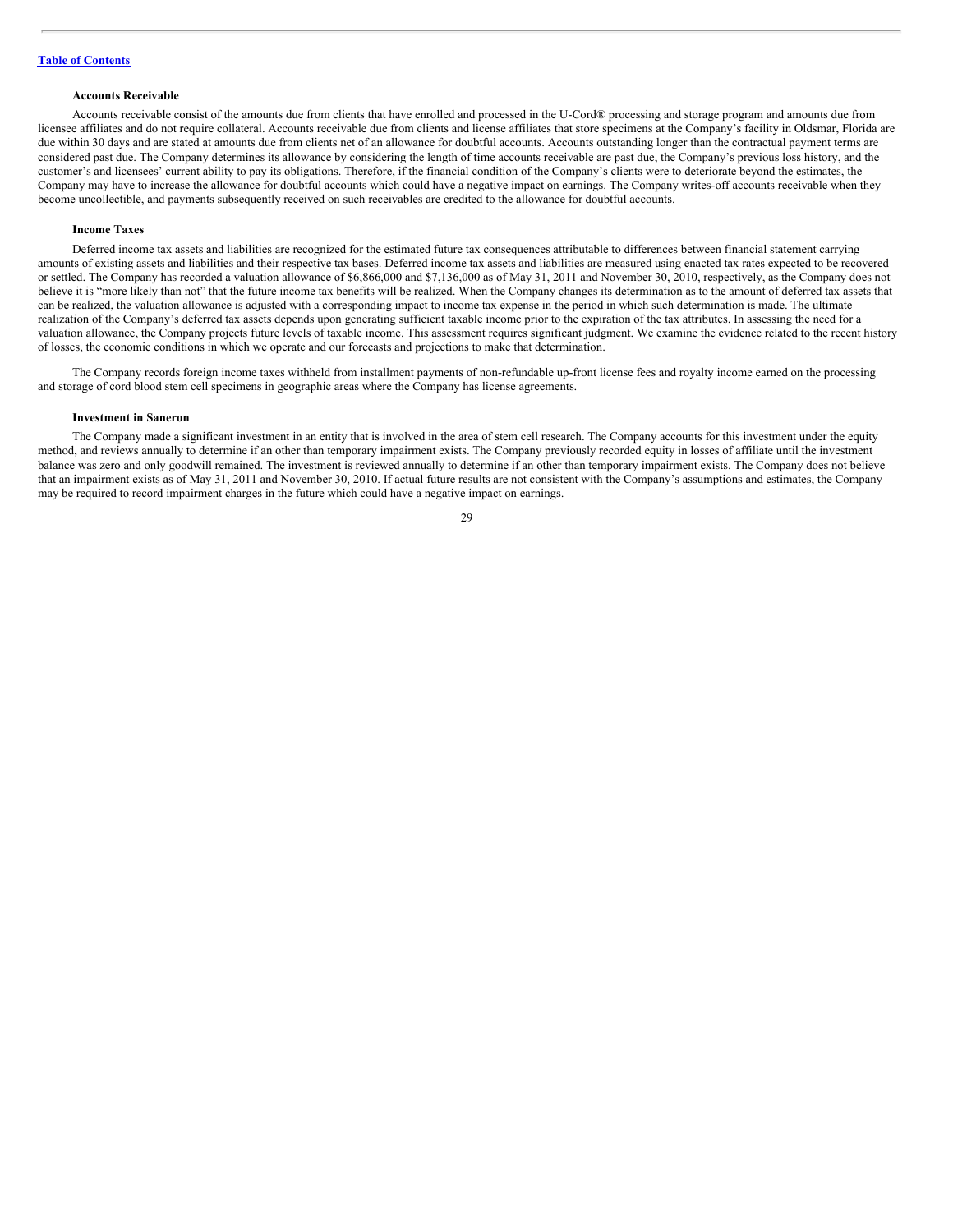**Accounts Receivable**

Accounts receivable consist of the amounts due from clients that have enrolled and processed in the U-Cord® processing and storage program and amounts due from licensee affiliates and do not require collateral. Accounts receivable due from clients and license affiliates that store specimens at the Company's facility in Oldsmar, Florida are due within 30 days and are stated at amounts due from clients net of an allowance for doubtful accounts. Accounts outstanding longer than the contractual payment terms are considered past due. The Company determines its allowance by considering the length of time accounts receivable are past due, the Company's previous loss history, and the customer's and licensees' current ability to pay its obligations. Therefore, if the financial condition of the Company's clients were to deteriorate beyond the estimates, the Company may have to increase the allowance for doubtful accounts which could have a negative impact on earnings. The Company writes-off accounts receivable when they become uncollectible, and payments subsequently received on such receivables are credited to the allowance for doubtful accounts.

**Income Taxes**

Deferred income tax assets and liabilities are recognized for the estimated future tax consequences attributable to differences between financial statement carrying amounts of existing assets and liabilities and their respective tax bases. Deferred income tax assets and liabilities are measured using enacted tax rates expected to be recovered or settled. The Company has recorded a valuation allowance of $6,866,000 and $7,136,000 as of May 31, 2011 and November 30, 2010, respectively, as the Company does not believe it is "more likely than not" that the future income tax benefits will be realized. When the Company changes its determination as to the amount of deferred tax assets that can be realized, the valuation allowance is adjusted with a corresponding impact to income tax expense in the period in which such determination is made. The ultimate realization of the Company's deferred tax assets depends upon generating sufficient taxable income prior to the expiration of the tax attributes. In assessing the need for a valuation allowance, the Company projects future levels of taxable income. This assessment requires significant judgment. We examine the evidence related to the recent history of losses, the economic conditions in which we operate and our forecasts and projections to make that determination.

The Company records foreign income taxes withheld from installment payments of non-refundable up-front license fees and royalty income earned on the processing and storage of cord blood stem cell specimens in geographic areas where the Company has license agreements.

**Investment in Saneron**

The Company made a significant investment in an entity that is involved in the area of stem cell research. The Company accounts for this investment under the equity method, and reviews annually to determine if an other than temporary impairment exists. The Company previously recorded equity in losses of affiliate until the investment balance was zero and only goodwill remained. The investment is reviewed annually to determine if an other than temporary impairment exists. The Company does not believe that an impairment exists as of May 31, 2011 and November 30, 2010. If actual future results are not consistent with the Company's assumptions and estimates, the Company may be required to record impairment charges in the future which could have a negative impact on earnings.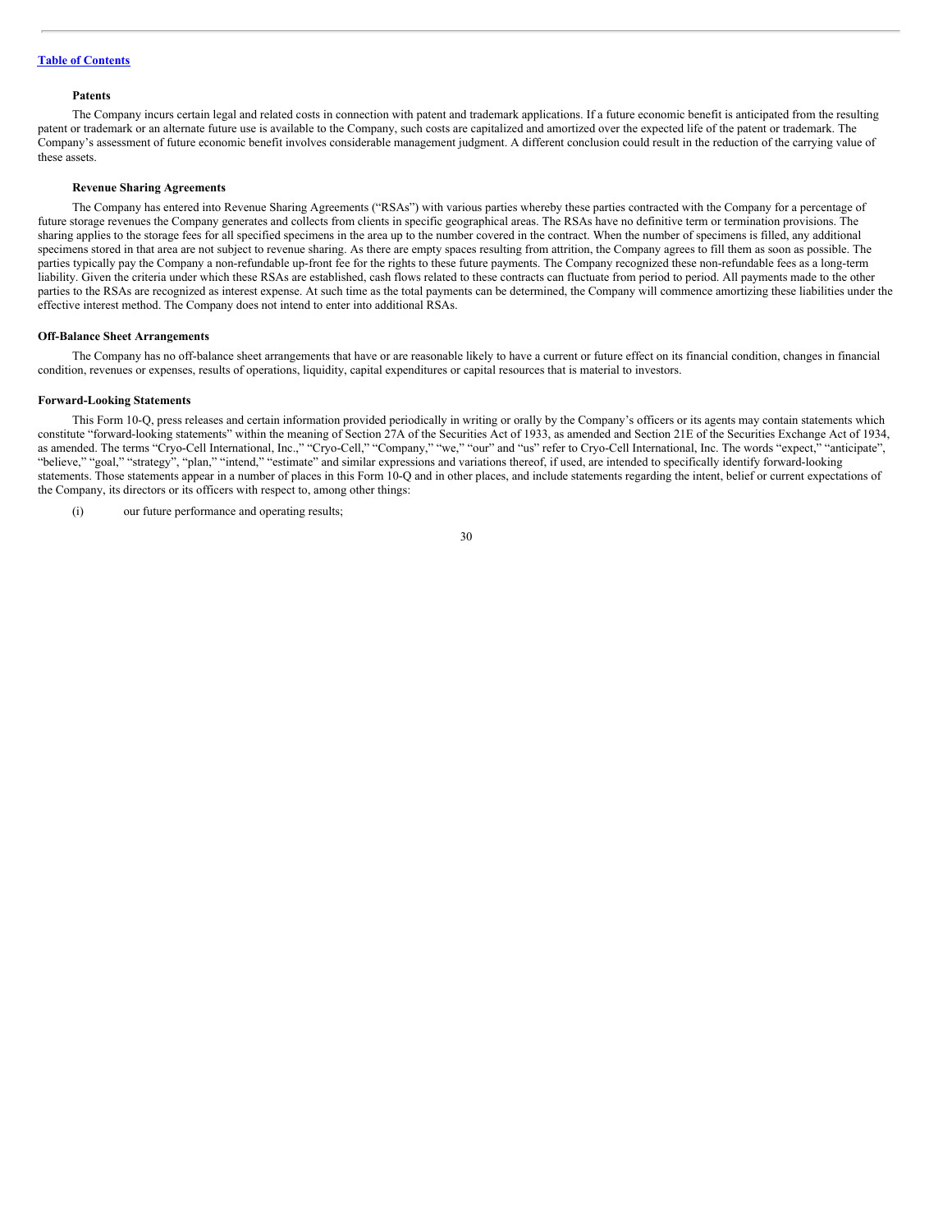[Table of Contents](#)

#### Patents

The Company incurs certain legal and related costs in connection with patent and trademark applications. If a future economic benefit is anticipated from the resulting patent or trademark or an alternate future use is available to the Company, such costs are capitalized and amortized over the expected life of the patent or trademark. The Company's assessment of future economic benefit involves considerable management judgment. A different conclusion could result in the reduction of the carrying value of these assets.

#### Revenue Sharing Agreements

The Company has entered into Revenue Sharing Agreements ("RSAs") with various parties whereby these parties contracted with the Company for a percentage of future storage revenues the Company generates and collects from clients in specific geographical areas. The RSAs have no definitive term or termination provisions. The sharing applies to the storage fees for all specified specimens in the area up to the number covered in the contract. When the number of specimens is filled, any additional specimens stored in that area are not subject to revenue sharing. As there are empty spaces resulting from attrition, the Company agrees to fill them as soon as possible. The parties typically pay the Company a non-refundable up-front fee for the rights to these future payments. The Company recognized these non-refundable fees as a long-term liability. Given the criteria under which these RSAs are established, cash flows related to these contracts can fluctuate from period to period. All payments made to the other parties to the RSAs are recognized as interest expense. At such time as the total payments can be determined, the Company will commence amortizing these liabilities under the effective interest method. The Company does not intend to enter into additional RSAs.

### Off-Balance Sheet Arrangements

The Company has no off-balance sheet arrangements that have or are reasonable likely to have a current or future effect on its financial condition, changes in financial condition, revenues or expenses, results of operations, liquidity, capital expenditures or capital resources that is material to investors.

### Forward-Looking Statements

This Form 10-Q, press releases and certain information provided periodically in writing or orally by the Company's officers or its agents may contain statements which constitute "forward-looking statements" within the meaning of Section 27A of the Securities Act of 1933, as amended and Section 21E of the Securities Exchange Act of 1934, as amended. The terms "Cryo-Cell International, Inc.," "Cryo-Cell," "Company," "we," "our" and "us" refer to Cryo-Cell International, Inc. The words "expect," "anticipate", "believe," "goal," "strategy", "plan," "intend," "estimate" and similar expressions and variations thereof, if used, are intended to specifically identify forward-looking statements. Those statements appear in a number of places in this Form 10-Q and in other places, and include statements regarding the intent, belief or current expectations of the Company, its directors or its officers with respect to, among other things:

(i) our future performance and operating results;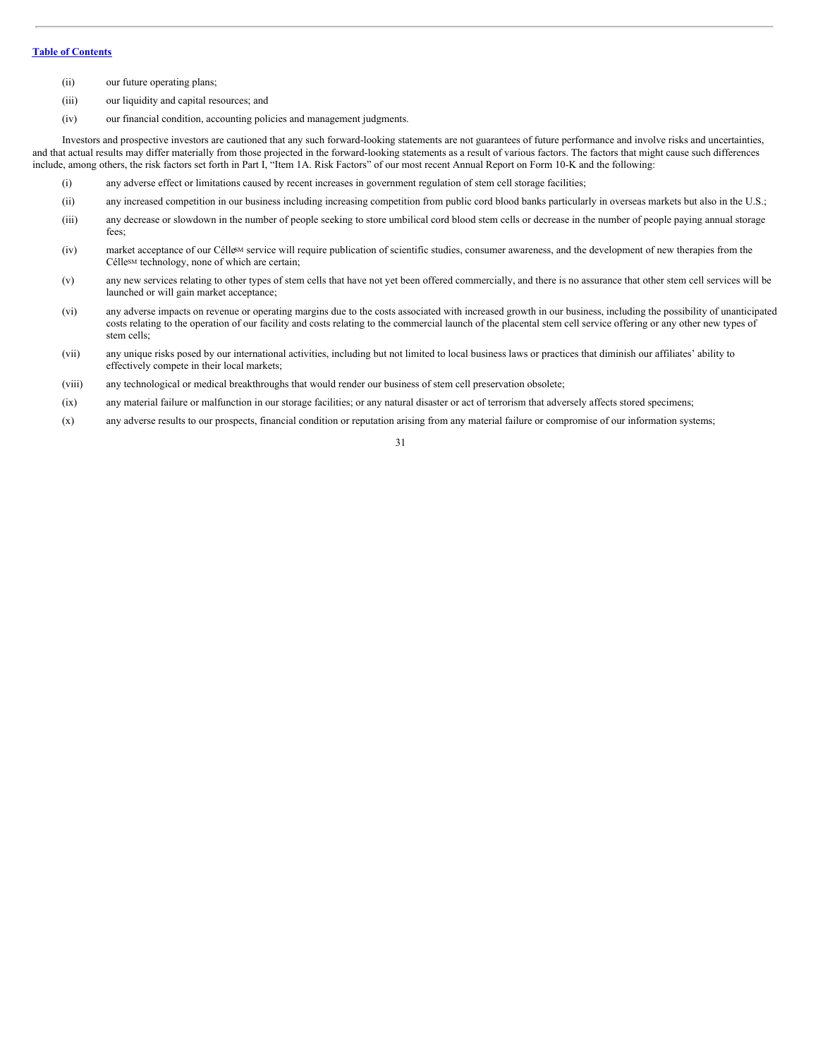[Table of Contents]

(ii) our future operating plans;

(iii) our liquidity and capital resources; and

(iv) our financial condition, accounting policies and management judgments.

Investors and prospective investors are cautioned that any such forward-looking statements are not guarantees of future performance and involve risks and uncertainties, and that actual results may differ materially from those projected in the forward-looking statements as a result of various factors. The factors that might cause such differences include, among others, the risk factors set forth in Part I, "Item 1A. Risk Factors" of our most recent Annual Report on Form 10-K and the following:

(i) any adverse effect or limitations caused by recent increases in government regulation of stem cell storage facilities;

(ii) any increased competition in our business including increasing competition from public cord blood banks particularly in overseas markets but also in the U.S.;

(iii) any decrease or slowdown in the number of people seeking to store umbilical cord blood stem cells or decrease in the number of people paying annual storage fees;

(iv) market acceptance of our Célle[SM] service will require publication of scientific studies, consumer awareness, and the development of new therapies from the Célle[SM] technology, none of which are certain;

(v) any new services relating to other types of stem cells that have not yet been offered commercially, and there is no assurance that other stem cell services will be launched or will gain market acceptance;

(vi) any adverse impacts on revenue or operating margins due to the costs associated with increased growth in our business, including the possibility of unanticipated costs relating to the operation of our facility and costs relating to the commercial launch of the placental stem cell service offering or any other new types of stem cells;

(vii) any unique risks posed by our international activities, including but not limited to local business laws or practices that diminish our affiliates' ability to effectively compete in their local markets;

(viii) any technological or medical breakthroughs that would render our business of stem cell preservation obsolete;

(ix) any material failure or malfunction in our storage facilities; or any natural disaster or act of terrorism that adversely affects stored specimens;

(x) any adverse results to our prospects, financial condition or reputation arising from any material failure or compromise of our information systems;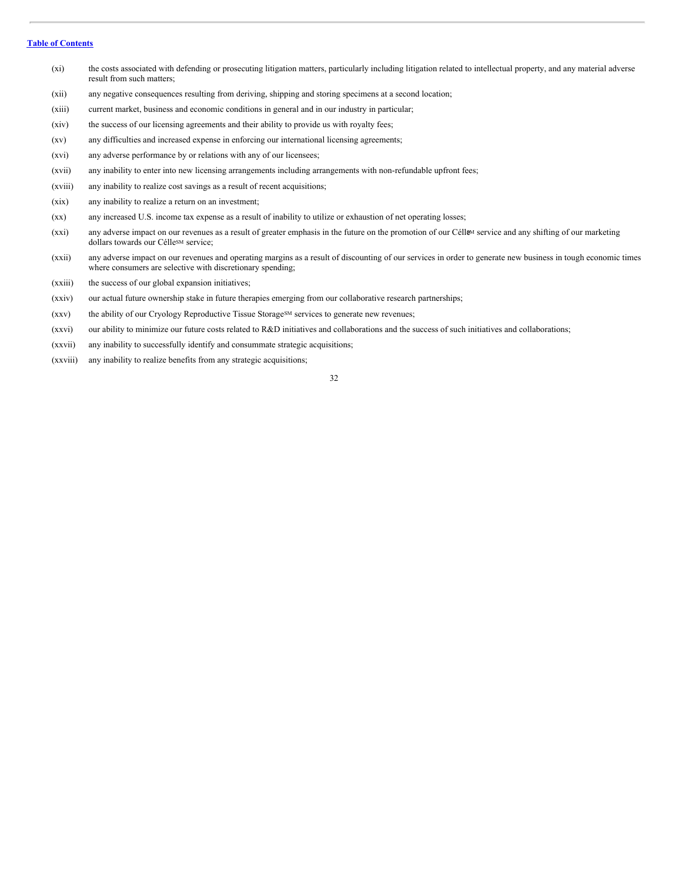[Table of Contents](#)

(xi) the costs associated with defending or prosecuting litigation matters, particularly including litigation related to intellectual property, and any material adverse result from such matters;

(xii) any negative consequences resulting from deriving, shipping and storing specimens at a second location;

(xiii) current market, business and economic conditions in general and in our industry in particular;

(xiv) the success of our licensing agreements and their ability to provide us with royalty fees;

(xv) any difficulties and increased expense in enforcing our international licensing agreements;

(xvi) any adverse performance by or relations with any of our licensees;

(xvii) any inability to enter into new licensing arrangements including arrangements with non-refundable upfront fees;

(xviii) any inability to realize cost savings as a result of recent acquisitions;

(xix) any inability to realize a return on an investment;

(xx) any increased U.S. income tax expense as a result of inability to utilize or exhaustion of net operating losses;

(xxi) any adverse impact on our revenues as a result of greater emphasis in the future on the promotion of our Célle℠ service and any shifting of our marketing dollars towards our Célle℠ service;

(xxii) any adverse impact on our revenues and operating margins as a result of discounting of our services in order to generate new business in tough economic times where consumers are selective with discretionary spending;

(xxiii) the success of our global expansion initiatives;

(xxiv) our actual future ownership stake in future therapies emerging from our collaborative research partnerships;

(xxv) the ability of our Cryology Reproductive Tissue Storage℠ services to generate new revenues;

(xxvi) our ability to minimize our future costs related to R&D initiatives and collaborations and the success of such initiatives and collaborations;

(xxvii) any inability to successfully identify and consummate strategic acquisitions;

(xxviii) any inability to realize benefits from any strategic acquisitions;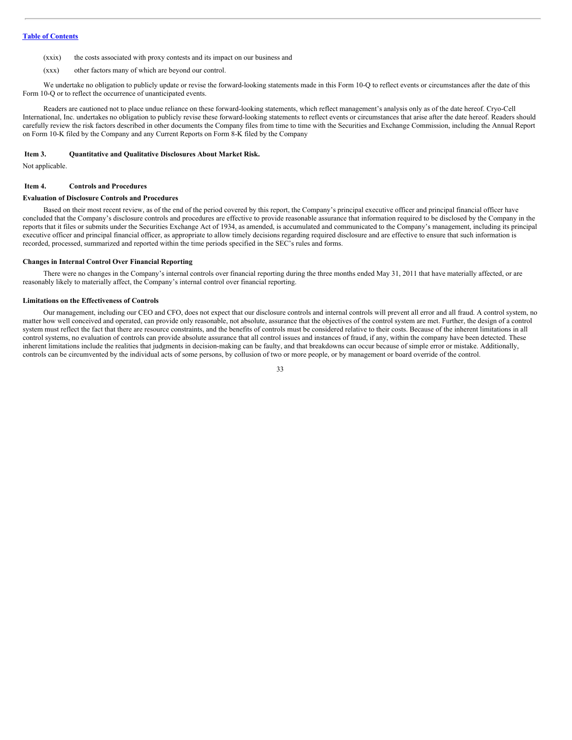(xxix) the costs associated with proxy contests and its impact on our business and

(xxx) other factors many of which are beyond our control.

We undertake no obligation to publicly update or revise the forward-looking statements made in this Form 10-Q to reflect events or circumstances after the date of this Form 10-Q or to reflect the occurrence of unanticipated events.

Readers are cautioned not to place undue reliance on these forward-looking statements, which reflect management's analysis only as of the date hereof. Cryo-Cell International, Inc. undertakes no obligation to publicly revise these forward-looking statements to reflect events or circumstances that arise after the date hereof. Readers should carefully review the risk factors described in other documents the Company files from time to time with the Securities and Exchange Commission, including the Annual Report on Form 10-K filed by the Company and any Current Reports on Form 8-K filed by the Company

## Item 3. Quantitative and Qualitative Disclosures About Market Risk.

Not applicable.

## Item 4. Controls and Procedures

**Evaluation of Disclosure Controls and Procedures**

Based on their most recent review, as of the end of the period covered by this report, the Company's principal executive officer and principal financial officer have concluded that the Company's disclosure controls and procedures are effective to provide reasonable assurance that information required to be disclosed by the Company in the reports that it files or submits under the Securities Exchange Act of 1934, as amended, is accumulated and communicated to the Company's management, including its principal executive officer and principal financial officer, as appropriate to allow timely decisions regarding required disclosure and are effective to ensure that such information is recorded, processed, summarized and reported within the time periods specified in the SEC's rules and forms.

**Changes in Internal Control Over Financial Reporting**

There were no changes in the Company's internal controls over financial reporting during the three months ended May 31, 2011 that have materially affected, or are reasonably likely to materially affect, the Company's internal control over financial reporting.

**Limitations on the Effectiveness of Controls**

Our management, including our CEO and CFO, does not expect that our disclosure controls and internal controls will prevent all error and all fraud. A control system, no matter how well conceived and operated, can provide only reasonable, not absolute, assurance that the objectives of the control system are met. Further, the design of a control system must reflect the fact that there are resource constraints, and the benefits of controls must be considered relative to their costs. Because of the inherent limitations in all control systems, no evaluation of controls can provide absolute assurance that all control issues and instances of fraud, if any, within the company have been detected. These inherent limitations include the realities that judgments in decision-making can be faulty, and that breakdowns can occur because of simple error or mistake. Additionally, controls can be circumvented by the individual acts of some persons, by collusion of two or more people, or by management or board override of the control.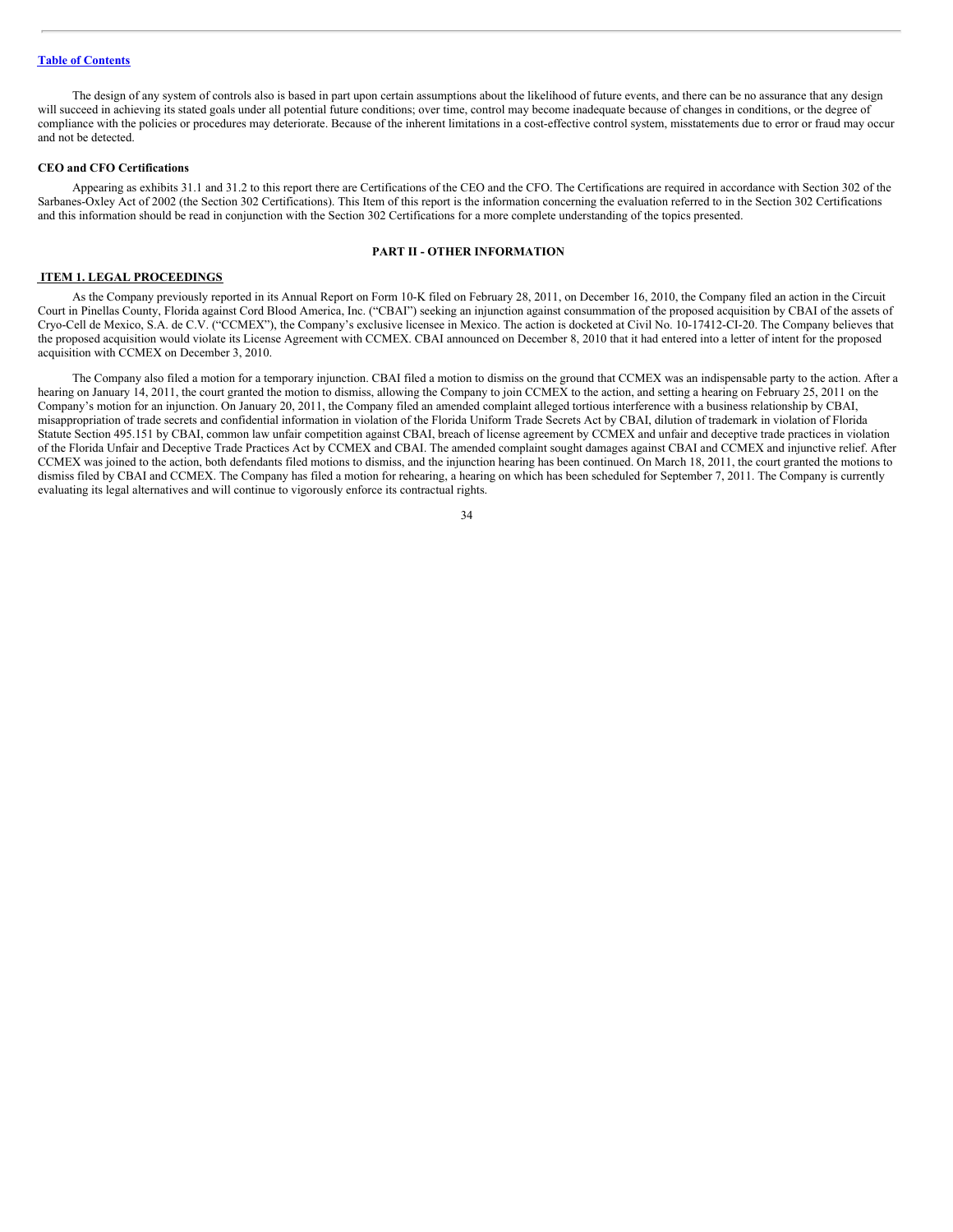The design of any system of controls also is based in part upon certain assumptions about the likelihood of future events, and there can be no assurance that any design will succeed in achieving its stated goals under all potential future conditions; over time, control may become inadequate because of changes in conditions, or the degree of compliance with the policies or procedures may deteriorate. Because of the inherent limitations in a cost-effective control system, misstatements due to error or fraud may occur and not be detected.

**CEO and CFO Certifications**

Appearing as exhibits 31.1 and 31.2 to this report there are Certifications of the CEO and the CFO. The Certifications are required in accordance with Section 302 of the Sarbanes-Oxley Act of 2002 (the Section 302 Certifications). This Item of this report is the information concerning the evaluation referred to in the Section 302 Certifications and this information should be read in conjunction with the Section 302 Certifications for a more complete understanding of the topics presented.

## PART II - OTHER INFORMATION

### ITEM 1. LEGAL PROCEEDINGS

As the Company previously reported in its Annual Report on Form 10-K filed on February 28, 2011, on December 16, 2010, the Company filed an action in the Circuit Court in Pinellas County, Florida against Cord Blood America, Inc. ("CBAI") seeking an injunction against consummation of the proposed acquisition by CBAI of the assets of Cryo-Cell de Mexico, S.A. de C.V. ("CCMEX"), the Company's exclusive licensee in Mexico. The action is docketed at Civil No. 10-17412-CI-20. The Company believes that the proposed acquisition would violate its License Agreement with CCMEX. CBAI announced on December 8, 2010 that it had entered into a letter of intent for the proposed acquisition with CCMEX on December 3, 2010.

The Company also filed a motion for a temporary injunction. CBAI filed a motion to dismiss on the ground that CCMEX was an indispensable party to the action. After a hearing on January 14, 2011, the court granted the motion to dismiss, allowing the Company to join CCMEX to the action, and setting a hearing on February 25, 2011 on the Company's motion for an injunction. On January 20, 2011, the Company filed an amended complaint alleged tortious interference with a business relationship by CBAI, misappropriation of trade secrets and confidential information in violation of the Florida Uniform Trade Secrets Act by CBAI, dilution of trademark in violation of Florida Statute Section 495.151 by CBAI, common law unfair competition against CBAI, breach of license agreement by CCMEX and unfair and deceptive trade practices in violation of the Florida Unfair and Deceptive Trade Practices Act by CCMEX and CBAI. The amended complaint sought damages against CBAI and CCMEX and injunctive relief. After CCMEX was joined to the action, both defendants filed motions to dismiss, and the injunction hearing has been continued. On March 18, 2011, the court granted the motions to dismiss filed by CBAI and CCMEX. The Company has filed a motion for rehearing, a hearing on which has been scheduled for September 7, 2011. The Company is currently evaluating its legal alternatives and will continue to vigorously enforce its contractual rights.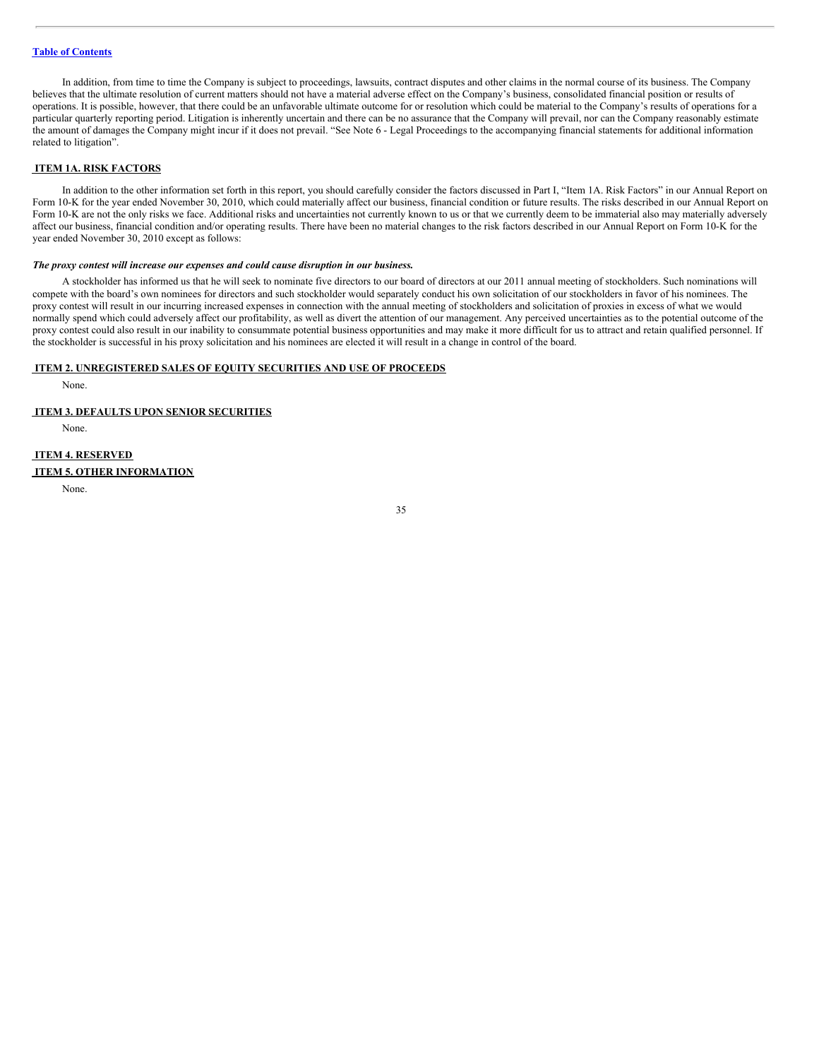In addition, from time to time the Company is subject to proceedings, lawsuits, contract disputes and other claims in the normal course of its business. The Company believes that the ultimate resolution of current matters should not have a material adverse effect on the Company's business, consolidated financial position or results of operations. It is possible, however, that there could be an unfavorable ultimate outcome for or resolution which could be material to the Company's results of operations for a particular quarterly reporting period. Litigation is inherently uncertain and there can be no assurance that the Company will prevail, nor can the Company reasonably estimate the amount of damages the Company might incur if it does not prevail. "See Note 6 - Legal Proceedings to the accompanying financial statements for additional information related to litigation".

## ITEM 1A. RISK FACTORS

In addition to the other information set forth in this report, you should carefully consider the factors discussed in Part I, "Item 1A. Risk Factors" in our Annual Report on Form 10-K for the year ended November 30, 2010, which could materially affect our business, financial condition or future results. The risks described in our Annual Report on Form 10-K are not the only risks we face. Additional risks and uncertainties not currently known to us or that we currently deem to be immaterial also may materially adversely affect our business, financial condition and/or operating results. There have been no material changes to the risk factors described in our Annual Report on Form 10-K for the year ended November 30, 2010 except as follows:

***The proxy contest will increase our expenses and could cause disruption in our business.***

A stockholder has informed us that he will seek to nominate five directors to our board of directors at our 2011 annual meeting of stockholders. Such nominations will compete with the board's own nominees for directors and such stockholder would separately conduct his own solicitation of our stockholders in favor of his nominees. The proxy contest will result in our incurring increased expenses in connection with the annual meeting of stockholders and solicitation of proxies in excess of what we would normally spend which could adversely affect our profitability, as well as divert the attention of our management. Any perceived uncertainties as to the potential outcome of the proxy contest could also result in our inability to consummate potential business opportunities and may make it more difficult for us to attract and retain qualified personnel. If the stockholder is successful in his proxy solicitation and his nominees are elected it will result in a change in control of the board.

## ITEM 2. UNREGISTERED SALES OF EQUITY SECURITIES AND USE OF PROCEEDS

None.

## ITEM 3. DEFAULTS UPON SENIOR SECURITIES

None.

## ITEM 4. RESERVED

## ITEM 5. OTHER INFORMATION

None.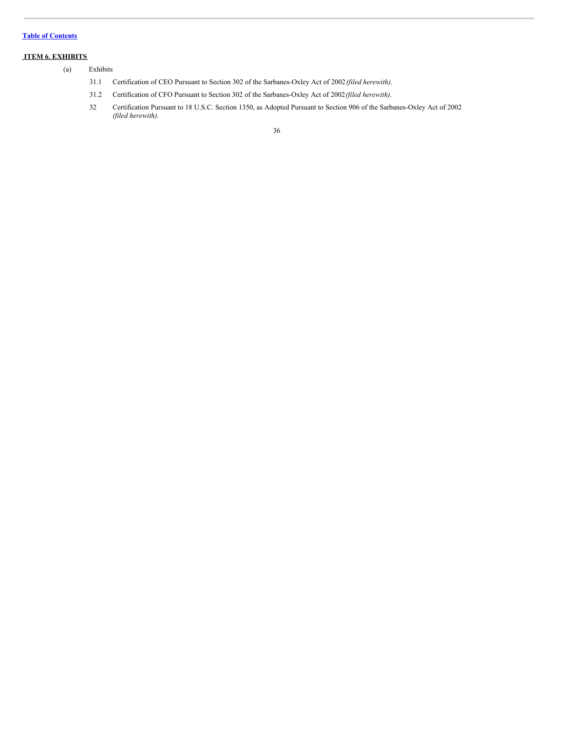[Table of Contents](#)

## ITEM 6. EXHIBITS

(a) Exhibits

31.1 Certification of CEO Pursuant to Section 302 of the Sarbanes-Oxley Act of 2002 *(filed herewith).*

31.2 Certification of CFO Pursuant to Section 302 of the Sarbanes-Oxley Act of 2002 *(filed herewith).*

32 Certification Pursuant to 18 U.S.C. Section 1350, as Adopted Pursuant to Section 906 of the Sarbanes-Oxley Act of 2002 *(filed herewith).*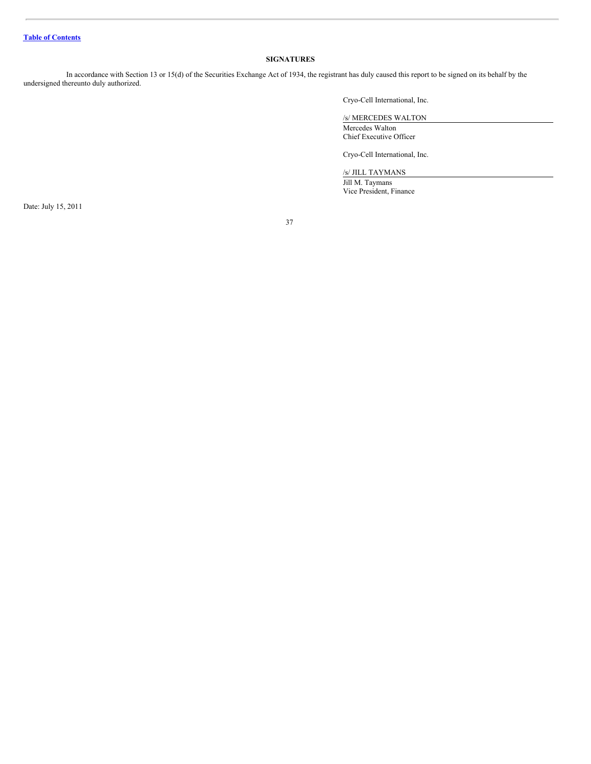[Table of Contents](#)

## SIGNATURES

In accordance with Section 13 or 15(d) of the Securities Exchange Act of 1934, the registrant has duly caused this report to be signed on its behalf by the undersigned thereunto duly authorized.

Cryo-Cell International, Inc.

/s/ MERCEDES WALTON

Mercedes Walton
Chief Executive Officer

Cryo-Cell International, Inc.

/s/ JILL TAYMANS

Jill M. Taymans
Vice President, Finance

Date: July 15, 2011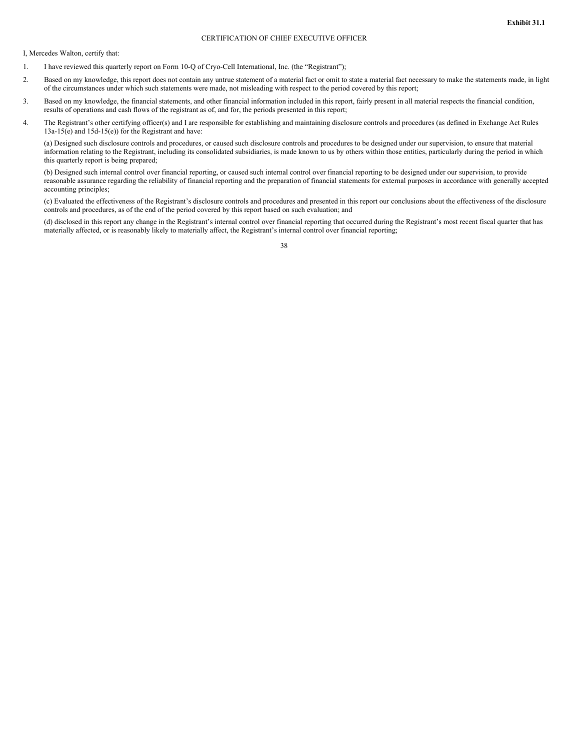**Exhibit 31.1**

CERTIFICATION OF CHIEF EXECUTIVE OFFICER

I, Mercedes Walton, certify that:

1. I have reviewed this quarterly report on Form 10-Q of Cryo-Cell International, Inc. (the "Registrant");

2. Based on my knowledge, this report does not contain any untrue statement of a material fact or omit to state a material fact necessary to make the statements made, in light of the circumstances under which such statements were made, not misleading with respect to the period covered by this report;

3. Based on my knowledge, the financial statements, and other financial information included in this report, fairly present in all material respects the financial condition, results of operations and cash flows of the registrant as of, and for, the periods presented in this report;

4. The Registrant's other certifying officer(s) and I are responsible for establishing and maintaining disclosure controls and procedures (as defined in Exchange Act Rules 13a-15(e) and 15d-15(e)) for the Registrant and have:

   (a) Designed such disclosure controls and procedures, or caused such disclosure controls and procedures to be designed under our supervision, to ensure that material information relating to the Registrant, including its consolidated subsidiaries, is made known to us by others within those entities, particularly during the period in which this quarterly report is being prepared;

   (b) Designed such internal control over financial reporting, or caused such internal control over financial reporting to be designed under our supervision, to provide reasonable assurance regarding the reliability of financial reporting and the preparation of financial statements for external purposes in accordance with generally accepted accounting principles;

   (c) Evaluated the effectiveness of the Registrant's disclosure controls and procedures and presented in this report our conclusions about the effectiveness of the disclosure controls and procedures, as of the end of the period covered by this report based on such evaluation; and

   (d) disclosed in this report any change in the Registrant's internal control over financial reporting that occurred during the Registrant's most recent fiscal quarter that has materially affected, or is reasonably likely to materially affect, the Registrant's internal control over financial reporting;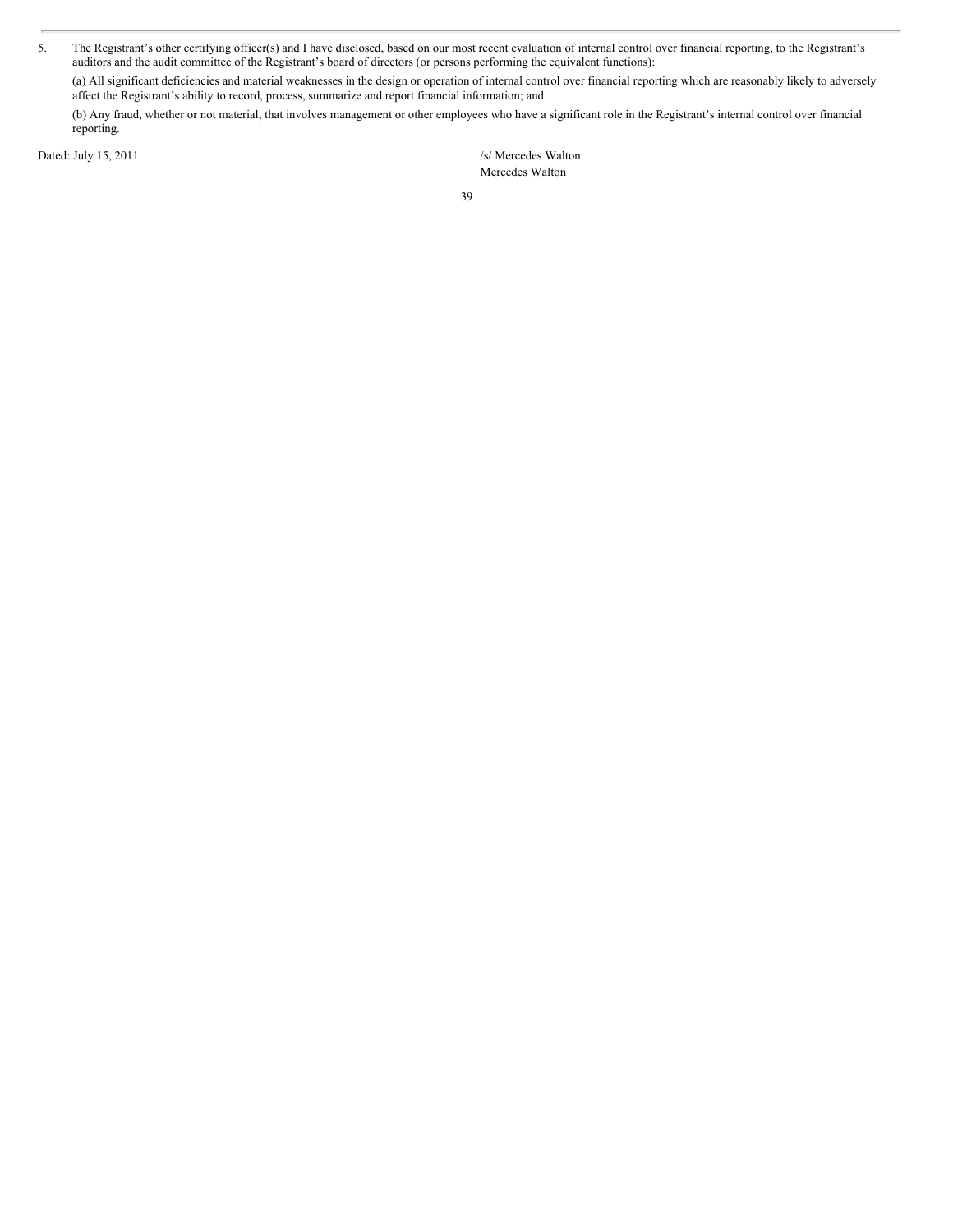5. The Registrant's other certifying officer(s) and I have disclosed, based on our most recent evaluation of internal control over financial reporting, to the Registrant's auditors and the audit committee of the Registrant's board of directors (or persons performing the equivalent functions):

   (a) All significant deficiencies and material weaknesses in the design or operation of internal control over financial reporting which are reasonably likely to adversely affect the Registrant's ability to record, process, summarize and report financial information; and

   (b) Any fraud, whether or not material, that involves management or other employees who have a significant role in the Registrant's internal control over financial reporting.

Dated: July 15, 2011

/s/ Mercedes Walton

Mercedes Walton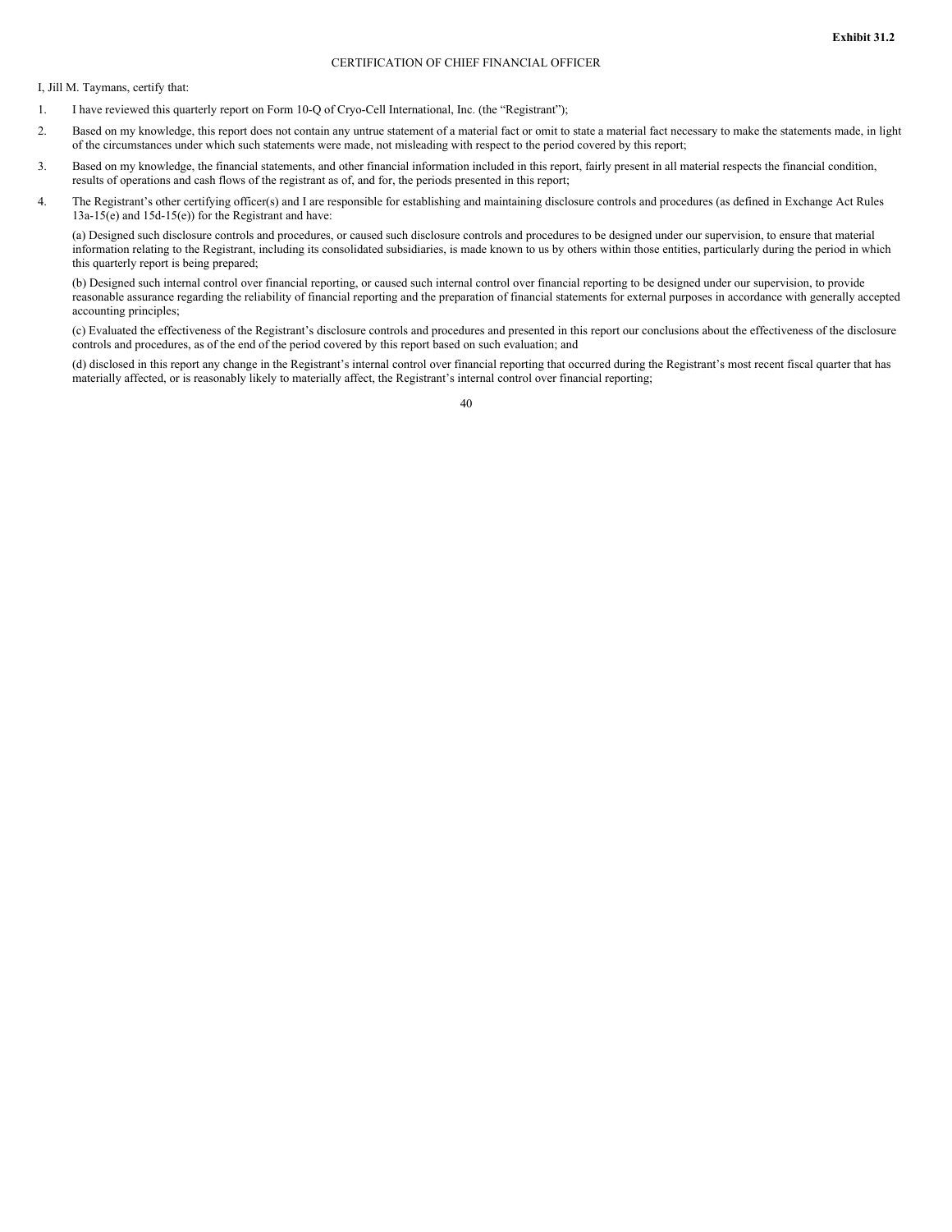**Exhibit 31.2**

CERTIFICATION OF CHIEF FINANCIAL OFFICER

I, Jill M. Taymans, certify that:

1. I have reviewed this quarterly report on Form 10-Q of Cryo-Cell International, Inc. (the “Registrant”);

2. Based on my knowledge, this report does not contain any untrue statement of a material fact or omit to state a material fact necessary to make the statements made, in light of the circumstances under which such statements were made, not misleading with respect to the period covered by this report;

3. Based on my knowledge, the financial statements, and other financial information included in this report, fairly present in all material respects the financial condition, results of operations and cash flows of the registrant as of, and for, the periods presented in this report;

4. The Registrant’s other certifying officer(s) and I are responsible for establishing and maintaining disclosure controls and procedures (as defined in Exchange Act Rules 13a-15(e) and 15d-15(e)) for the Registrant and have:

   (a) Designed such disclosure controls and procedures, or caused such disclosure controls and procedures to be designed under our supervision, to ensure that material information relating to the Registrant, including its consolidated subsidiaries, is made known to us by others within those entities, particularly during the period in which this quarterly report is being prepared;

   (b) Designed such internal control over financial reporting, or caused such internal control over financial reporting to be designed under our supervision, to provide reasonable assurance regarding the reliability of financial reporting and the preparation of financial statements for external purposes in accordance with generally accepted accounting principles;

   (c) Evaluated the effectiveness of the Registrant’s disclosure controls and procedures and presented in this report our conclusions about the effectiveness of the disclosure controls and procedures, as of the end of the period covered by this report based on such evaluation; and

   (d) disclosed in this report any change in the Registrant’s internal control over financial reporting that occurred during the Registrant’s most recent fiscal quarter that has materially affected, or is reasonably likely to materially affect, the Registrant’s internal control over financial reporting;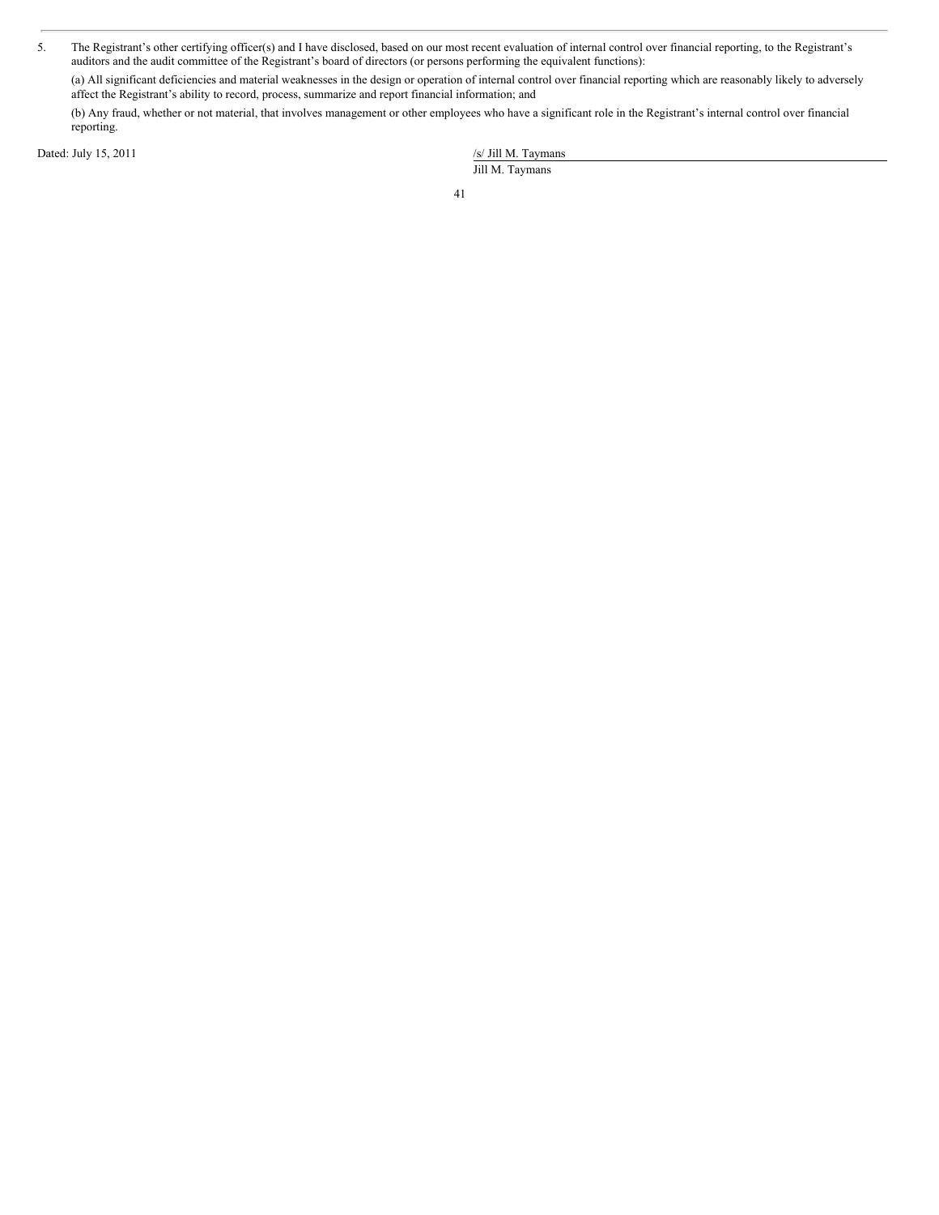5. The Registrant's other certifying officer(s) and I have disclosed, based on our most recent evaluation of internal control over financial reporting, to the Registrant's auditors and the audit committee of the Registrant's board of directors (or persons performing the equivalent functions):

   (a) All significant deficiencies and material weaknesses in the design or operation of internal control over financial reporting which are reasonably likely to adversely affect the Registrant's ability to record, process, summarize and report financial information; and

   (b) Any fraud, whether or not material, that involves management or other employees who have a significant role in the Registrant's internal control over financial reporting.

Dated: July 15, 2011

/s/ Jill M. Taymans

Jill M. Taymans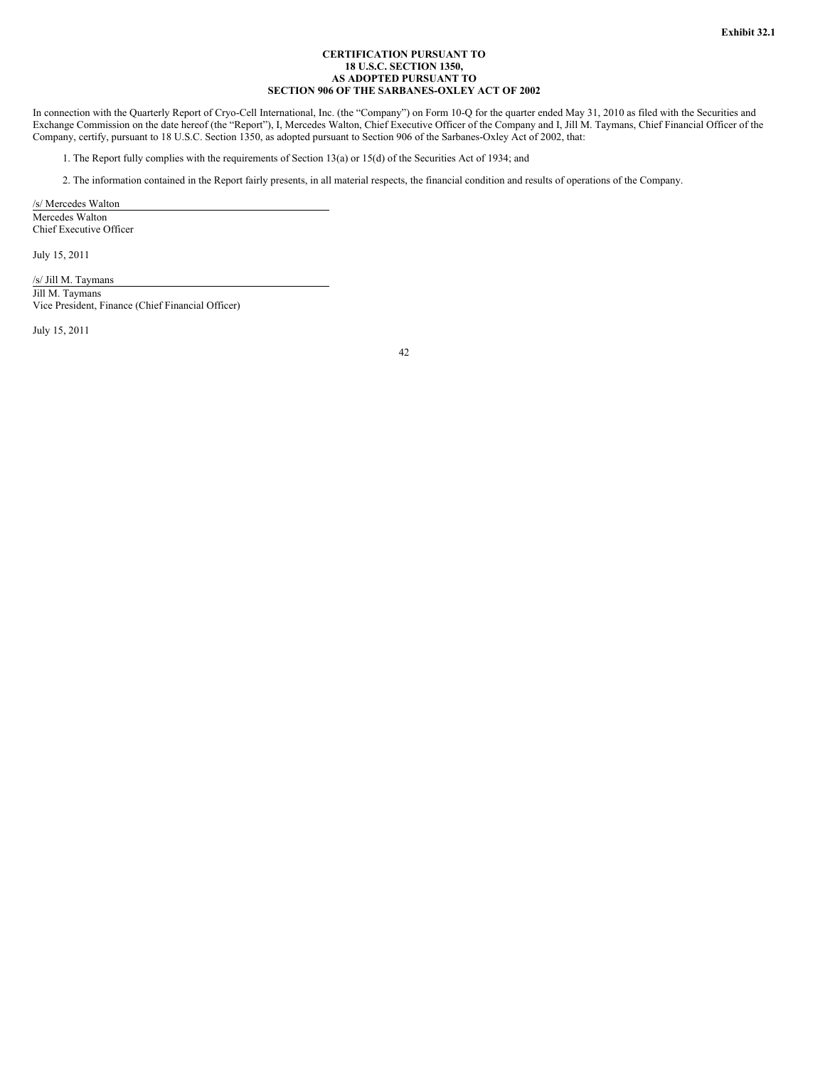Exhibit 32.1

**CERTIFICATION PURSUANT TO**
**18 U.S.C. SECTION 1350,**
**AS ADOPTED PURSUANT TO**
**SECTION 906 OF THE SARBANES-OXLEY ACT OF 2002**

In connection with the Quarterly Report of Cryo-Cell International, Inc. (the "Company") on Form 10-Q for the quarter ended May 31, 2010 as filed with the Securities and Exchange Commission on the date hereof (the "Report"), I, Mercedes Walton, Chief Executive Officer of the Company and I, Jill M. Taymans, Chief Financial Officer of the Company, certify, pursuant to 18 U.S.C. Section 1350, as adopted pursuant to Section 906 of the Sarbanes-Oxley Act of 2002, that:

1. The Report fully complies with the requirements of Section 13(a) or 15(d) of the Securities Act of 1934; and

2. The information contained in the Report fairly presents, in all material respects, the financial condition and results of operations of the Company.

/s/ Mercedes Walton
Mercedes Walton
Chief Executive Officer

July 15, 2011

/s/ Jill M. Taymans
Jill M. Taymans
Vice President, Finance (Chief Financial Officer)

July 15, 2011